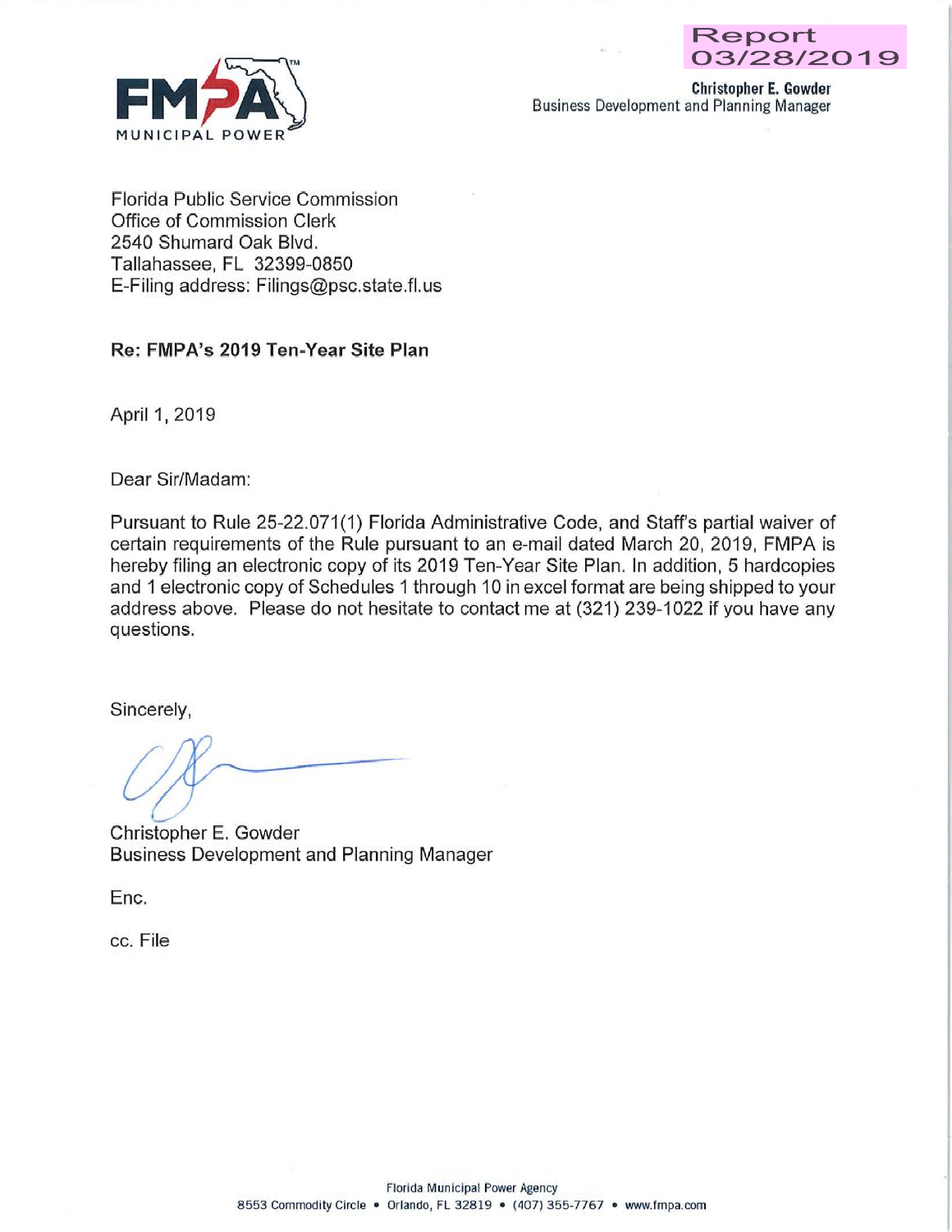FMPA MUNICIPAL POWER

Report 03/28/2019

**Christopher E. Gowder**
Business Development and Planning Manager

Florida Public Service Commission
Office of Commission Clerk
2540 Shumard Oak Blvd.
Tallahassee, FL 32399-0850
E-Filing address: Filings@psc.state.fl.us

**Re: FMPA's 2019 Ten-Year Site Plan**

April 1, 2019

Dear Sir/Madam:

Pursuant to Rule 25-22.071(1) Florida Administrative Code, and Staff's partial waiver of certain requirements of the Rule pursuant to an e-mail dated March 20, 2019, FMPA is hereby filing an electronic copy of its 2019 Ten-Year Site Plan. In addition, 5 hardcopies and 1 electronic copy of Schedules 1 through 10 in excel format are being shipped to your address above. Please do not hesitate to contact me at (321) 239-1022 if you have any questions.

Sincerely,

Christopher E. Gowder
Business Development and Planning Manager

Enc.

cc. File

Florida Municipal Power Agency
8553 Commodity Circle • Orlando, FL 32819 • (407) 355-7767 • www.fmpa.com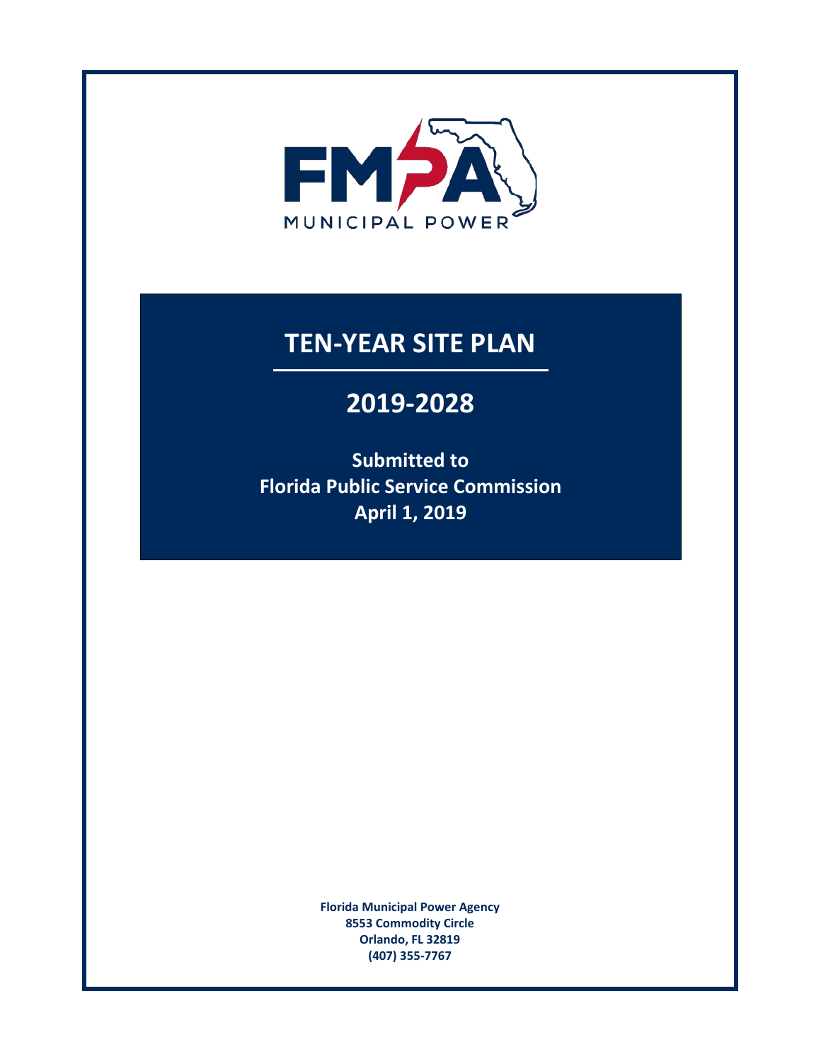FMPA MUNICIPAL POWER

# TEN-YEAR SITE PLAN

## 2019-2028

**Submitted to**
**Florida Public Service Commission**
**April 1, 2019**

**Florida Municipal Power Agency**
**8553 Commodity Circle**
**Orlando, FL 32819**
**(407) 355-7767**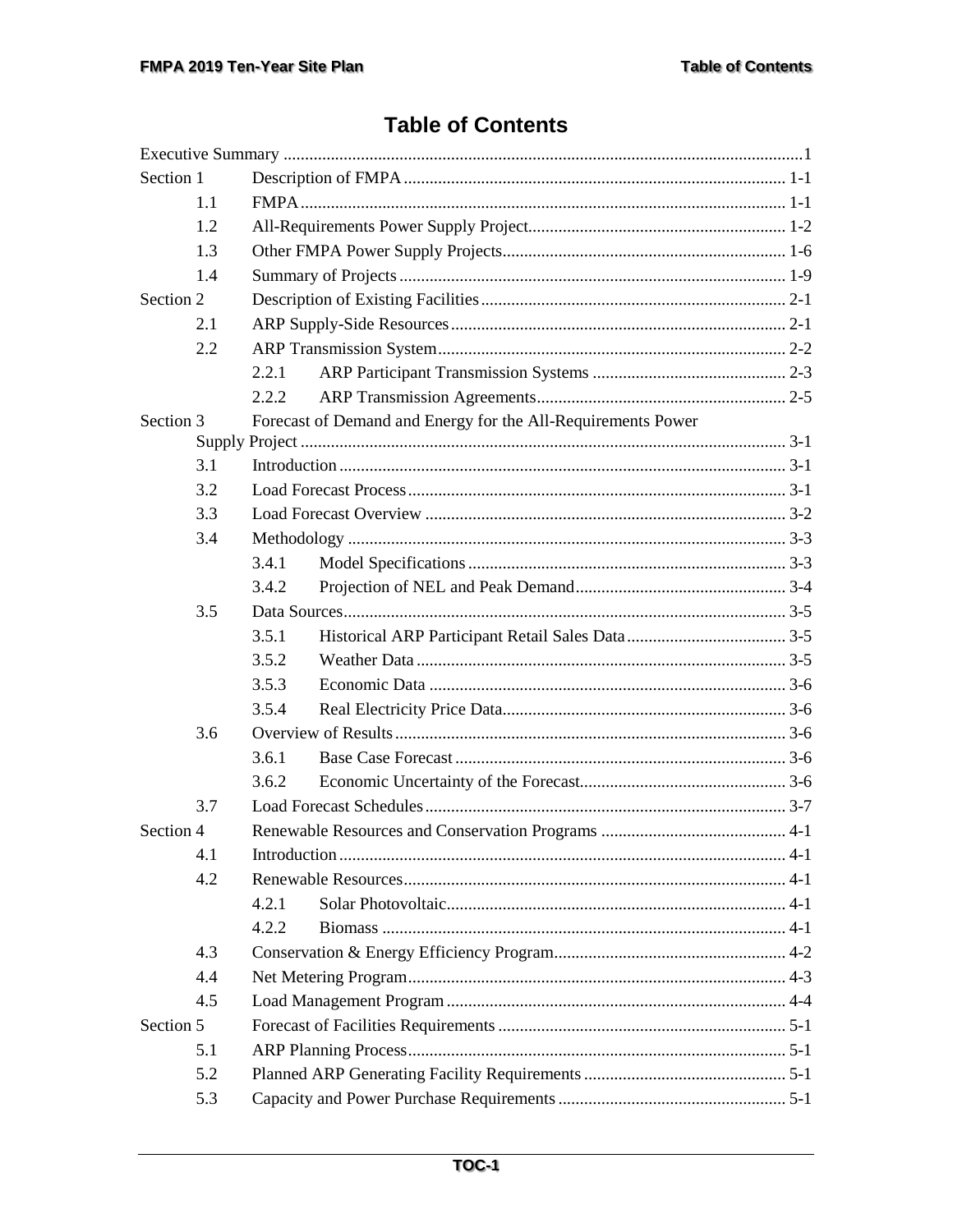# Table of Contents

Executive Summary .......................................................................................................1

Section 1 Description of FMPA ........................................................................ 1-1

- 1.1 FMPA ................................................................................................ 1-1
- 1.2 All-Requirements Power Supply Project........................................................... 1-2
- 1.3 Other FMPA Power Supply Projects................................................................. 1-6
- 1.4 Summary of Projects ......................................................................................... 1-9

Section 2 Description of Existing Facilities ...................................................................... 2-1

- 2.1 ARP Supply-Side Resources ............................................................................. 2-1
- 2.2 ARP Transmission System ................................................................................ 2-2
  - 2.2.1 ARP Participant Transmission Systems ............................................ 2-3
  - 2.2.2 ARP Transmission Agreements.......................................................... 2-5

Section 3 Forecast of Demand and Energy for the All-Requirements Power Supply Project ................................................................................................................ 3-1

- 3.1 Introduction ....................................................................................................... 3-1
- 3.2 Load Forecast Process....................................................................................... 3-1
- 3.3 Load Forecast Overview ................................................................................... 3-2
- 3.4 Methodology ..................................................................................................... 3-3
  - 3.4.1 Model Specifications ......................................................................... 3-3
  - 3.4.2 Projection of NEL and Peak Demand................................................ 3-4
- 3.5 Data Sources...................................................................................................... 3-5
  - 3.5.1 Historical ARP Participant Retail Sales Data..................................... 3-5
  - 3.5.2 Weather Data ..................................................................................... 3-5
  - 3.5.3 Economic Data ................................................................................... 3-6
  - 3.5.4 Real Electricity Price Data................................................................. 3-6
- 3.6 Overview of Results .......................................................................................... 3-6
  - 3.6.1 Base Case Forecast ............................................................................ 3-6
  - 3.6.2 Economic Uncertainty of the Forecast................................................ 3-6
- 3.7 Load Forecast Schedules ................................................................................... 3-7

Section 4 Renewable Resources and Conservation Programs ........................................... 4-1

- 4.1 Introduction ....................................................................................................... 4-1
- 4.2 Renewable Resources........................................................................................ 4-1
  - 4.2.1 Solar Photovoltaic.............................................................................. 4-1
  - 4.2.2 Biomass ............................................................................................. 4-1
- 4.3 Conservation & Energy Efficiency Program..................................................... 4-2
- 4.4 Net Metering Program....................................................................................... 4-3
- 4.5 Load Management Program .............................................................................. 4-4

Section 5 Forecast of Facilities Requirements .................................................................. 5-1

- 5.1 ARP Planning Process....................................................................................... 5-1
- 5.2 Planned ARP Generating Facility Requirements ............................................... 5-1
- 5.3 Capacity and Power Purchase Requirements ..................................................... 5-1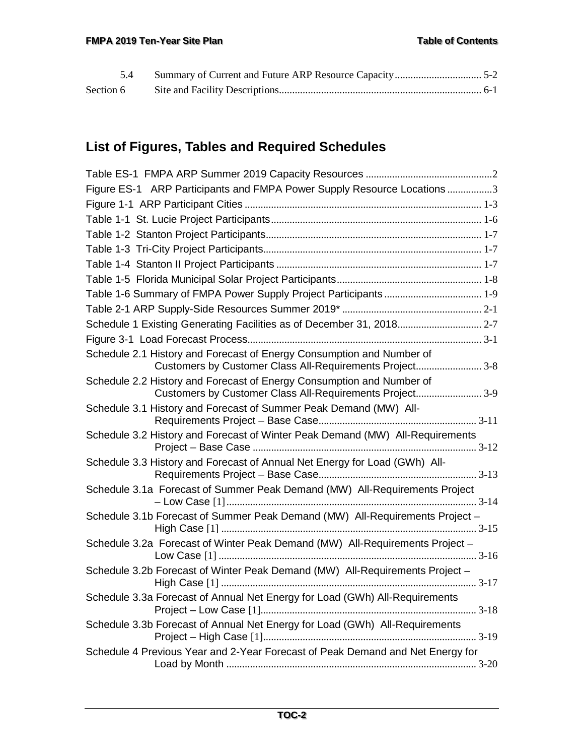| | | |
|---|---|---|
| 5.4 | Summary of Current and Future ARP Resource Capacity | 5-2 |
| Section 6 | Site and Facility Descriptions | 6-1 |

## List of Figures, Tables and Required Schedules

| | |
|---|---|
| Table ES-1 FMPA ARP Summer 2019 Capacity Resources | 2 |
| Figure ES-1 ARP Participants and FMPA Power Supply Resource Locations | 3 |
| Figure 1-1 ARP Participant Cities | 1-3 |
| Table 1-1 St. Lucie Project Participants | 1-6 |
| Table 1-2 Stanton Project Participants | 1-7 |
| Table 1-3 Tri-City Project Participants | 1-7 |
| Table 1-4 Stanton II Project Participants | 1-7 |
| Table 1-5 Florida Municipal Solar Project Participants | 1-8 |
| Table 1-6 Summary of FMPA Power Supply Project Participants | 1-9 |
| Table 2-1 ARP Supply-Side Resources Summer 2019* | 2-1 |
| Schedule 1 Existing Generating Facilities as of December 31, 2018 | 2-7 |
| Figure 3-1 Load Forecast Process | 3-1 |
| Schedule 2.1 History and Forecast of Energy Consumption and Number of Customers by Customer Class All-Requirements Project | 3-8 |
| Schedule 2.2 History and Forecast of Energy Consumption and Number of Customers by Customer Class All-Requirements Project | 3-9 |
| Schedule 3.1 History and Forecast of Summer Peak Demand (MW) All-Requirements Project – Base Case | 3-11 |
| Schedule 3.2 History and Forecast of Winter Peak Demand (MW) All-Requirements Project – Base Case | 3-12 |
| Schedule 3.3 History and Forecast of Annual Net Energy for Load (GWh) All-Requirements Project – Base Case | 3-13 |
| Schedule 3.1a Forecast of Summer Peak Demand (MW) All-Requirements Project – Low Case [1] | 3-14 |
| Schedule 3.1b Forecast of Summer Peak Demand (MW) All-Requirements Project – High Case [1] | 3-15 |
| Schedule 3.2a Forecast of Winter Peak Demand (MW) All-Requirements Project – Low Case [1] | 3-16 |
| Schedule 3.2b Forecast of Winter Peak Demand (MW) All-Requirements Project – High Case [1] | 3-17 |
| Schedule 3.3a Forecast of Annual Net Energy for Load (GWh) All-Requirements Project – Low Case [1] | 3-18 |
| Schedule 3.3b Forecast of Annual Net Energy for Load (GWh) All-Requirements Project – High Case [1] | 3-19 |
| Schedule 4 Previous Year and 2-Year Forecast of Peak Demand and Net Energy for Load by Month | 3-20 |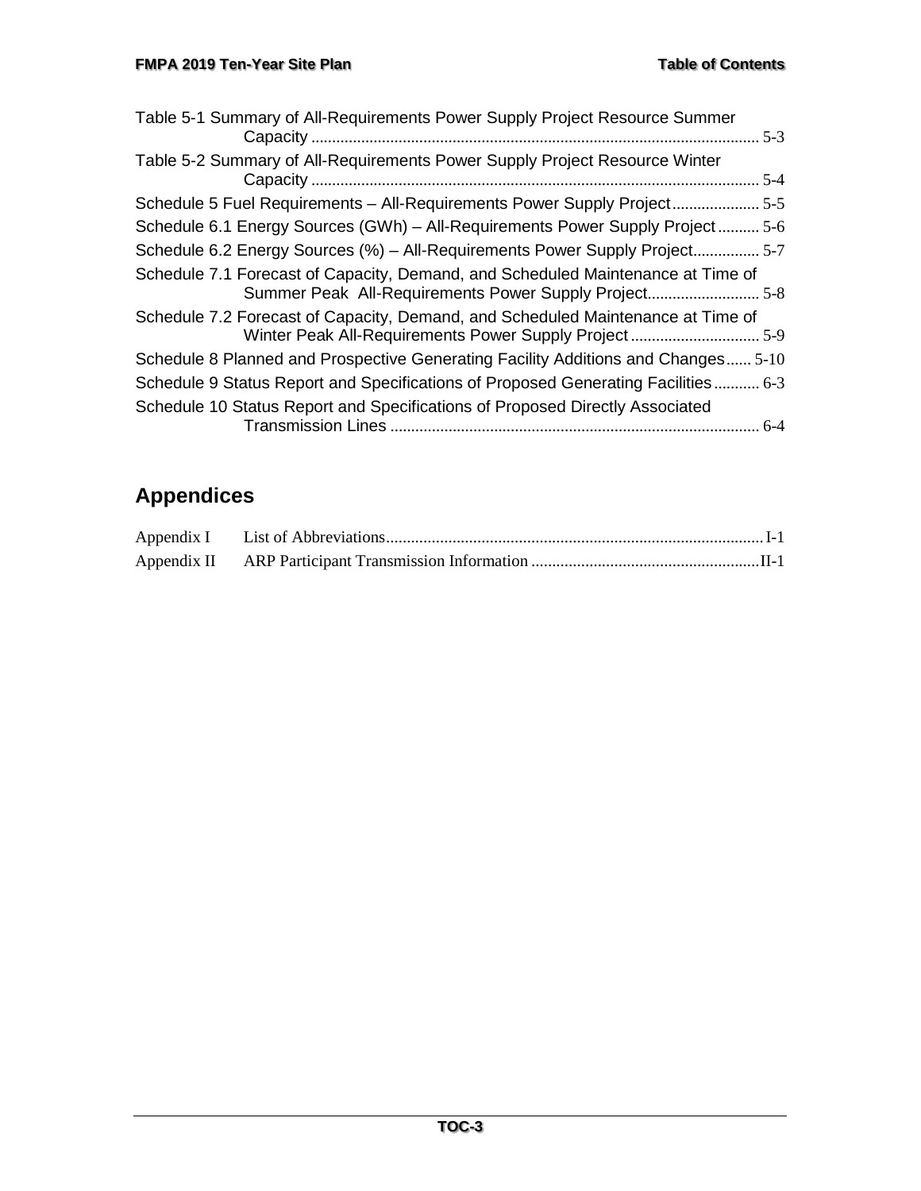Table 5-1 Summary of All-Requirements Power Supply Project Resource Summer Capacity ........ 5-3

Table 5-2 Summary of All-Requirements Power Supply Project Resource Winter Capacity ........ 5-4

Schedule 5 Fuel Requirements – All-Requirements Power Supply Project ........ 5-5

Schedule 6.1 Energy Sources (GWh) – All-Requirements Power Supply Project ........ 5-6

Schedule 6.2 Energy Sources (%) – All-Requirements Power Supply Project ........ 5-7

Schedule 7.1 Forecast of Capacity, Demand, and Scheduled Maintenance at Time of Summer Peak All-Requirements Power Supply Project ........ 5-8

Schedule 7.2 Forecast of Capacity, Demand, and Scheduled Maintenance at Time of Winter Peak All-Requirements Power Supply Project ........ 5-9

Schedule 8 Planned and Prospective Generating Facility Additions and Changes ........ 5-10

Schedule 9 Status Report and Specifications of Proposed Generating Facilities ........ 6-3

Schedule 10 Status Report and Specifications of Proposed Directly Associated Transmission Lines ........ 6-4

## Appendices

Appendix I List of Abbreviations ........ I-1

Appendix II ARP Participant Transmission Information ........ II-1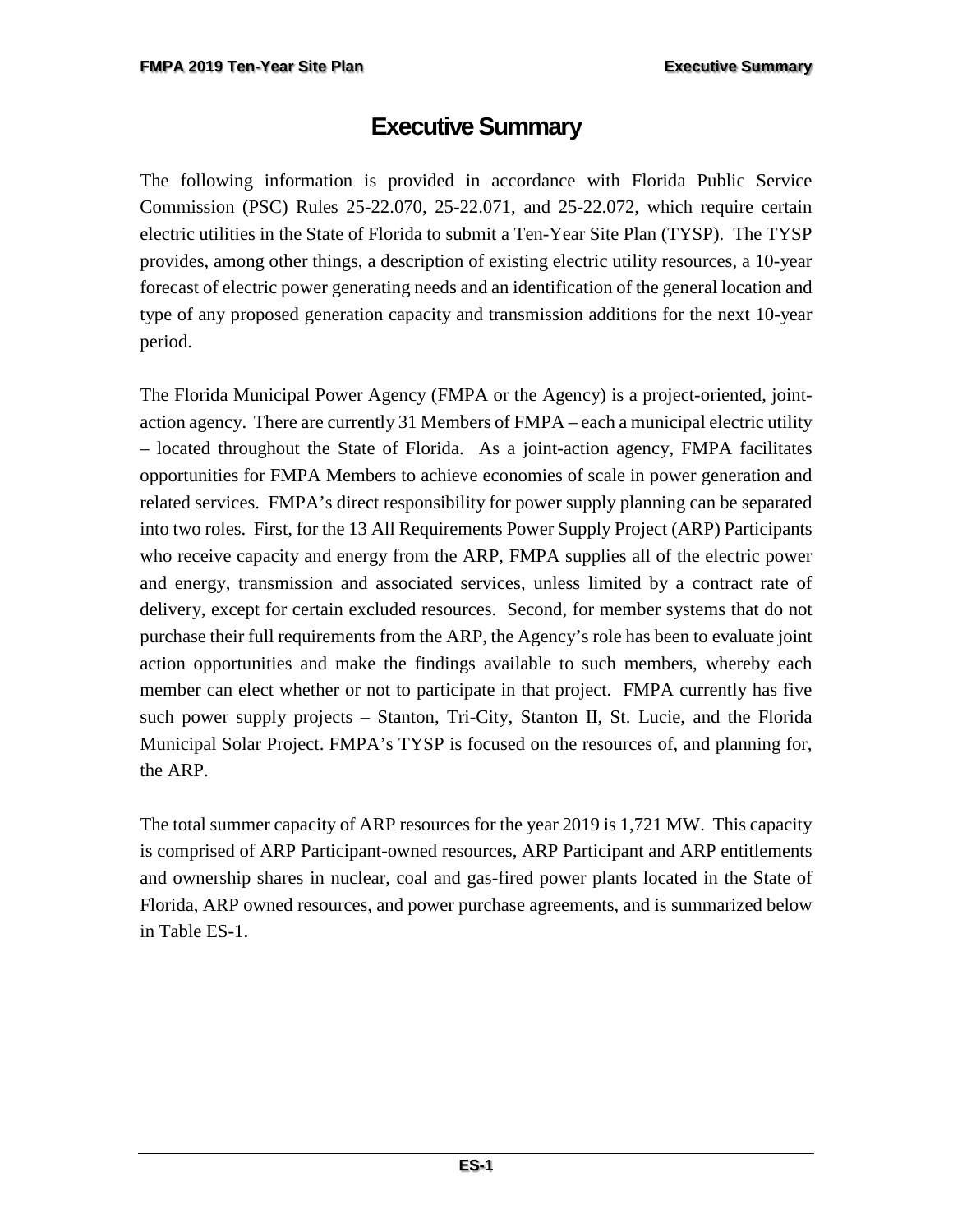# Executive Summary

The following information is provided in accordance with Florida Public Service Commission (PSC) Rules 25-22.070, 25-22.071, and 25-22.072, which require certain electric utilities in the State of Florida to submit a Ten-Year Site Plan (TYSP). The TYSP provides, among other things, a description of existing electric utility resources, a 10-year forecast of electric power generating needs and an identification of the general location and type of any proposed generation capacity and transmission additions for the next 10-year period.

The Florida Municipal Power Agency (FMPA or the Agency) is a project-oriented, joint-action agency. There are currently 31 Members of FMPA – each a municipal electric utility – located throughout the State of Florida. As a joint-action agency, FMPA facilitates opportunities for FMPA Members to achieve economies of scale in power generation and related services. FMPA's direct responsibility for power supply planning can be separated into two roles. First, for the 13 All Requirements Power Supply Project (ARP) Participants who receive capacity and energy from the ARP, FMPA supplies all of the electric power and energy, transmission and associated services, unless limited by a contract rate of delivery, except for certain excluded resources. Second, for member systems that do not purchase their full requirements from the ARP, the Agency's role has been to evaluate joint action opportunities and make the findings available to such members, whereby each member can elect whether or not to participate in that project. FMPA currently has five such power supply projects – Stanton, Tri-City, Stanton II, St. Lucie, and the Florida Municipal Solar Project. FMPA's TYSP is focused on the resources of, and planning for, the ARP.

The total summer capacity of ARP resources for the year 2019 is 1,721 MW. This capacity is comprised of ARP Participant-owned resources, ARP Participant and ARP entitlements and ownership shares in nuclear, coal and gas-fired power plants located in the State of Florida, ARP owned resources, and power purchase agreements, and is summarized below in Table ES-1.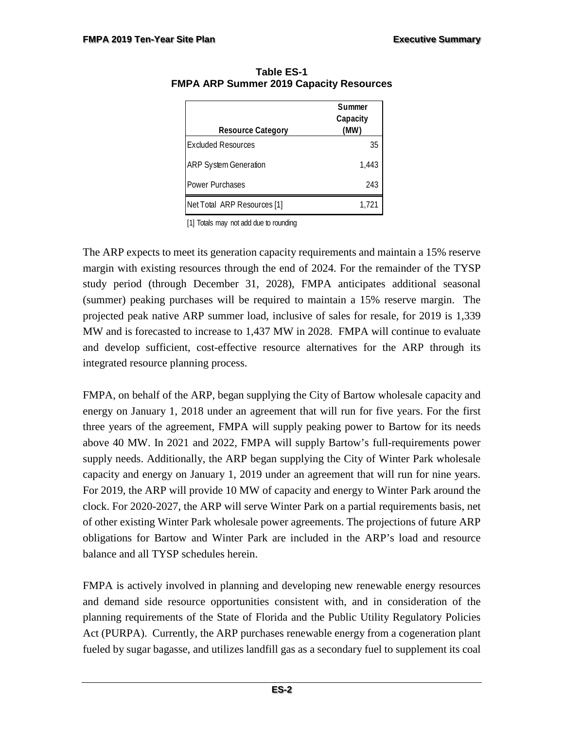**Table ES-1**
**FMPA ARP Summer 2019 Capacity Resources**

| Resource Category | Summer Capacity (MW) |
|---|---|
| Excluded Resources | 35 |
| ARP System Generation | 1,443 |
| Power Purchases | 243 |
| Net Total ARP Resources [1] | 1,721 |

[1] Totals may not add due to rounding

The ARP expects to meet its generation capacity requirements and maintain a 15% reserve margin with existing resources through the end of 2024. For the remainder of the TYSP study period (through December 31, 2028), FMPA anticipates additional seasonal (summer) peaking purchases will be required to maintain a 15% reserve margin. The projected peak native ARP summer load, inclusive of sales for resale, for 2019 is 1,339 MW and is forecasted to increase to 1,437 MW in 2028. FMPA will continue to evaluate and develop sufficient, cost-effective resource alternatives for the ARP through its integrated resource planning process.

FMPA, on behalf of the ARP, began supplying the City of Bartow wholesale capacity and energy on January 1, 2018 under an agreement that will run for five years. For the first three years of the agreement, FMPA will supply peaking power to Bartow for its needs above 40 MW. In 2021 and 2022, FMPA will supply Bartow's full-requirements power supply needs. Additionally, the ARP began supplying the City of Winter Park wholesale capacity and energy on January 1, 2019 under an agreement that will run for nine years. For 2019, the ARP will provide 10 MW of capacity and energy to Winter Park around the clock. For 2020-2027, the ARP will serve Winter Park on a partial requirements basis, net of other existing Winter Park wholesale power agreements. The projections of future ARP obligations for Bartow and Winter Park are included in the ARP's load and resource balance and all TYSP schedules herein.

FMPA is actively involved in planning and developing new renewable energy resources and demand side resource opportunities consistent with, and in consideration of the planning requirements of the State of Florida and the Public Utility Regulatory Policies Act (PURPA). Currently, the ARP purchases renewable energy from a cogeneration plant fueled by sugar bagasse, and utilizes landfill gas as a secondary fuel to supplement its coal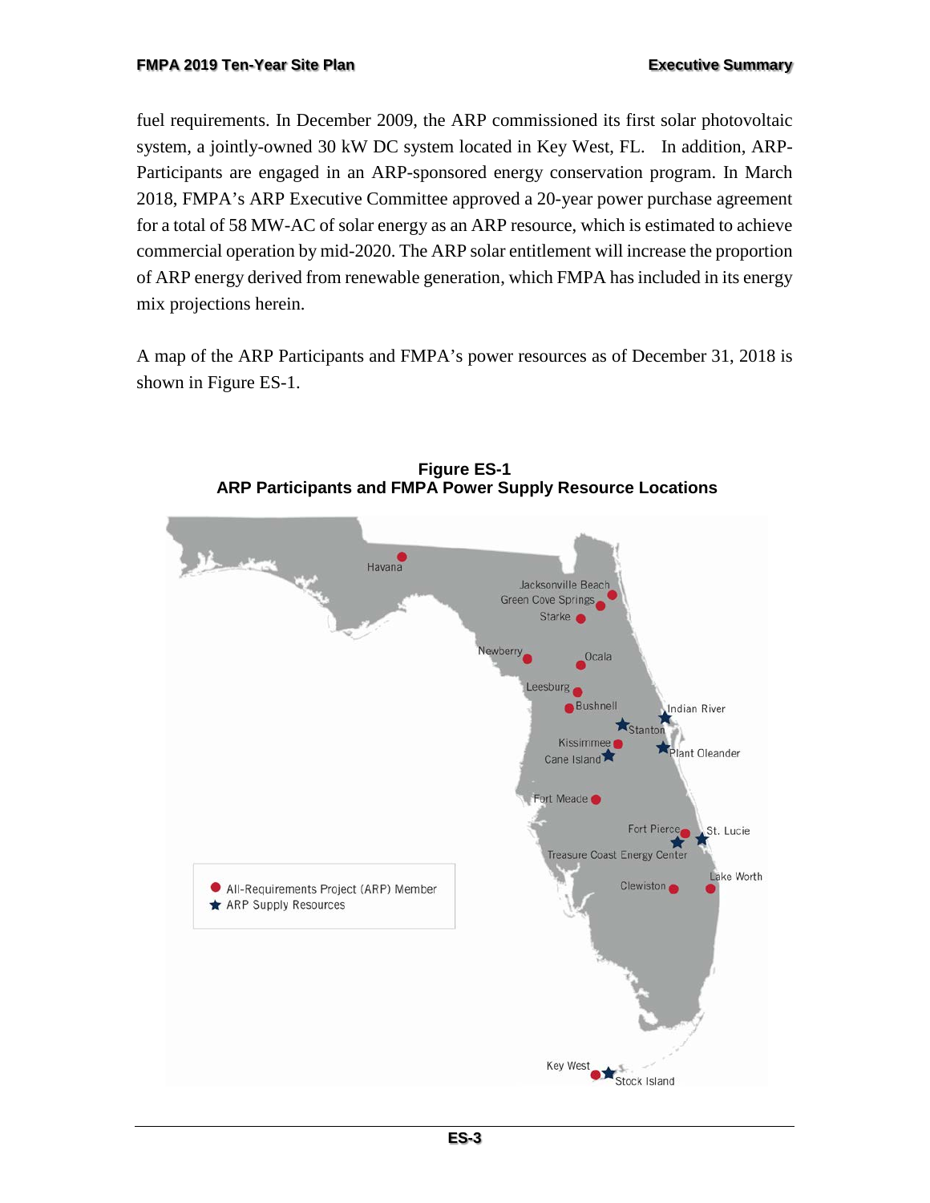fuel requirements. In December 2009, the ARP commissioned its first solar photovoltaic system, a jointly-owned 30 kW DC system located in Key West, FL. In addition, ARP-Participants are engaged in an ARP-sponsored energy conservation program. In March 2018, FMPA's ARP Executive Committee approved a 20-year power purchase agreement for a total of 58 MW-AC of solar energy as an ARP resource, which is estimated to achieve commercial operation by mid-2020. The ARP solar entitlement will increase the proportion of ARP energy derived from renewable generation, which FMPA has included in its energy mix projections herein.

A map of the ARP Participants and FMPA's power resources as of December 31, 2018 is shown in Figure ES-1.

**Figure ES-1**
**ARP Participants and FMPA Power Supply Resource Locations**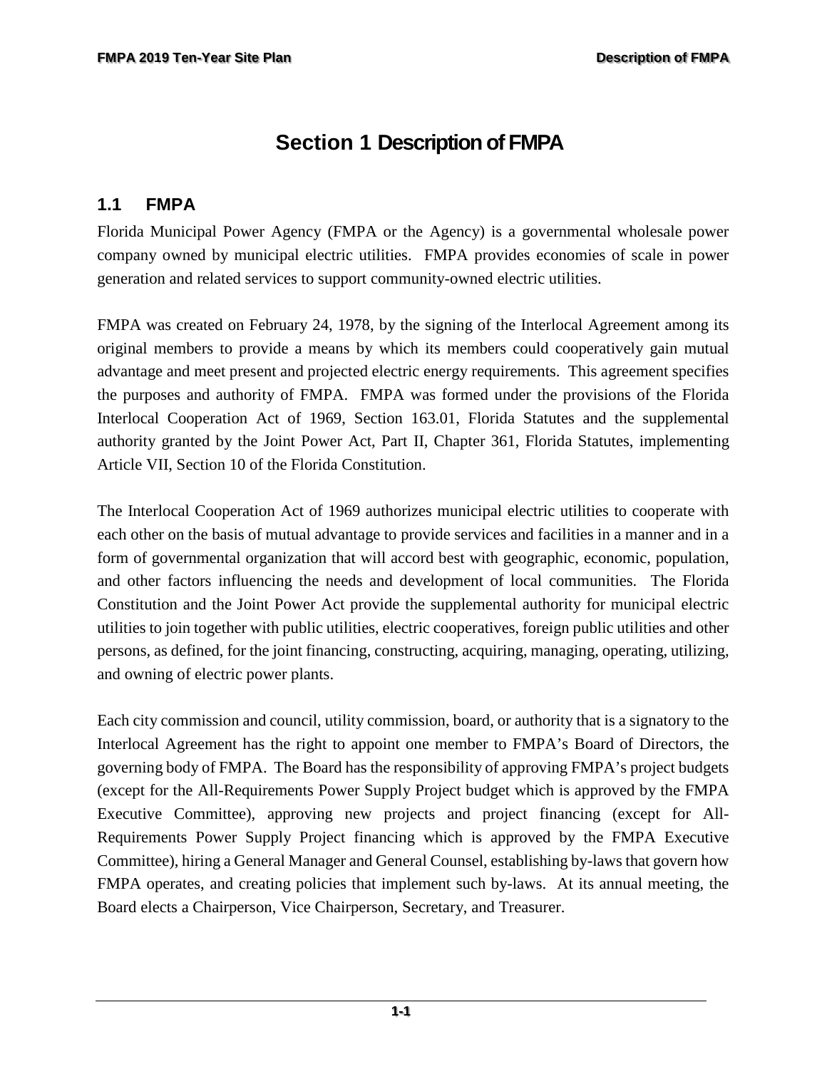# Section 1 Description of FMPA

## 1.1 FMPA

Florida Municipal Power Agency (FMPA or the Agency) is a governmental wholesale power company owned by municipal electric utilities. FMPA provides economies of scale in power generation and related services to support community-owned electric utilities.

FMPA was created on February 24, 1978, by the signing of the Interlocal Agreement among its original members to provide a means by which its members could cooperatively gain mutual advantage and meet present and projected electric energy requirements. This agreement specifies the purposes and authority of FMPA. FMPA was formed under the provisions of the Florida Interlocal Cooperation Act of 1969, Section 163.01, Florida Statutes and the supplemental authority granted by the Joint Power Act, Part II, Chapter 361, Florida Statutes, implementing Article VII, Section 10 of the Florida Constitution.

The Interlocal Cooperation Act of 1969 authorizes municipal electric utilities to cooperate with each other on the basis of mutual advantage to provide services and facilities in a manner and in a form of governmental organization that will accord best with geographic, economic, population, and other factors influencing the needs and development of local communities. The Florida Constitution and the Joint Power Act provide the supplemental authority for municipal electric utilities to join together with public utilities, electric cooperatives, foreign public utilities and other persons, as defined, for the joint financing, constructing, acquiring, managing, operating, utilizing, and owning of electric power plants.

Each city commission and council, utility commission, board, or authority that is a signatory to the Interlocal Agreement has the right to appoint one member to FMPA's Board of Directors, the governing body of FMPA. The Board has the responsibility of approving FMPA's project budgets (except for the All-Requirements Power Supply Project budget which is approved by the FMPA Executive Committee), approving new projects and project financing (except for All-Requirements Power Supply Project financing which is approved by the FMPA Executive Committee), hiring a General Manager and General Counsel, establishing by-laws that govern how FMPA operates, and creating policies that implement such by-laws. At its annual meeting, the Board elects a Chairperson, Vice Chairperson, Secretary, and Treasurer.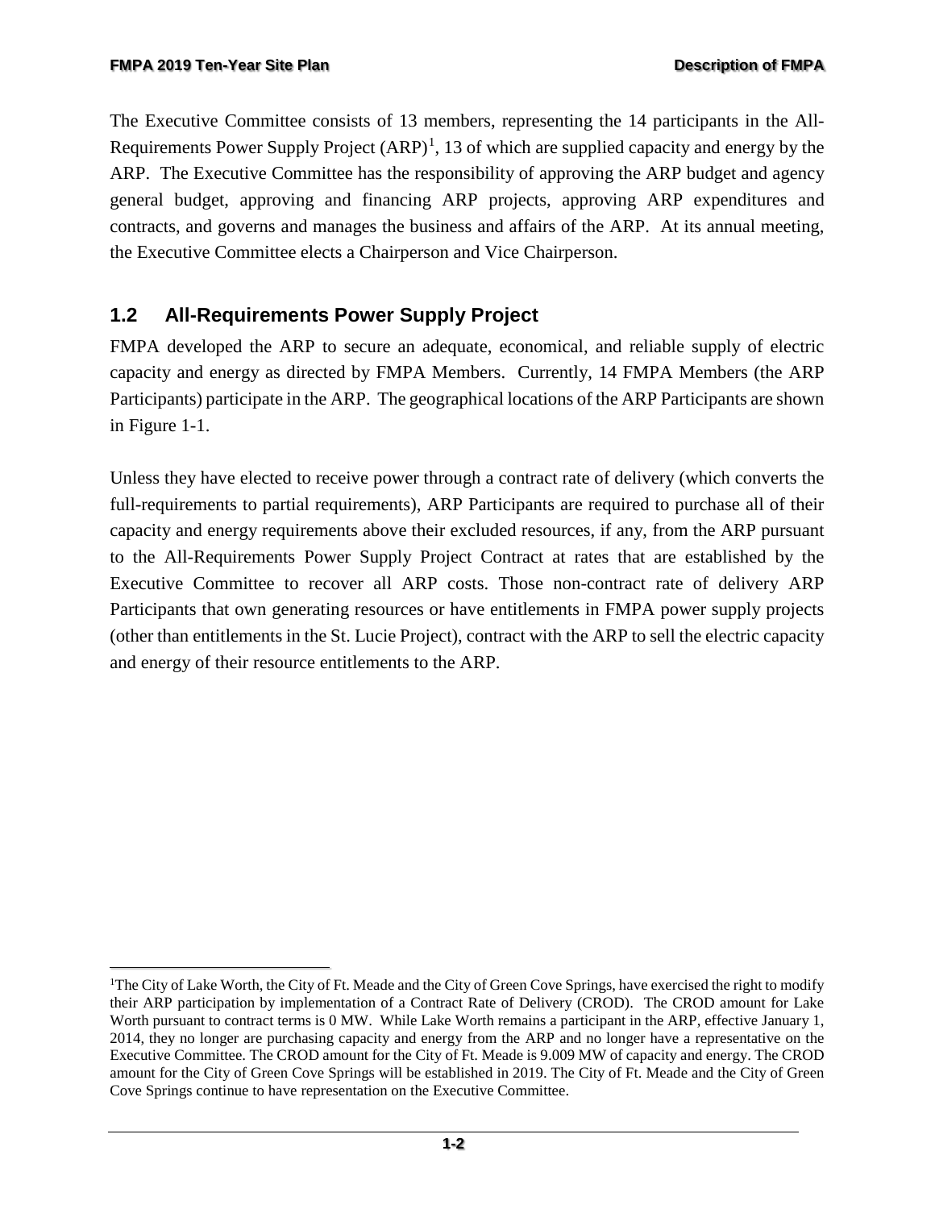The Executive Committee consists of 13 members, representing the 14 participants in the All-Requirements Power Supply Project (ARP)[1], 13 of which are supplied capacity and energy by the ARP. The Executive Committee has the responsibility of approving the ARP budget and agency general budget, approving and financing ARP projects, approving ARP expenditures and contracts, and governs and manages the business and affairs of the ARP. At its annual meeting, the Executive Committee elects a Chairperson and Vice Chairperson.

## 1.2 All-Requirements Power Supply Project

FMPA developed the ARP to secure an adequate, economical, and reliable supply of electric capacity and energy as directed by FMPA Members. Currently, 14 FMPA Members (the ARP Participants) participate in the ARP. The geographical locations of the ARP Participants are shown in Figure 1-1.

Unless they have elected to receive power through a contract rate of delivery (which converts the full-requirements to partial requirements), ARP Participants are required to purchase all of their capacity and energy requirements above their excluded resources, if any, from the ARP pursuant to the All-Requirements Power Supply Project Contract at rates that are established by the Executive Committee to recover all ARP costs. Those non-contract rate of delivery ARP Participants that own generating resources or have entitlements in FMPA power supply projects (other than entitlements in the St. Lucie Project), contract with the ARP to sell the electric capacity and energy of their resource entitlements to the ARP.

---

[1]The City of Lake Worth, the City of Ft. Meade and the City of Green Cove Springs, have exercised the right to modify their ARP participation by implementation of a Contract Rate of Delivery (CROD). The CROD amount for Lake Worth pursuant to contract terms is 0 MW. While Lake Worth remains a participant in the ARP, effective January 1, 2014, they no longer are purchasing capacity and energy from the ARP and no longer have a representative on the Executive Committee. The CROD amount for the City of Ft. Meade is 9.009 MW of capacity and energy. The CROD amount for the City of Green Cove Springs will be established in 2019. The City of Ft. Meade and the City of Green Cove Springs continue to have representation on the Executive Committee.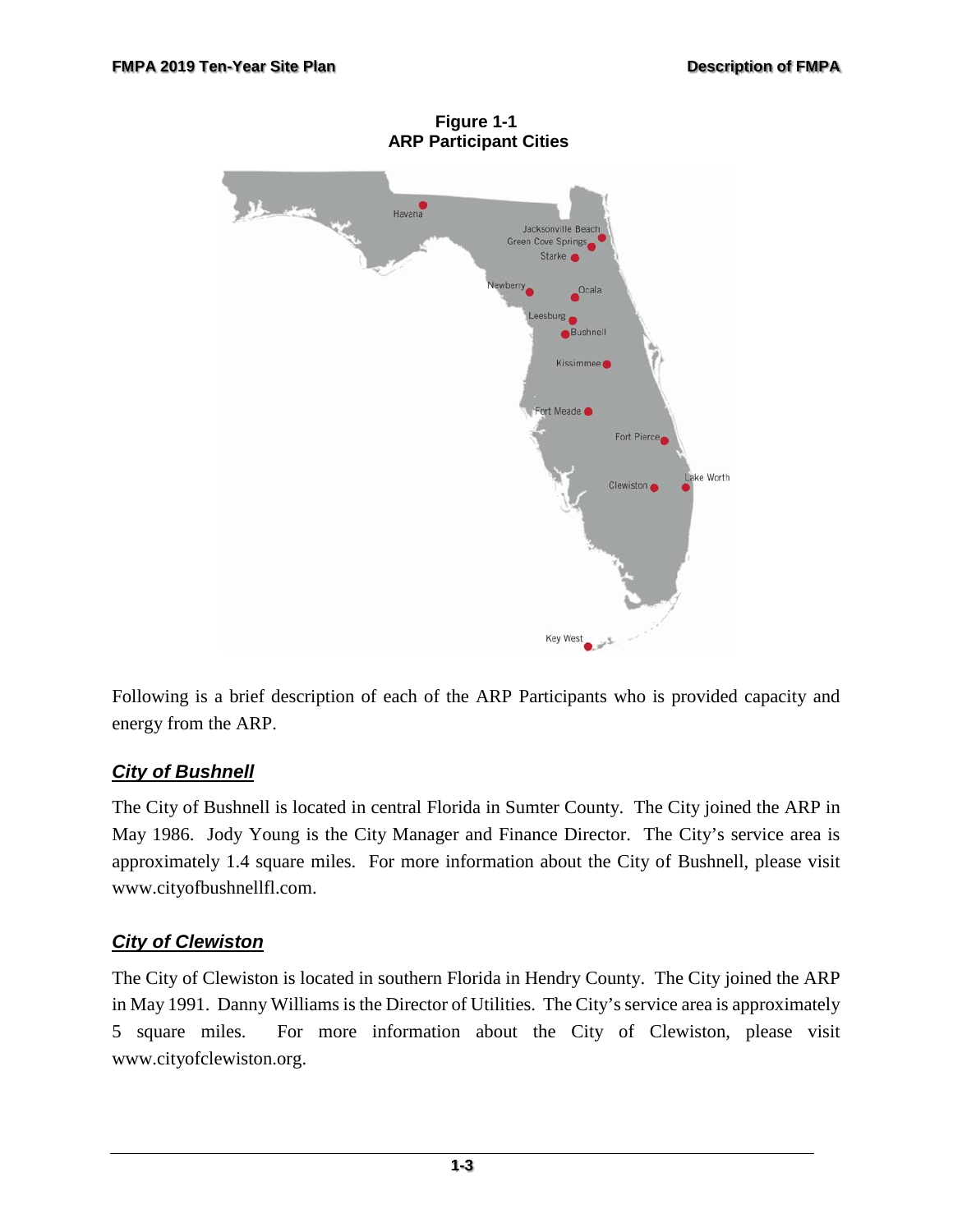**Figure 1-1**
**ARP Participant Cities**

Following is a brief description of each of the ARP Participants who is provided capacity and energy from the ARP.

### *City of Bushnell*

The City of Bushnell is located in central Florida in Sumter County. The City joined the ARP in May 1986. Jody Young is the City Manager and Finance Director. The City's service area is approximately 1.4 square miles. For more information about the City of Bushnell, please visit www.cityofbushnellfl.com.

### *City of Clewiston*

The City of Clewiston is located in southern Florida in Hendry County. The City joined the ARP in May 1991. Danny Williams is the Director of Utilities. The City's service area is approximately 5 square miles. For more information about the City of Clewiston, please visit www.cityofclewiston.org.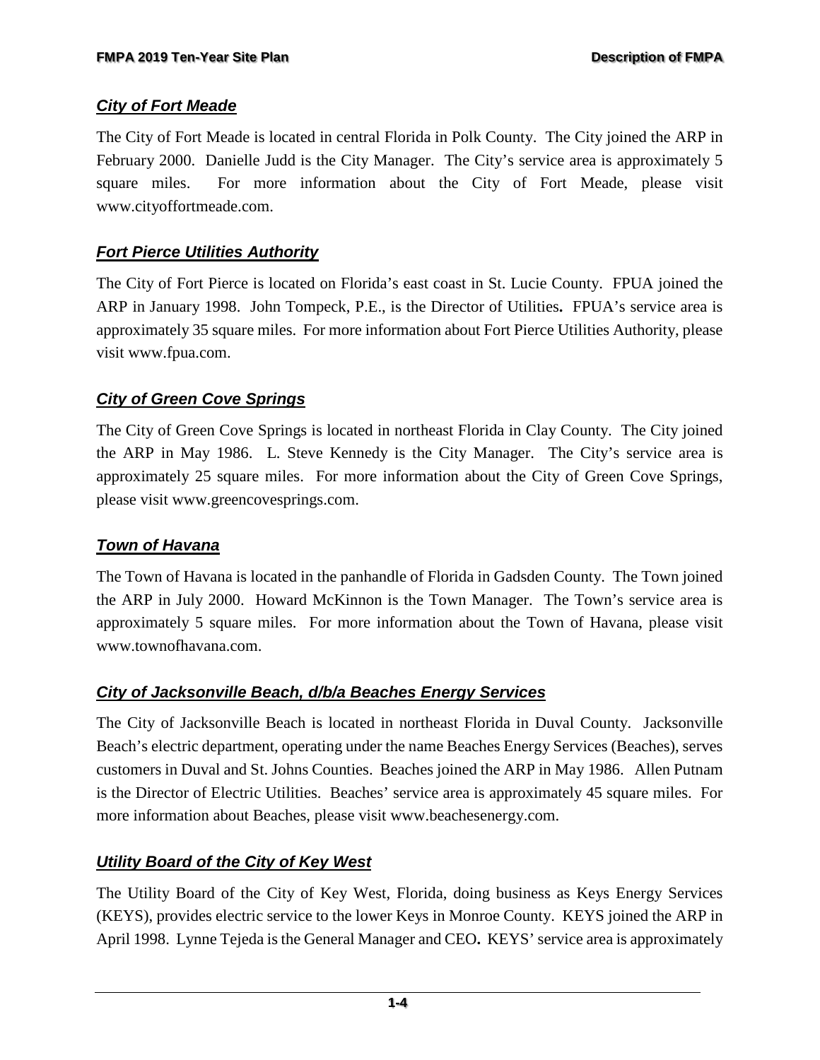### ***City of Fort Meade***

The City of Fort Meade is located in central Florida in Polk County. The City joined the ARP in February 2000. Danielle Judd is the City Manager. The City's service area is approximately 5 square miles. For more information about the City of Fort Meade, please visit www.cityoffortmeade.com.

### ***Fort Pierce Utilities Authority***

The City of Fort Pierce is located on Florida's east coast in St. Lucie County. FPUA joined the ARP in January 1998. John Tompeck, P.E., is the Director of Utilities**.** FPUA's service area is approximately 35 square miles. For more information about Fort Pierce Utilities Authority, please visit www.fpua.com.

### ***City of Green Cove Springs***

The City of Green Cove Springs is located in northeast Florida in Clay County. The City joined the ARP in May 1986. L. Steve Kennedy is the City Manager. The City's service area is approximately 25 square miles. For more information about the City of Green Cove Springs, please visit www.greencovesprings.com.

### ***Town of Havana***

The Town of Havana is located in the panhandle of Florida in Gadsden County. The Town joined the ARP in July 2000. Howard McKinnon is the Town Manager. The Town's service area is approximately 5 square miles. For more information about the Town of Havana, please visit www.townofhavana.com.

### ***City of Jacksonville Beach, d/b/a Beaches Energy Services***

The City of Jacksonville Beach is located in northeast Florida in Duval County. Jacksonville Beach's electric department, operating under the name Beaches Energy Services (Beaches), serves customers in Duval and St. Johns Counties. Beaches joined the ARP in May 1986. Allen Putnam is the Director of Electric Utilities. Beaches' service area is approximately 45 square miles. For more information about Beaches, please visit www.beachesenergy.com.

### ***Utility Board of the City of Key West***

The Utility Board of the City of Key West, Florida, doing business as Keys Energy Services (KEYS), provides electric service to the lower Keys in Monroe County. KEYS joined the ARP in April 1998. Lynne Tejeda is the General Manager and CEO**.** KEYS' service area is approximately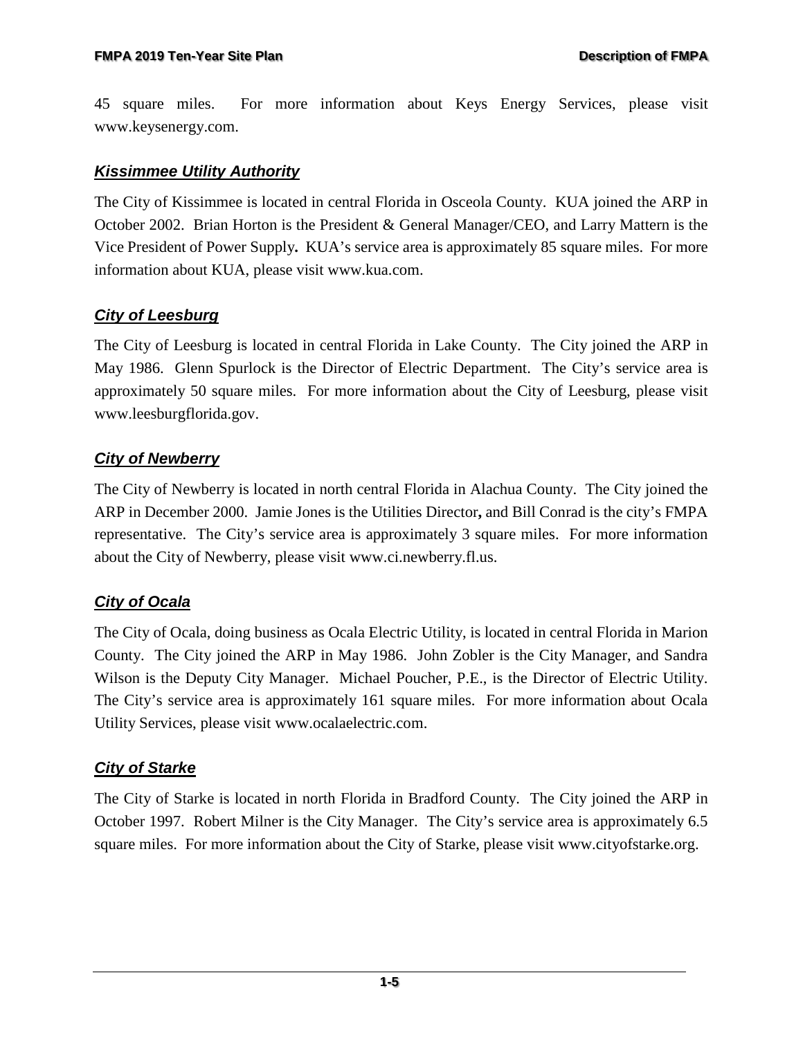45 square miles. For more information about Keys Energy Services, please visit www.keysenergy.com.

### ***Kissimmee Utility Authority***

The City of Kissimmee is located in central Florida in Osceola County. KUA joined the ARP in October 2002. Brian Horton is the President & General Manager/CEO, and Larry Mattern is the Vice President of Power Supply**.** KUA's service area is approximately 85 square miles. For more information about KUA, please visit www.kua.com.

### ***City of Leesburg***

The City of Leesburg is located in central Florida in Lake County. The City joined the ARP in May 1986. Glenn Spurlock is the Director of Electric Department. The City's service area is approximately 50 square miles. For more information about the City of Leesburg, please visit www.leesburgflorida.gov.

### ***City of Newberry***

The City of Newberry is located in north central Florida in Alachua County. The City joined the ARP in December 2000. Jamie Jones is the Utilities Director**,** and Bill Conrad is the city's FMPA representative. The City's service area is approximately 3 square miles. For more information about the City of Newberry, please visit www.ci.newberry.fl.us.

### ***City of Ocala***

The City of Ocala, doing business as Ocala Electric Utility, is located in central Florida in Marion County. The City joined the ARP in May 1986. John Zobler is the City Manager, and Sandra Wilson is the Deputy City Manager. Michael Poucher, P.E., is the Director of Electric Utility. The City's service area is approximately 161 square miles. For more information about Ocala Utility Services, please visit www.ocalaelectric.com.

### ***City of Starke***

The City of Starke is located in north Florida in Bradford County. The City joined the ARP in October 1997. Robert Milner is the City Manager. The City's service area is approximately 6.5 square miles. For more information about the City of Starke, please visit www.cityofstarke.org.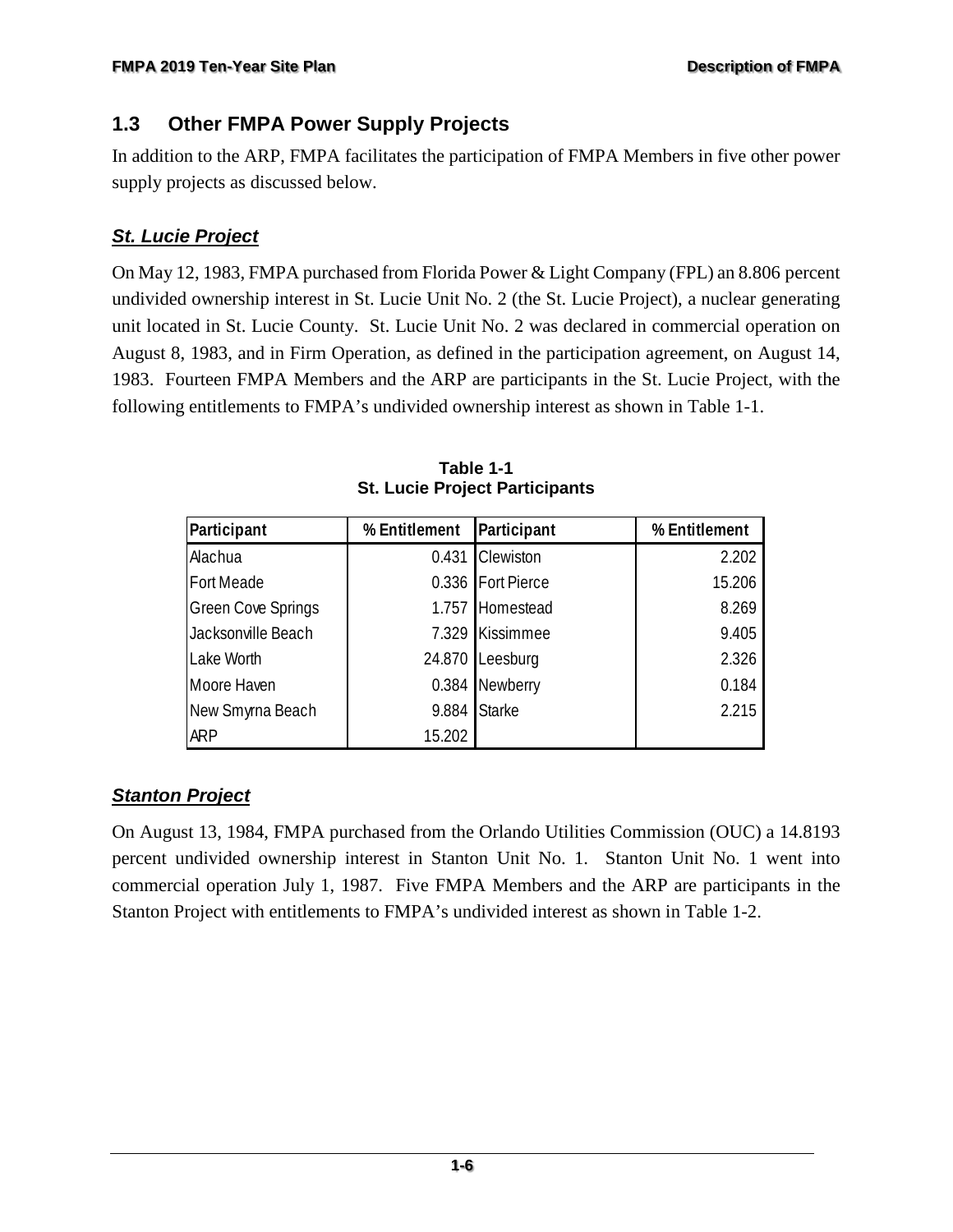## 1.3 Other FMPA Power Supply Projects

In addition to the ARP, FMPA facilitates the participation of FMPA Members in five other power supply projects as discussed below.

### ***St. Lucie Project***

On May 12, 1983, FMPA purchased from Florida Power & Light Company (FPL) an 8.806 percent undivided ownership interest in St. Lucie Unit No. 2 (the St. Lucie Project), a nuclear generating unit located in St. Lucie County. St. Lucie Unit No. 2 was declared in commercial operation on August 8, 1983, and in Firm Operation, as defined in the participation agreement, on August 14, 1983. Fourteen FMPA Members and the ARP are participants in the St. Lucie Project, with the following entitlements to FMPA's undivided ownership interest as shown in Table 1-1.

**Table 1-1**
**St. Lucie Project Participants**

| Participant | % Entitlement | Participant | % Entitlement |
|---|---|---|---|
| Alachua | 0.431 | Clewiston | 2.202 |
| Fort Meade | 0.336 | Fort Pierce | 15.206 |
| Green Cove Springs | 1.757 | Homestead | 8.269 |
| Jacksonville Beach | 7.329 | Kissimmee | 9.405 |
| Lake Worth | 24.870 | Leesburg | 2.326 |
| Moore Haven | 0.384 | Newberry | 0.184 |
| New Smyrna Beach | 9.884 | Starke | 2.215 |
| ARP | 15.202 | | |

### ***Stanton Project***

On August 13, 1984, FMPA purchased from the Orlando Utilities Commission (OUC) a 14.8193 percent undivided ownership interest in Stanton Unit No. 1. Stanton Unit No. 1 went into commercial operation July 1, 1987. Five FMPA Members and the ARP are participants in the Stanton Project with entitlements to FMPA's undivided interest as shown in Table 1-2.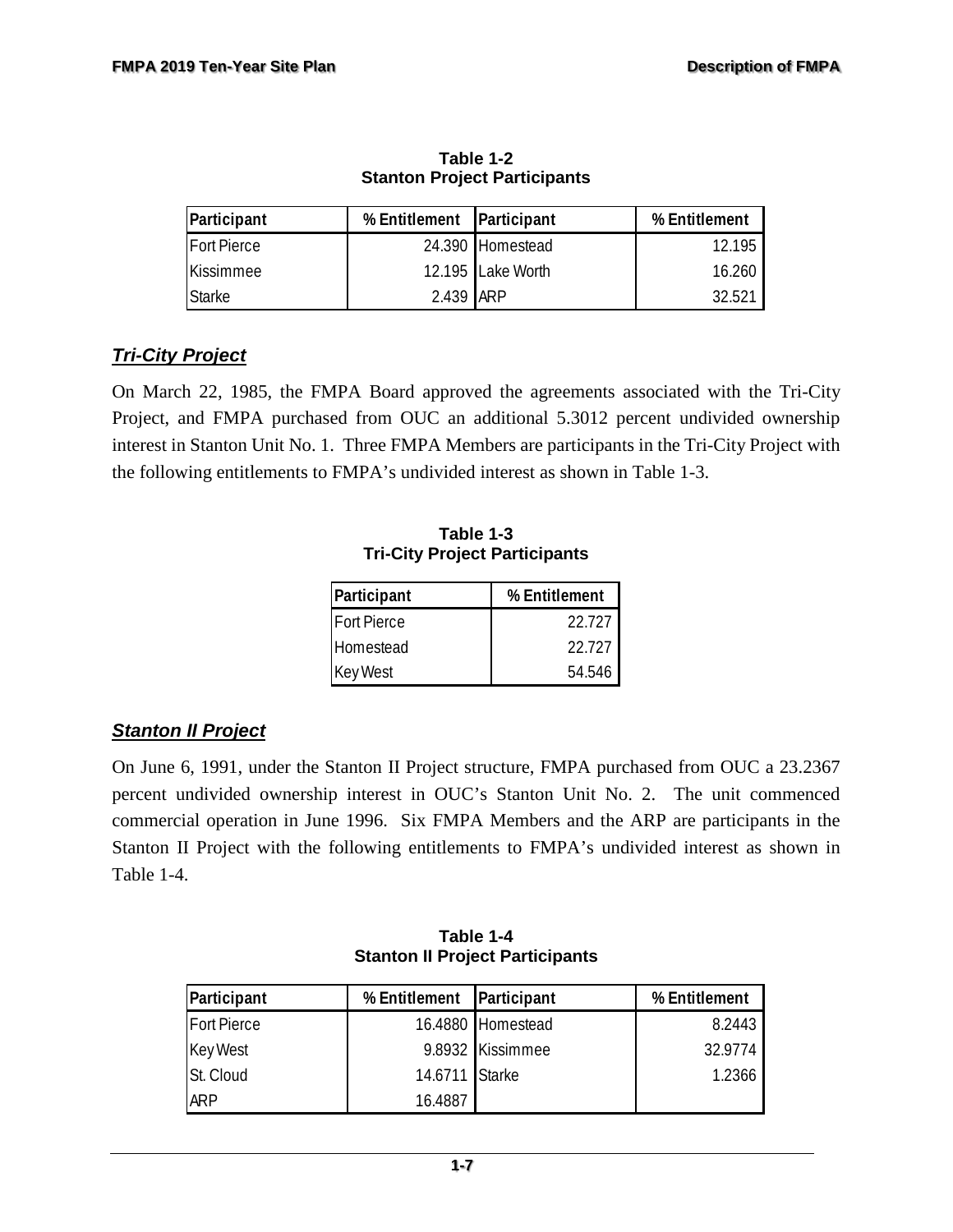**Table 1-2**
**Stanton Project Participants**

| Participant | % Entitlement | Participant | % Entitlement |
|---|---|---|---|
| Fort Pierce | 24.390 | Homestead | 12.195 |
| Kissimmee | 12.195 | Lake Worth | 16.260 |
| Starke | 2.439 | ARP | 32.521 |

## *Tri-City Project*

On March 22, 1985, the FMPA Board approved the agreements associated with the Tri-City Project, and FMPA purchased from OUC an additional 5.3012 percent undivided ownership interest in Stanton Unit No. 1. Three FMPA Members are participants in the Tri-City Project with the following entitlements to FMPA's undivided interest as shown in Table 1-3.

**Table 1-3**
**Tri-City Project Participants**

| Participant | % Entitlement |
|---|---|
| Fort Pierce | 22.727 |
| Homestead | 22.727 |
| Key West | 54.546 |

## *Stanton II Project*

On June 6, 1991, under the Stanton II Project structure, FMPA purchased from OUC a 23.2367 percent undivided ownership interest in OUC's Stanton Unit No. 2. The unit commenced commercial operation in June 1996. Six FMPA Members and the ARP are participants in the Stanton II Project with the following entitlements to FMPA's undivided interest as shown in Table 1-4.

**Table 1-4**
**Stanton II Project Participants**

| Participant | % Entitlement | Participant | % Entitlement |
|---|---|---|---|
| Fort Pierce | 16.4880 | Homestead | 8.2443 |
| Key West | 9.8932 | Kissimmee | 32.9774 |
| St. Cloud | 14.6711 | Starke | 1.2366 |
| ARP | 16.4887 | | |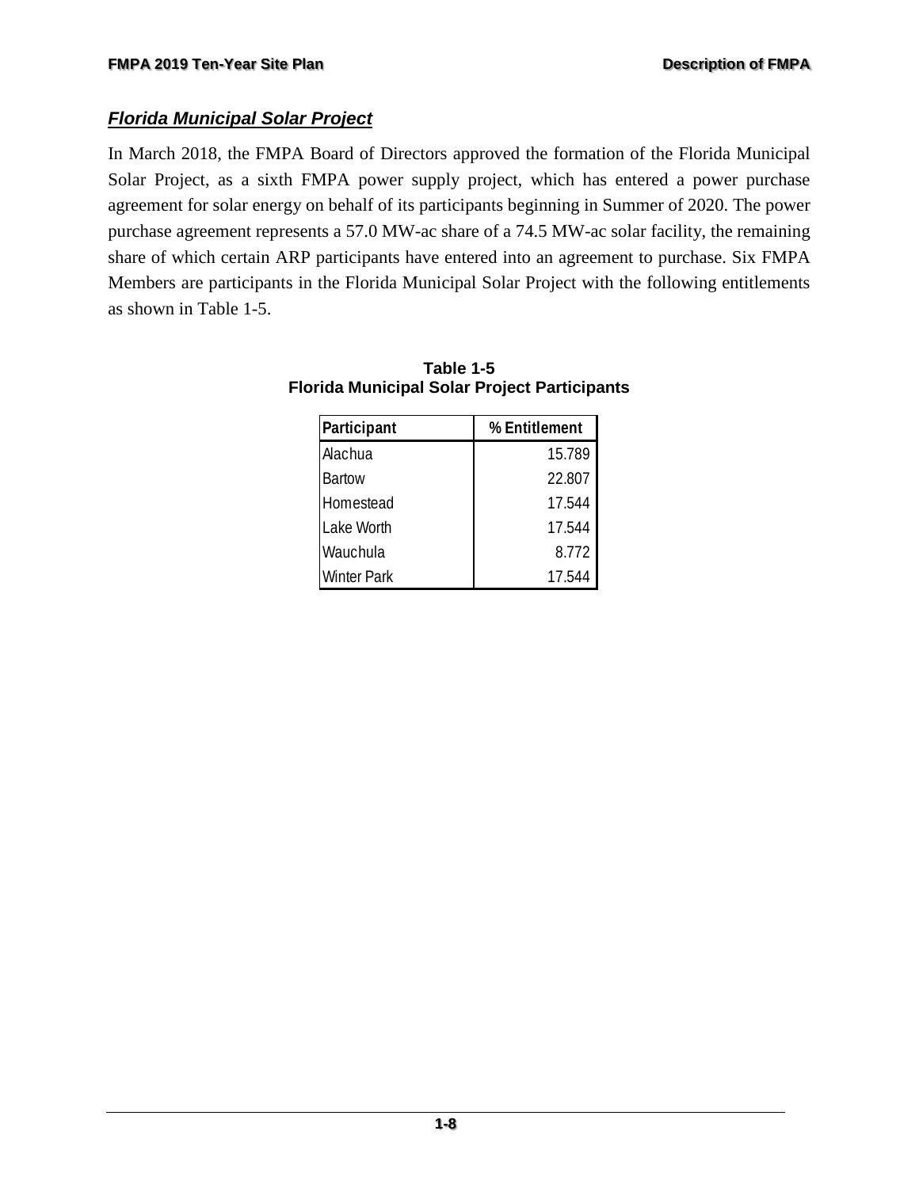### *Florida Municipal Solar Project*

In March 2018, the FMPA Board of Directors approved the formation of the Florida Municipal Solar Project, as a sixth FMPA power supply project, which has entered a power purchase agreement for solar energy on behalf of its participants beginning in Summer of 2020. The power purchase agreement represents a 57.0 MW-ac share of a 74.5 MW-ac solar facility, the remaining share of which certain ARP participants have entered into an agreement to purchase. Six FMPA Members are participants in the Florida Municipal Solar Project with the following entitlements as shown in Table 1-5.

**Table 1-5**
**Florida Municipal Solar Project Participants**

| Participant | % Entitlement |
|---|---|
| Alachua | 15.789 |
| Bartow | 22.807 |
| Homestead | 17.544 |
| Lake Worth | 17.544 |
| Wauchula | 8.772 |
| Winter Park | 17.544 |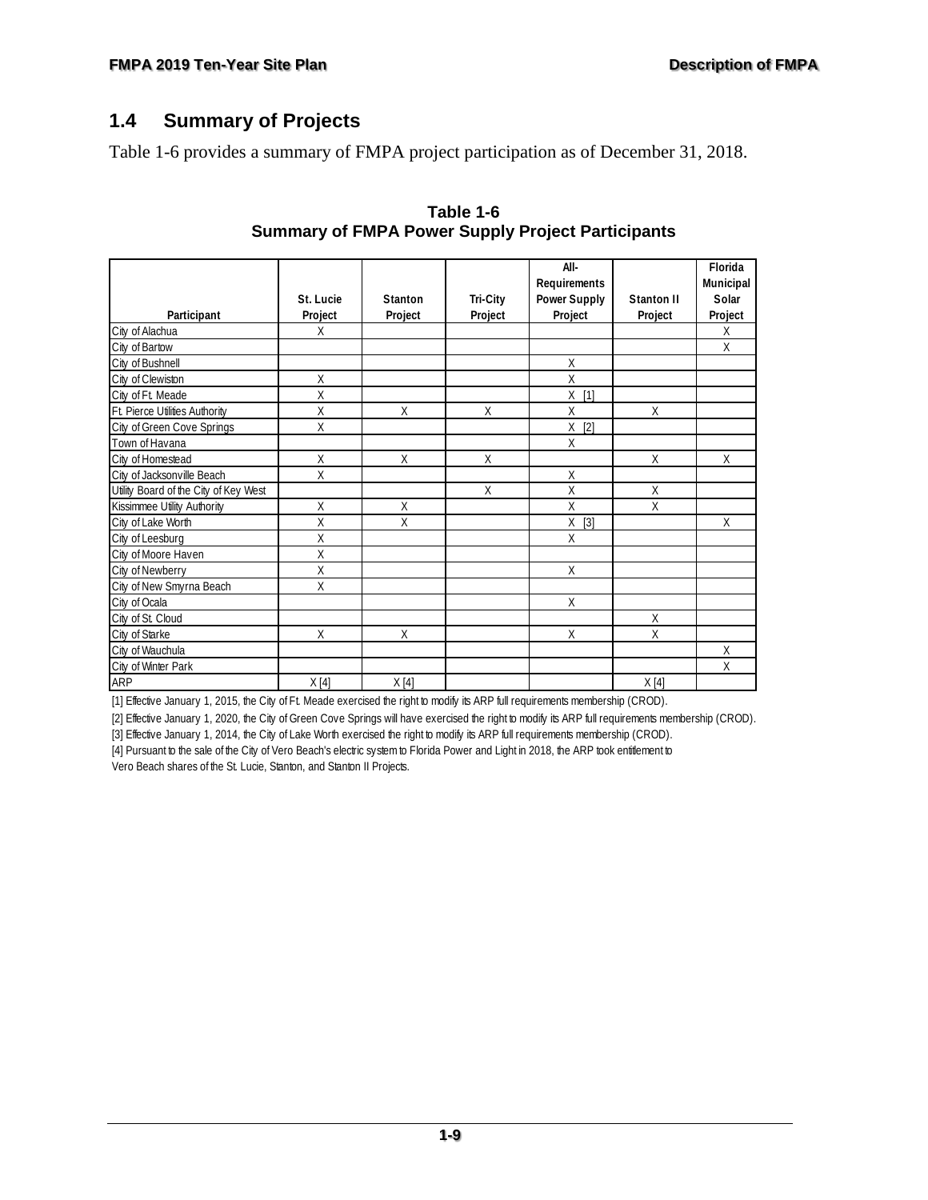## 1.4 Summary of Projects

Table 1-6 provides a summary of FMPA project participation as of December 31, 2018.

**Table 1-6**
**Summary of FMPA Power Supply Project Participants**

| Participant | St. Lucie Project | Stanton Project | Tri-City Project | All-Requirements Power Supply Project | Stanton II Project | Florida Municipal Solar Project |
|---|---|---|---|---|---|---|
| City of Alachua | X | | | | | X |
| City of Bartow | | | | | | X |
| City of Bushnell | | | | X | | |
| City of Clewiston | X | | | X | | |
| City of Ft. Meade | X | | | X [1] | | |
| Ft. Pierce Utilities Authority | X | X | X | X | X | |
| City of Green Cove Springs | X | | | X [2] | | |
| Town of Havana | | | | X | | |
| City of Homestead | X | X | X | | X | X |
| City of Jacksonville Beach | X | | | X | | |
| Utility Board of the City of Key West | | | X | X | X | |
| Kissimmee Utility Authority | X | X | | X | X | |
| City of Lake Worth | X | X | | X [3] | | X |
| City of Leesburg | X | | | X | | |
| City of Moore Haven | X | | | | | |
| City of Newberry | X | | | X | | |
| City of New Smyrna Beach | X | | | | | |
| City of Ocala | | | | X | | |
| City of St. Cloud | | | | | X | |
| City of Starke | X | X | | X | X | |
| City of Wauchula | | | | | | X |
| City of Winter Park | | | | | | X |
| ARP | X [4] | X [4] | | | X [4] | |

[1] Effective January 1, 2015, the City of Ft. Meade exercised the right to modify its ARP full requirements membership (CROD).

[2] Effective January 1, 2020, the City of Green Cove Springs will have exercised the right to modify its ARP full requirements membership (CROD).

[3] Effective January 1, 2014, the City of Lake Worth exercised the right to modify its ARP full requirements membership (CROD).

[4] Pursuant to the sale of the City of Vero Beach's electric system to Florida Power and Light in 2018, the ARP took entitlement to Vero Beach shares of the St. Lucie, Stanton, and Stanton II Projects.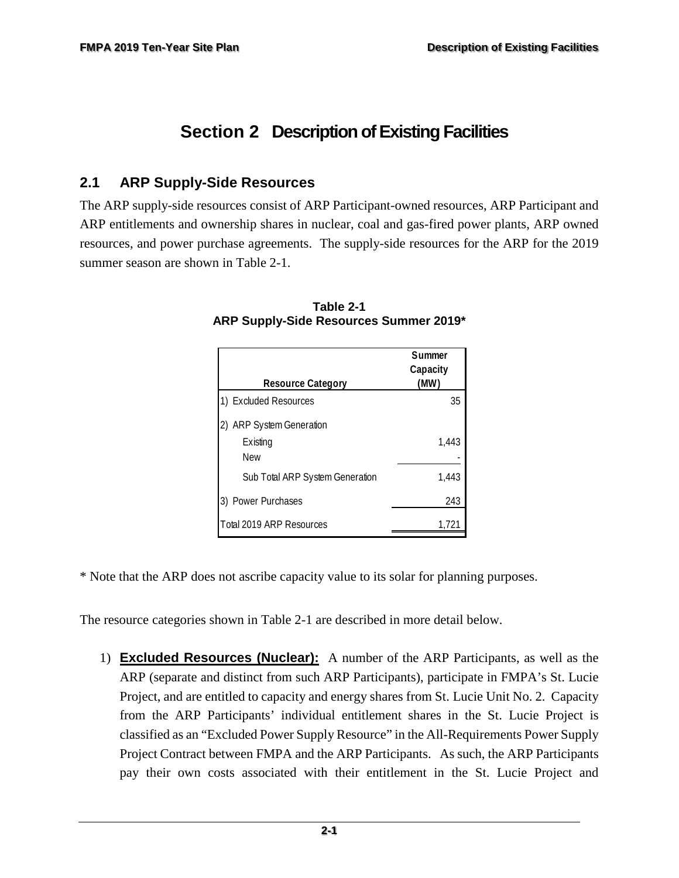# Section 2 Description of Existing Facilities

## 2.1 ARP Supply-Side Resources

The ARP supply-side resources consist of ARP Participant-owned resources, ARP Participant and ARP entitlements and ownership shares in nuclear, coal and gas-fired power plants, ARP owned resources, and power purchase agreements. The supply-side resources for the ARP for the 2019 summer season are shown in Table 2-1.

**Table 2-1**
**ARP Supply-Side Resources Summer 2019***

| Resource Category | Summer Capacity (MW) |
|---|---|
| 1) Excluded Resources | 35 |
| 2) ARP System Generation | |
| Existing | 1,443 |
| New | - |
| Sub Total ARP System Generation | 1,443 |
| 3) Power Purchases | 243 |
| Total 2019 ARP Resources | 1,721 |

* Note that the ARP does not ascribe capacity value to its solar for planning purposes.

The resource categories shown in Table 2-1 are described in more detail below.

1) **Excluded Resources (Nuclear):** A number of the ARP Participants, as well as the ARP (separate and distinct from such ARP Participants), participate in FMPA's St. Lucie Project, and are entitled to capacity and energy shares from St. Lucie Unit No. 2. Capacity from the ARP Participants' individual entitlement shares in the St. Lucie Project is classified as an "Excluded Power Supply Resource" in the All-Requirements Power Supply Project Contract between FMPA and the ARP Participants. As such, the ARP Participants pay their own costs associated with their entitlement in the St. Lucie Project and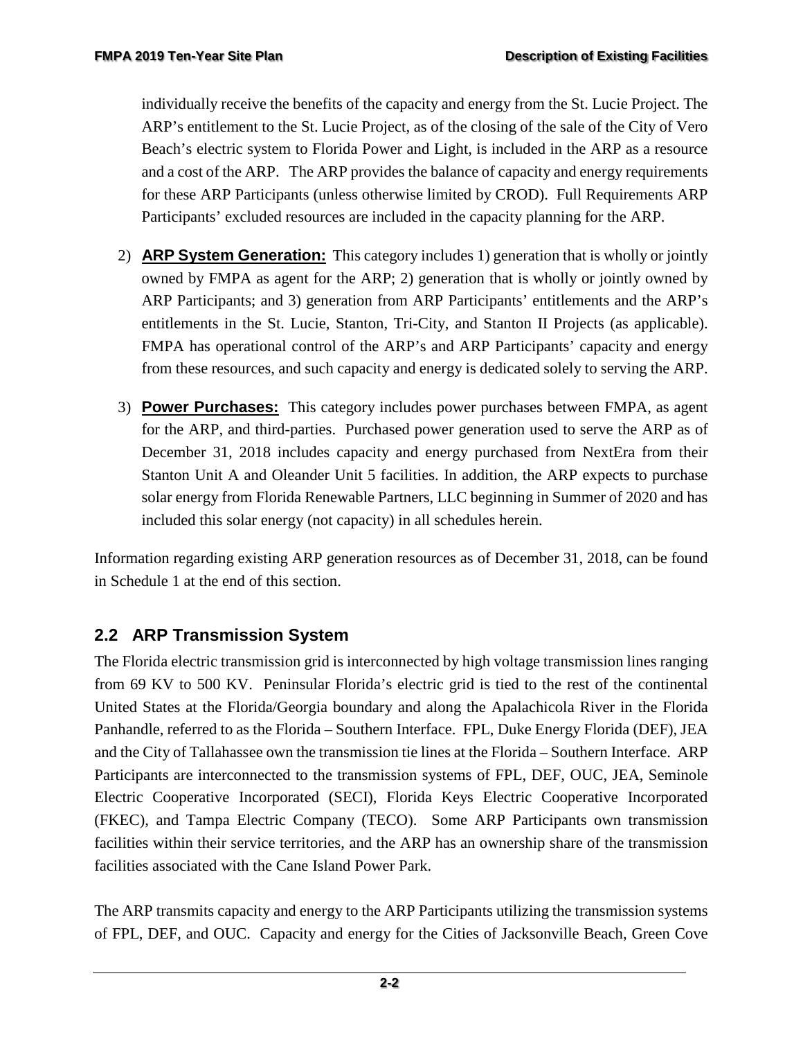individually receive the benefits of the capacity and energy from the St. Lucie Project. The ARP's entitlement to the St. Lucie Project, as of the closing of the sale of the City of Vero Beach's electric system to Florida Power and Light, is included in the ARP as a resource and a cost of the ARP. The ARP provides the balance of capacity and energy requirements for these ARP Participants (unless otherwise limited by CROD). Full Requirements ARP Participants' excluded resources are included in the capacity planning for the ARP.

2) **ARP System Generation:** This category includes 1) generation that is wholly or jointly owned by FMPA as agent for the ARP; 2) generation that is wholly or jointly owned by ARP Participants; and 3) generation from ARP Participants' entitlements and the ARP's entitlements in the St. Lucie, Stanton, Tri-City, and Stanton II Projects (as applicable). FMPA has operational control of the ARP's and ARP Participants' capacity and energy from these resources, and such capacity and energy is dedicated solely to serving the ARP.

3) **Power Purchases:** This category includes power purchases between FMPA, as agent for the ARP, and third-parties. Purchased power generation used to serve the ARP as of December 31, 2018 includes capacity and energy purchased from NextEra from their Stanton Unit A and Oleander Unit 5 facilities. In addition, the ARP expects to purchase solar energy from Florida Renewable Partners, LLC beginning in Summer of 2020 and has included this solar energy (not capacity) in all schedules herein.

Information regarding existing ARP generation resources as of December 31, 2018, can be found in Schedule 1 at the end of this section.

## 2.2 ARP Transmission System

The Florida electric transmission grid is interconnected by high voltage transmission lines ranging from 69 KV to 500 KV. Peninsular Florida's electric grid is tied to the rest of the continental United States at the Florida/Georgia boundary and along the Apalachicola River in the Florida Panhandle, referred to as the Florida – Southern Interface. FPL, Duke Energy Florida (DEF), JEA and the City of Tallahassee own the transmission tie lines at the Florida – Southern Interface. ARP Participants are interconnected to the transmission systems of FPL, DEF, OUC, JEA, Seminole Electric Cooperative Incorporated (SECI), Florida Keys Electric Cooperative Incorporated (FKEC), and Tampa Electric Company (TECO). Some ARP Participants own transmission facilities within their service territories, and the ARP has an ownership share of the transmission facilities associated with the Cane Island Power Park.

The ARP transmits capacity and energy to the ARP Participants utilizing the transmission systems of FPL, DEF, and OUC. Capacity and energy for the Cities of Jacksonville Beach, Green Cove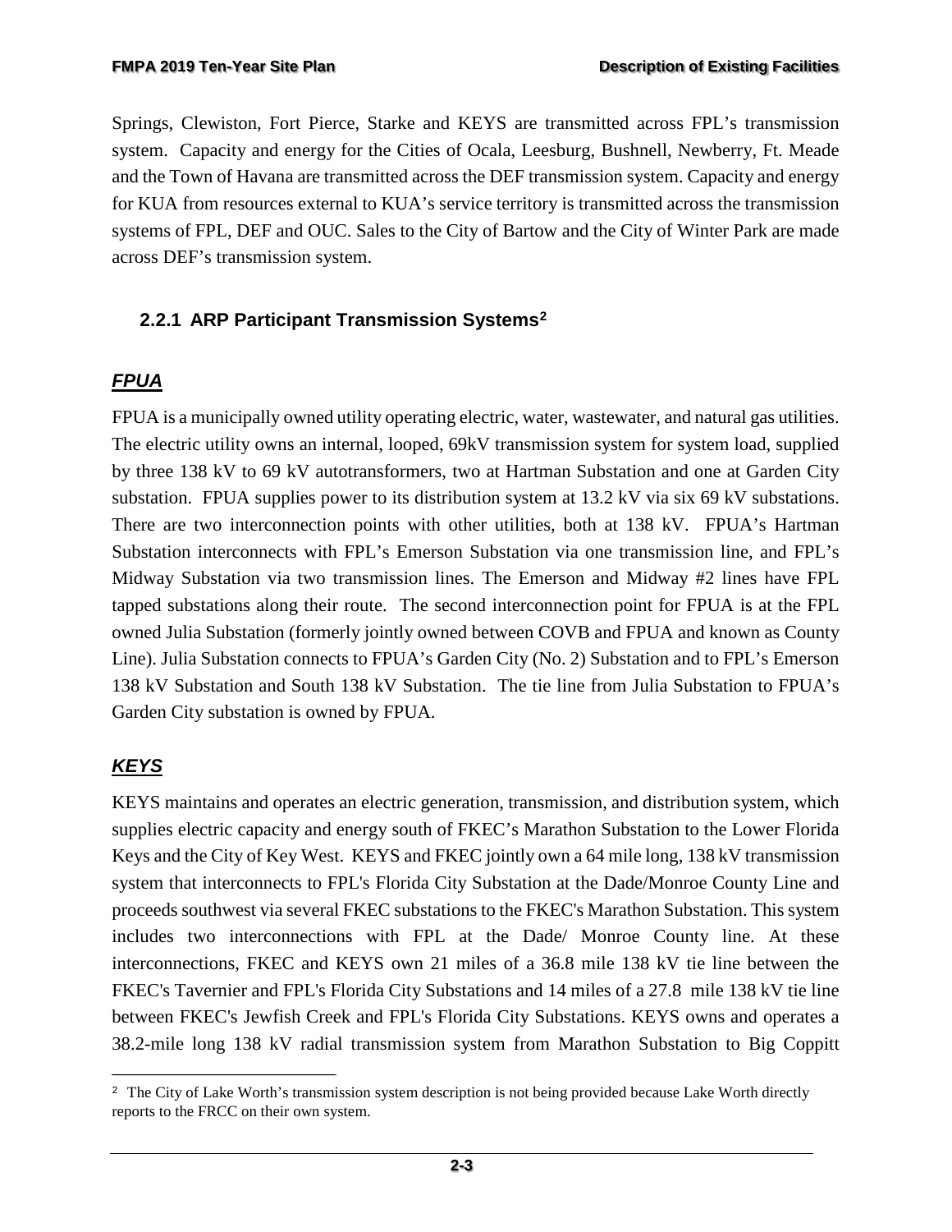Springs, Clewiston, Fort Pierce, Starke and KEYS are transmitted across FPL's transmission system. Capacity and energy for the Cities of Ocala, Leesburg, Bushnell, Newberry, Ft. Meade and the Town of Havana are transmitted across the DEF transmission system. Capacity and energy for KUA from resources external to KUA's service territory is transmitted across the transmission systems of FPL, DEF and OUC. Sales to the City of Bartow and the City of Winter Park are made across DEF's transmission system.

### 2.2.1 ARP Participant Transmission Systems[2]

***FPUA***

FPUA is a municipally owned utility operating electric, water, wastewater, and natural gas utilities. The electric utility owns an internal, looped, 69kV transmission system for system load, supplied by three 138 kV to 69 kV autotransformers, two at Hartman Substation and one at Garden City substation. FPUA supplies power to its distribution system at 13.2 kV via six 69 kV substations. There are two interconnection points with other utilities, both at 138 kV. FPUA's Hartman Substation interconnects with FPL's Emerson Substation via one transmission line, and FPL's Midway Substation via two transmission lines. The Emerson and Midway #2 lines have FPL tapped substations along their route. The second interconnection point for FPUA is at the FPL owned Julia Substation (formerly jointly owned between COVB and FPUA and known as County Line). Julia Substation connects to FPUA's Garden City (No. 2) Substation and to FPL's Emerson 138 kV Substation and South 138 kV Substation. The tie line from Julia Substation to FPUA's Garden City substation is owned by FPUA.

***KEYS***

KEYS maintains and operates an electric generation, transmission, and distribution system, which supplies electric capacity and energy south of FKEC's Marathon Substation to the Lower Florida Keys and the City of Key West. KEYS and FKEC jointly own a 64 mile long, 138 kV transmission system that interconnects to FPL's Florida City Substation at the Dade/Monroe County Line and proceeds southwest via several FKEC substations to the FKEC's Marathon Substation. This system includes two interconnections with FPL at the Dade/ Monroe County line. At these interconnections, FKEC and KEYS own 21 miles of a 36.8 mile 138 kV tie line between the FKEC's Tavernier and FPL's Florida City Substations and 14 miles of a 27.8 mile 138 kV tie line between FKEC's Jewfish Creek and FPL's Florida City Substations. KEYS owns and operates a 38.2-mile long 138 kV radial transmission system from Marathon Substation to Big Coppitt

[2] The City of Lake Worth's transmission system description is not being provided because Lake Worth directly reports to the FRCC on their own system.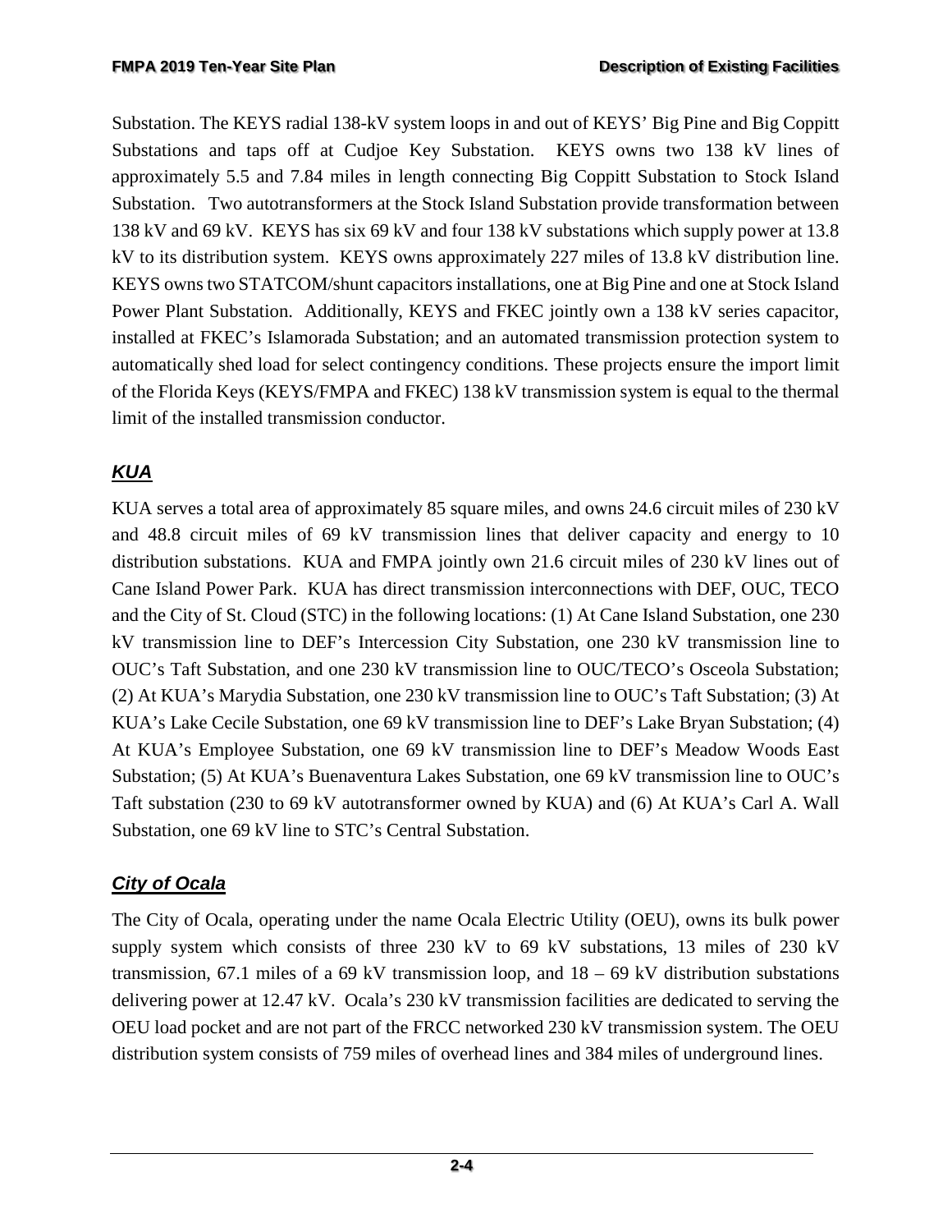Substation. The KEYS radial 138-kV system loops in and out of KEYS' Big Pine and Big Coppitt Substations and taps off at Cudjoe Key Substation. KEYS owns two 138 kV lines of approximately 5.5 and 7.84 miles in length connecting Big Coppitt Substation to Stock Island Substation. Two autotransformers at the Stock Island Substation provide transformation between 138 kV and 69 kV. KEYS has six 69 kV and four 138 kV substations which supply power at 13.8 kV to its distribution system. KEYS owns approximately 227 miles of 13.8 kV distribution line. KEYS owns two STATCOM/shunt capacitors installations, one at Big Pine and one at Stock Island Power Plant Substation. Additionally, KEYS and FKEC jointly own a 138 kV series capacitor, installed at FKEC's Islamorada Substation; and an automated transmission protection system to automatically shed load for select contingency conditions. These projects ensure the import limit of the Florida Keys (KEYS/FMPA and FKEC) 138 kV transmission system is equal to the thermal limit of the installed transmission conductor.

### ***KUA***

KUA serves a total area of approximately 85 square miles, and owns 24.6 circuit miles of 230 kV and 48.8 circuit miles of 69 kV transmission lines that deliver capacity and energy to 10 distribution substations. KUA and FMPA jointly own 21.6 circuit miles of 230 kV lines out of Cane Island Power Park. KUA has direct transmission interconnections with DEF, OUC, TECO and the City of St. Cloud (STC) in the following locations: (1) At Cane Island Substation, one 230 kV transmission line to DEF's Intercession City Substation, one 230 kV transmission line to OUC's Taft Substation, and one 230 kV transmission line to OUC/TECO's Osceola Substation; (2) At KUA's Marydia Substation, one 230 kV transmission line to OUC's Taft Substation; (3) At KUA's Lake Cecile Substation, one 69 kV transmission line to DEF's Lake Bryan Substation; (4) At KUA's Employee Substation, one 69 kV transmission line to DEF's Meadow Woods East Substation; (5) At KUA's Buenaventura Lakes Substation, one 69 kV transmission line to OUC's Taft substation (230 to 69 kV autotransformer owned by KUA) and (6) At KUA's Carl A. Wall Substation, one 69 kV line to STC's Central Substation.

### ***City of Ocala***

The City of Ocala, operating under the name Ocala Electric Utility (OEU), owns its bulk power supply system which consists of three 230 kV to 69 kV substations, 13 miles of 230 kV transmission, 67.1 miles of a 69 kV transmission loop, and 18 – 69 kV distribution substations delivering power at 12.47 kV. Ocala's 230 kV transmission facilities are dedicated to serving the OEU load pocket and are not part of the FRCC networked 230 kV transmission system. The OEU distribution system consists of 759 miles of overhead lines and 384 miles of underground lines.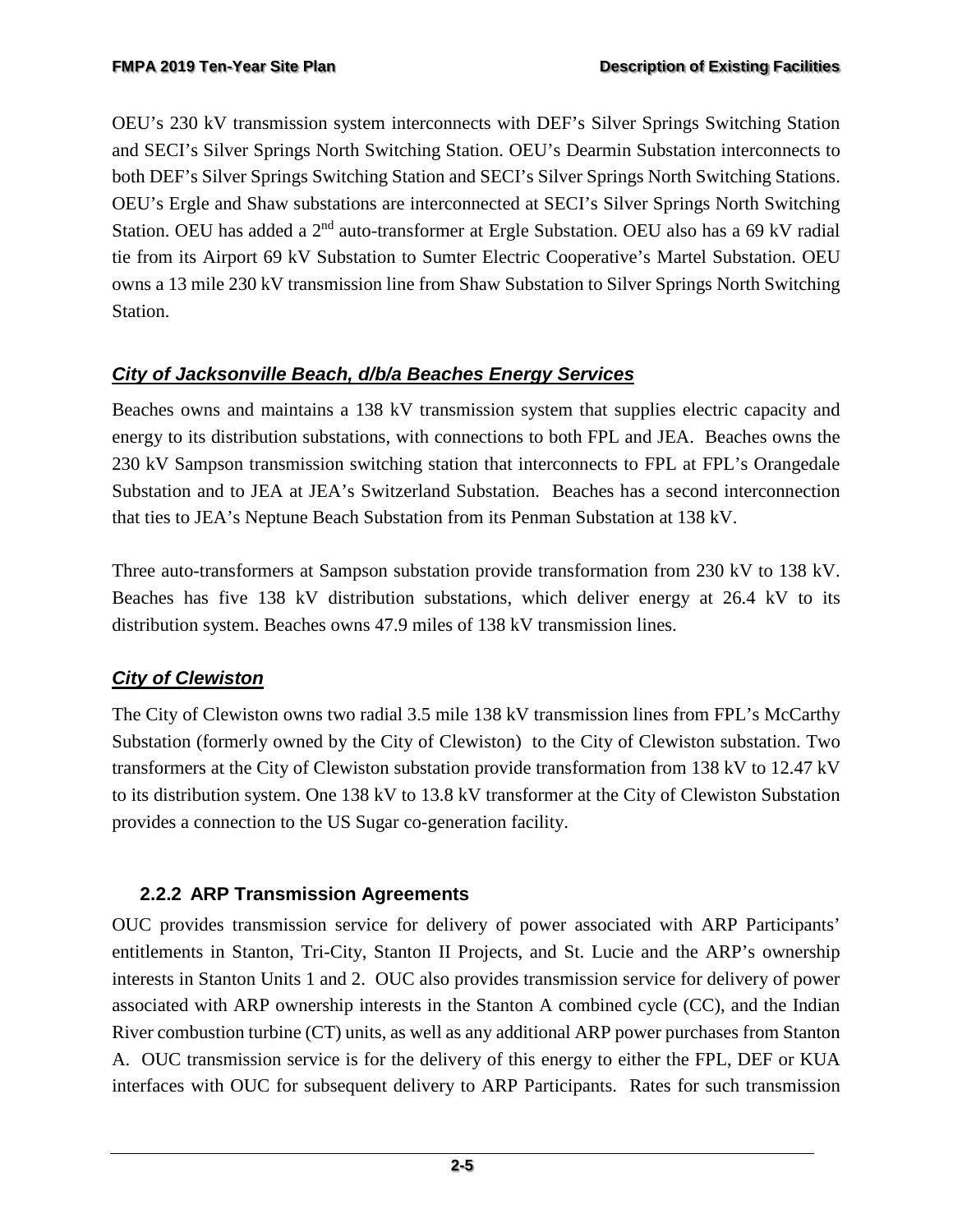OEU's 230 kV transmission system interconnects with DEF's Silver Springs Switching Station and SECI's Silver Springs North Switching Station. OEU's Dearmin Substation interconnects to both DEF's Silver Springs Switching Station and SECI's Silver Springs North Switching Stations. OEU's Ergle and Shaw substations are interconnected at SECI's Silver Springs North Switching Station. OEU has added a 2nd auto-transformer at Ergle Substation. OEU also has a 69 kV radial tie from its Airport 69 kV Substation to Sumter Electric Cooperative's Martel Substation. OEU owns a 13 mile 230 kV transmission line from Shaw Substation to Silver Springs North Switching Station.

### ***City of Jacksonville Beach, d/b/a Beaches Energy Services***

Beaches owns and maintains a 138 kV transmission system that supplies electric capacity and energy to its distribution substations, with connections to both FPL and JEA. Beaches owns the 230 kV Sampson transmission switching station that interconnects to FPL at FPL's Orangedale Substation and to JEA at JEA's Switzerland Substation. Beaches has a second interconnection that ties to JEA's Neptune Beach Substation from its Penman Substation at 138 kV.

Three auto-transformers at Sampson substation provide transformation from 230 kV to 138 kV. Beaches has five 138 kV distribution substations, which deliver energy at 26.4 kV to its distribution system. Beaches owns 47.9 miles of 138 kV transmission lines.

### ***City of Clewiston***

The City of Clewiston owns two radial 3.5 mile 138 kV transmission lines from FPL's McCarthy Substation (formerly owned by the City of Clewiston) to the City of Clewiston substation. Two transformers at the City of Clewiston substation provide transformation from 138 kV to 12.47 kV to its distribution system. One 138 kV to 13.8 kV transformer at the City of Clewiston Substation provides a connection to the US Sugar co-generation facility.

### 2.2.2 ARP Transmission Agreements

OUC provides transmission service for delivery of power associated with ARP Participants' entitlements in Stanton, Tri-City, Stanton II Projects, and St. Lucie and the ARP's ownership interests in Stanton Units 1 and 2. OUC also provides transmission service for delivery of power associated with ARP ownership interests in the Stanton A combined cycle (CC), and the Indian River combustion turbine (CT) units, as well as any additional ARP power purchases from Stanton A. OUC transmission service is for the delivery of this energy to either the FPL, DEF or KUA interfaces with OUC for subsequent delivery to ARP Participants. Rates for such transmission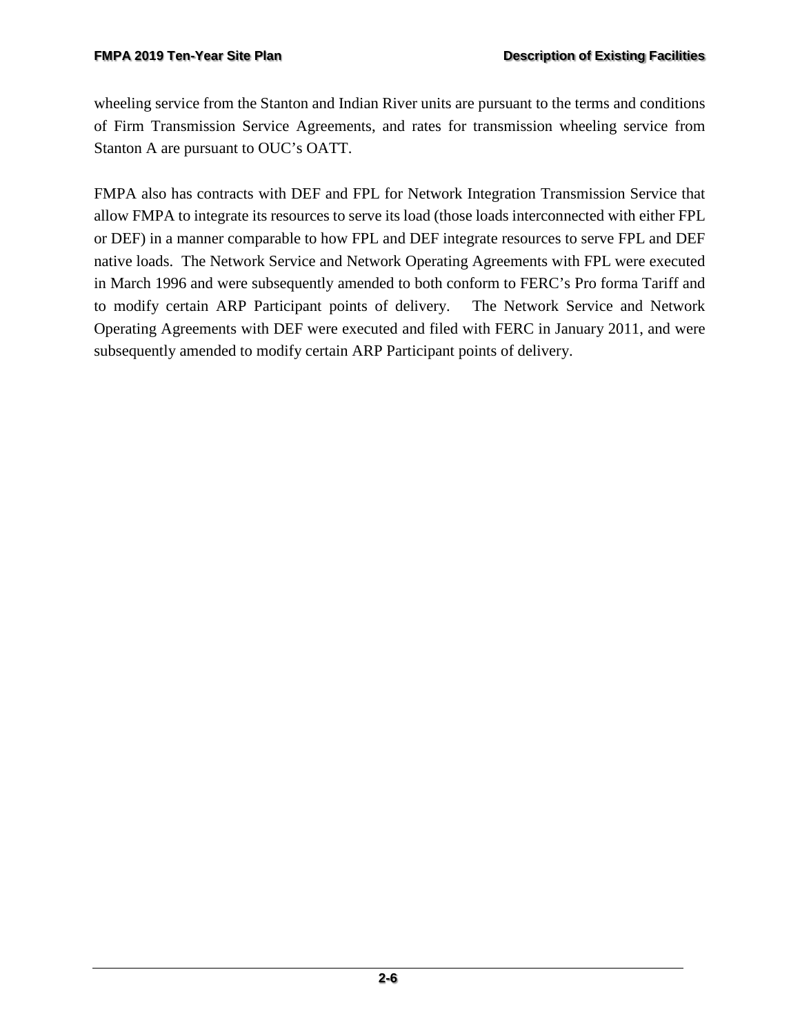wheeling service from the Stanton and Indian River units are pursuant to the terms and conditions of Firm Transmission Service Agreements, and rates for transmission wheeling service from Stanton A are pursuant to OUC's OATT.

FMPA also has contracts with DEF and FPL for Network Integration Transmission Service that allow FMPA to integrate its resources to serve its load (those loads interconnected with either FPL or DEF) in a manner comparable to how FPL and DEF integrate resources to serve FPL and DEF native loads. The Network Service and Network Operating Agreements with FPL were executed in March 1996 and were subsequently amended to both conform to FERC's Pro forma Tariff and to modify certain ARP Participant points of delivery. The Network Service and Network Operating Agreements with DEF were executed and filed with FERC in January 2011, and were subsequently amended to modify certain ARP Participant points of delivery.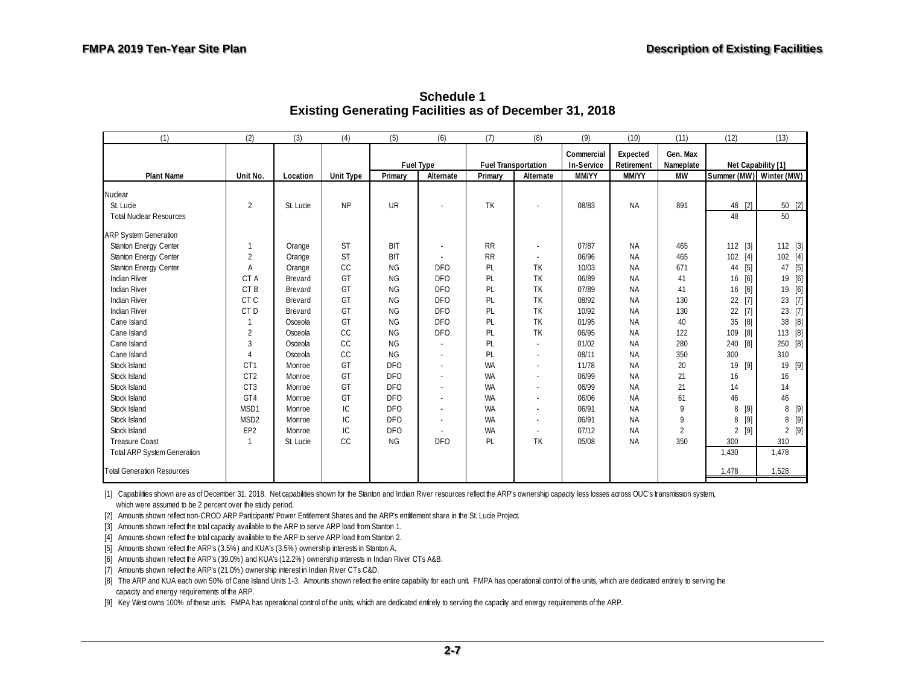## Schedule 1
## Existing Generating Facilities as of December 31, 2018

| (1) | (2) | (3) | (4) | (5) | (6) | (7) | (8) | (9) | (10) | (11) | (12) | (13) |
|---|---|---|---|---|---|---|---|---|---|---|---|---|
| | | | | Fuel Type | | Fuel Transportation | | Commercial In-Service | Expected Retirement | Gen. Max Nameplate | Net Capability [1] | |
| Plant Name | Unit No. | Location | Unit Type | Primary | Alternate | Primary | Alternate | MM/YY | MM/YY | MW | Summer (MW) | Winter (MW) |
| Nuclear | | | | | | | | | | | | |
| St. Lucie | 2 | St. Lucie | NP | UR | - | TK | - | 08/83 | NA | 891 | 48 [2] | 50 [2] |
| Total Nuclear Resources | | | | | | | | | | | 48 | 50 |
| ARP System Generation | | | | | | | | | | | | |
| Stanton Energy Center | 1 | Orange | ST | BIT | - | RR | - | 07/87 | NA | 465 | 112 [3] | 112 [3] |
| Stanton Energy Center | 2 | Orange | ST | BIT | - | RR | - | 06/96 | NA | 465 | 102 [4] | 102 [4] |
| Stanton Energy Center | A | Orange | CC | NG | DFO | PL | TK | 10/03 | NA | 671 | 44 [5] | 47 [5] |
| Indian River | CT A | Brevard | GT | NG | DFO | PL | TK | 06/89 | NA | 41 | 16 [6] | 19 [6] |
| Indian River | CT B | Brevard | GT | NG | DFO | PL | TK | 07/89 | NA | 41 | 16 [6] | 19 [6] |
| Indian River | CT C | Brevard | GT | NG | DFO | PL | TK | 08/92 | NA | 130 | 22 [7] | 23 [7] |
| Indian River | CT D | Brevard | GT | NG | DFO | PL | TK | 10/92 | NA | 130 | 22 [7] | 23 [7] |
| Cane Island | 1 | Osceola | GT | NG | DFO | PL | TK | 01/95 | NA | 40 | 35 [8] | 38 [8] |
| Cane Island | 2 | Osceola | CC | NG | DFO | PL | TK | 06/95 | NA | 122 | 109 [8] | 113 [8] |
| Cane Island | 3 | Osceola | CC | NG | - | PL | - | 01/02 | NA | 280 | 240 [8] | 250 [8] |
| Cane Island | 4 | Osceola | CC | NG | - | PL | - | 08/11 | NA | 350 | 300 | 310 |
| Stock Island | CT1 | Monroe | GT | DFO | - | WA | - | 11/78 | NA | 20 | 19 [9] | 19 [9] |
| Stock Island | CT2 | Monroe | GT | DFO | - | WA | - | 06/99 | NA | 21 | 16 | 16 |
| Stock Island | CT3 | Monroe | GT | DFO | - | WA | - | 06/99 | NA | 21 | 14 | 14 |
| Stock Island | GT4 | Monroe | GT | DFO | - | WA | - | 06/06 | NA | 61 | 46 | 46 |
| Stock Island | MSD1 | Monroe | IC | DFO | - | WA | - | 06/91 | NA | 9 | 8 [9] | 8 [9] |
| Stock Island | MSD2 | Monroe | IC | DFO | - | WA | - | 06/91 | NA | 9 | 8 [9] | 8 [9] |
| Stock Island | EP2 | Monroe | IC | DFO | - | WA | - | 07/12 | NA | 2 | 2 [9] | 2 [9] |
| Treasure Coast | 1 | St. Lucie | CC | NG | DFO | PL | TK | 05/08 | NA | 350 | 300 | 310 |
| Total ARP System Generation | | | | | | | | | | | 1,430 | 1,478 |
| Total Generation Resources | | | | | | | | | | | 1,478 | 1,528 |

[1] Capabilities shown are as of December 31, 2018. Net capabilities shown for the Stanton and Indian River resources reflect the ARP's ownership capacity less losses across OUC's transmission system, which were assumed to be 2 percent over the study period.

[2] Amounts shown reflect non-CROD ARP Participants' Power Entitlement Shares and the ARP's entitlement share in the St. Lucie Project.

[3] Amounts shown reflect the total capacity available to the ARP to serve ARP load from Stanton 1.

[4] Amounts shown reflect the total capacity available to the ARP to serve ARP load from Stanton 2.

[5] Amounts shown reflect the ARP's (3.5%) and KUA's (3.5%) ownership interests in Stanton A.

[6] Amounts shown reflect the ARP's (39.0%) and KUA's (12.2%) ownership interests in Indian River CTs A&B.

[7] Amounts shown reflect the ARP's (21.0%) ownership interest in Indian River CTs C&D.

[8] The ARP and KUA each own 50% of Cane Island Units 1-3. Amounts shown reflect the entire capability for each unit. FMPA has operational control of the units, which are dedicated entirely to serving the capacity and energy requirements of the ARP.

[9] Key West owns 100% of these units. FMPA has operational control of the units, which are dedicated entirely to serving the capacity and energy requirements of the ARP.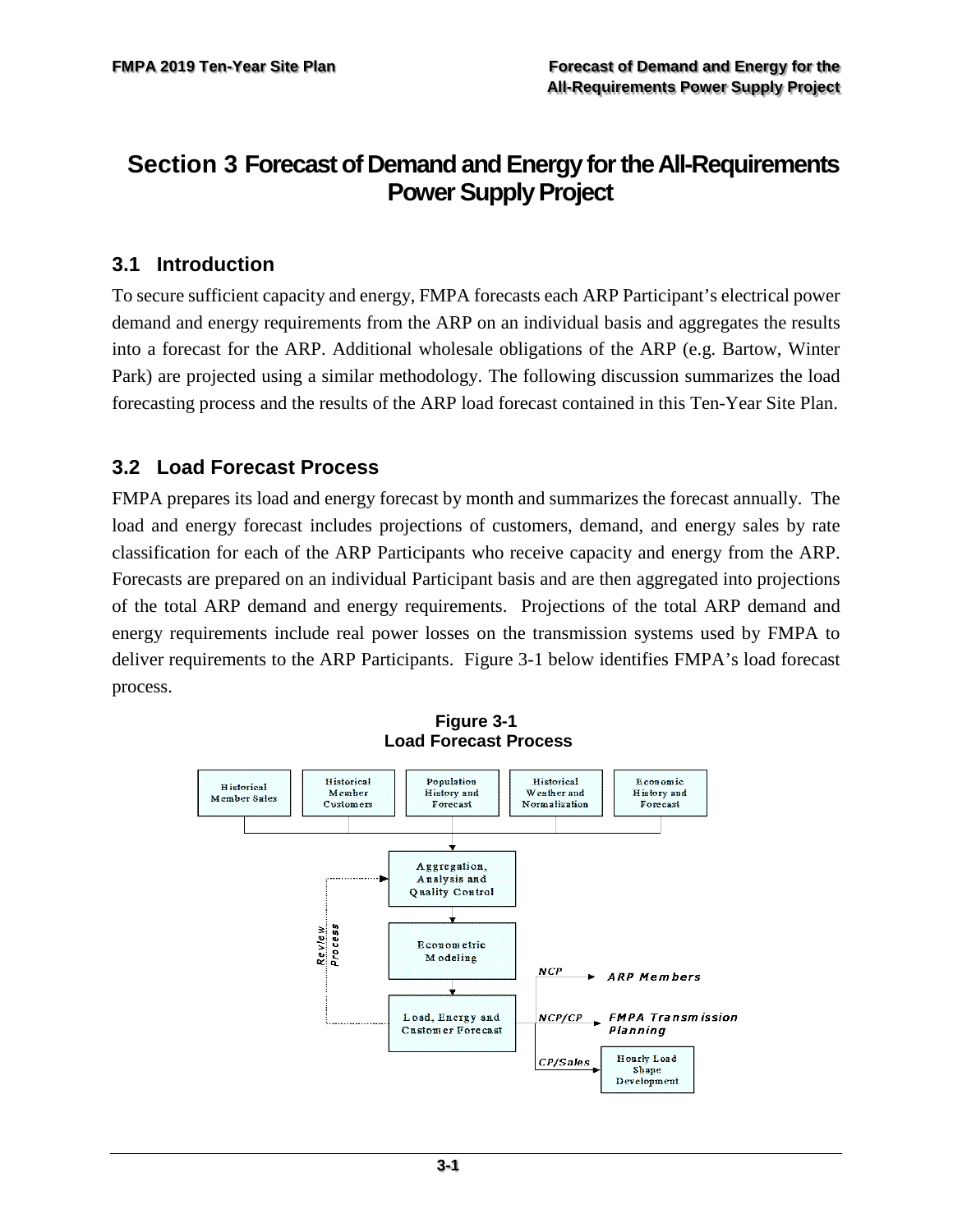# Section 3 Forecast of Demand and Energy for the All-Requirements Power Supply Project

## 3.1 Introduction

To secure sufficient capacity and energy, FMPA forecasts each ARP Participant's electrical power demand and energy requirements from the ARP on an individual basis and aggregates the results into a forecast for the ARP. Additional wholesale obligations of the ARP (e.g. Bartow, Winter Park) are projected using a similar methodology. The following discussion summarizes the load forecasting process and the results of the ARP load forecast contained in this Ten-Year Site Plan.

## 3.2 Load Forecast Process

FMPA prepares its load and energy forecast by month and summarizes the forecast annually. The load and energy forecast includes projections of customers, demand, and energy sales by rate classification for each of the ARP Participants who receive capacity and energy from the ARP. Forecasts are prepared on an individual Participant basis and are then aggregated into projections of the total ARP demand and energy requirements. Projections of the total ARP demand and energy requirements include real power losses on the transmission systems used by FMPA to deliver requirements to the ARP Participants. Figure 3-1 below identifies FMPA's load forecast process.

**Figure 3-1**
**Load Forecast Process**

Historical Member Sales | Historical Member Customers | Population History and Forecast | Historical Weather and Normalization | Economic History and Forecast

→ Aggregation, Analysis and Quality Control

→ Econometric Modeling

→ Load, Energy and Customer Forecast

Review Process (Load, Energy and Customer Forecast → Aggregation, Analysis and Quality Control)

- NCP → ARP Members
- NCP/CP → FMPA Transmission Planning
- CP/Sales → Hourly Load Shape Development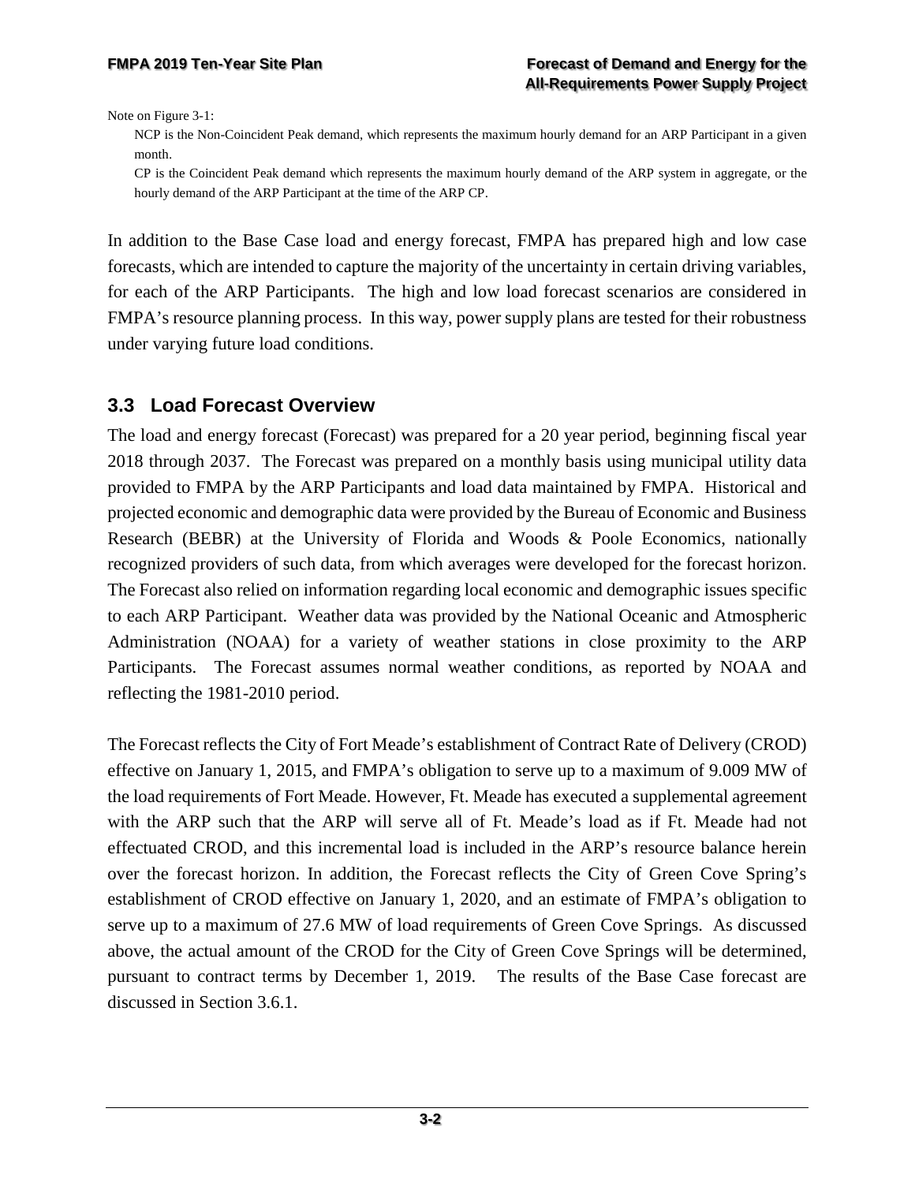Note on Figure 3-1:

NCP is the Non-Coincident Peak demand, which represents the maximum hourly demand for an ARP Participant in a given month.

CP is the Coincident Peak demand which represents the maximum hourly demand of the ARP system in aggregate, or the hourly demand of the ARP Participant at the time of the ARP CP.

In addition to the Base Case load and energy forecast, FMPA has prepared high and low case forecasts, which are intended to capture the majority of the uncertainty in certain driving variables, for each of the ARP Participants. The high and low load forecast scenarios are considered in FMPA's resource planning process. In this way, power supply plans are tested for their robustness under varying future load conditions.

## 3.3 Load Forecast Overview

The load and energy forecast (Forecast) was prepared for a 20 year period, beginning fiscal year 2018 through 2037. The Forecast was prepared on a monthly basis using municipal utility data provided to FMPA by the ARP Participants and load data maintained by FMPA. Historical and projected economic and demographic data were provided by the Bureau of Economic and Business Research (BEBR) at the University of Florida and Woods & Poole Economics, nationally recognized providers of such data, from which averages were developed for the forecast horizon. The Forecast also relied on information regarding local economic and demographic issues specific to each ARP Participant. Weather data was provided by the National Oceanic and Atmospheric Administration (NOAA) for a variety of weather stations in close proximity to the ARP Participants. The Forecast assumes normal weather conditions, as reported by NOAA and reflecting the 1981-2010 period.

The Forecast reflects the City of Fort Meade's establishment of Contract Rate of Delivery (CROD) effective on January 1, 2015, and FMPA's obligation to serve up to a maximum of 9.009 MW of the load requirements of Fort Meade. However, Ft. Meade has executed a supplemental agreement with the ARP such that the ARP will serve all of Ft. Meade's load as if Ft. Meade had not effectuated CROD, and this incremental load is included in the ARP's resource balance herein over the forecast horizon. In addition, the Forecast reflects the City of Green Cove Spring's establishment of CROD effective on January 1, 2020, and an estimate of FMPA's obligation to serve up to a maximum of 27.6 MW of load requirements of Green Cove Springs. As discussed above, the actual amount of the CROD for the City of Green Cove Springs will be determined, pursuant to contract terms by December 1, 2019. The results of the Base Case forecast are discussed in Section 3.6.1.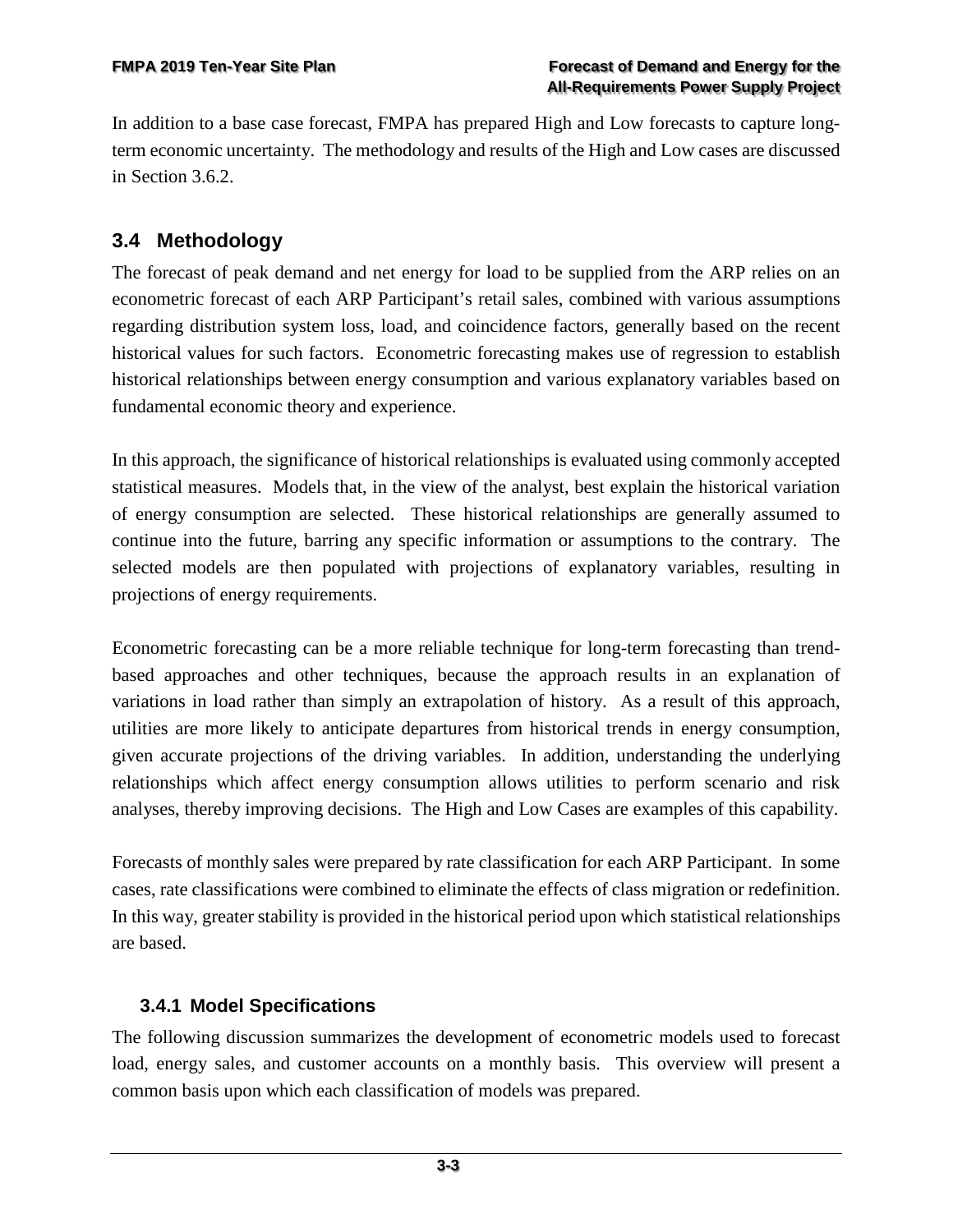In addition to a base case forecast, FMPA has prepared High and Low forecasts to capture long-term economic uncertainty. The methodology and results of the High and Low cases are discussed in Section 3.6.2.

## 3.4 Methodology

The forecast of peak demand and net energy for load to be supplied from the ARP relies on an econometric forecast of each ARP Participant's retail sales, combined with various assumptions regarding distribution system loss, load, and coincidence factors, generally based on the recent historical values for such factors. Econometric forecasting makes use of regression to establish historical relationships between energy consumption and various explanatory variables based on fundamental economic theory and experience.

In this approach, the significance of historical relationships is evaluated using commonly accepted statistical measures. Models that, in the view of the analyst, best explain the historical variation of energy consumption are selected. These historical relationships are generally assumed to continue into the future, barring any specific information or assumptions to the contrary. The selected models are then populated with projections of explanatory variables, resulting in projections of energy requirements.

Econometric forecasting can be a more reliable technique for long-term forecasting than trend-based approaches and other techniques, because the approach results in an explanation of variations in load rather than simply an extrapolation of history. As a result of this approach, utilities are more likely to anticipate departures from historical trends in energy consumption, given accurate projections of the driving variables. In addition, understanding the underlying relationships which affect energy consumption allows utilities to perform scenario and risk analyses, thereby improving decisions. The High and Low Cases are examples of this capability.

Forecasts of monthly sales were prepared by rate classification for each ARP Participant. In some cases, rate classifications were combined to eliminate the effects of class migration or redefinition. In this way, greater stability is provided in the historical period upon which statistical relationships are based.

### 3.4.1 Model Specifications

The following discussion summarizes the development of econometric models used to forecast load, energy sales, and customer accounts on a monthly basis. This overview will present a common basis upon which each classification of models was prepared.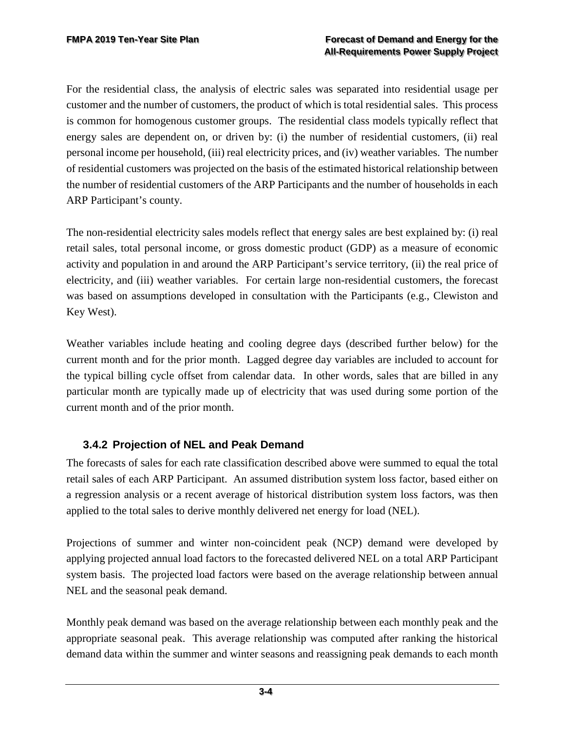For the residential class, the analysis of electric sales was separated into residential usage per customer and the number of customers, the product of which is total residential sales. This process is common for homogenous customer groups. The residential class models typically reflect that energy sales are dependent on, or driven by: (i) the number of residential customers, (ii) real personal income per household, (iii) real electricity prices, and (iv) weather variables. The number of residential customers was projected on the basis of the estimated historical relationship between the number of residential customers of the ARP Participants and the number of households in each ARP Participant's county.

The non-residential electricity sales models reflect that energy sales are best explained by: (i) real retail sales, total personal income, or gross domestic product (GDP) as a measure of economic activity and population in and around the ARP Participant's service territory, (ii) the real price of electricity, and (iii) weather variables. For certain large non-residential customers, the forecast was based on assumptions developed in consultation with the Participants (e.g., Clewiston and Key West).

Weather variables include heating and cooling degree days (described further below) for the current month and for the prior month. Lagged degree day variables are included to account for the typical billing cycle offset from calendar data. In other words, sales that are billed in any particular month are typically made up of electricity that was used during some portion of the current month and of the prior month.

### 3.4.2 Projection of NEL and Peak Demand

The forecasts of sales for each rate classification described above were summed to equal the total retail sales of each ARP Participant. An assumed distribution system loss factor, based either on a regression analysis or a recent average of historical distribution system loss factors, was then applied to the total sales to derive monthly delivered net energy for load (NEL).

Projections of summer and winter non-coincident peak (NCP) demand were developed by applying projected annual load factors to the forecasted delivered NEL on a total ARP Participant system basis. The projected load factors were based on the average relationship between annual NEL and the seasonal peak demand.

Monthly peak demand was based on the average relationship between each monthly peak and the appropriate seasonal peak. This average relationship was computed after ranking the historical demand data within the summer and winter seasons and reassigning peak demands to each month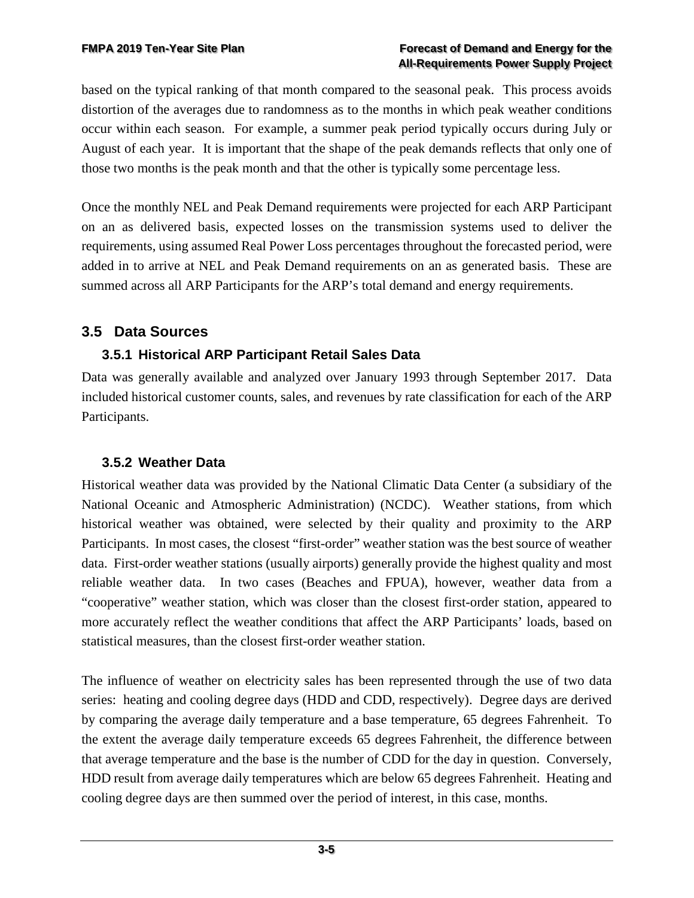based on the typical ranking of that month compared to the seasonal peak. This process avoids distortion of the averages due to randomness as to the months in which peak weather conditions occur within each season. For example, a summer peak period typically occurs during July or August of each year. It is important that the shape of the peak demands reflects that only one of those two months is the peak month and that the other is typically some percentage less.

Once the monthly NEL and Peak Demand requirements were projected for each ARP Participant on an as delivered basis, expected losses on the transmission systems used to deliver the requirements, using assumed Real Power Loss percentages throughout the forecasted period, were added in to arrive at NEL and Peak Demand requirements on an as generated basis. These are summed across all ARP Participants for the ARP's total demand and energy requirements.

## 3.5 Data Sources

### 3.5.1 Historical ARP Participant Retail Sales Data

Data was generally available and analyzed over January 1993 through September 2017. Data included historical customer counts, sales, and revenues by rate classification for each of the ARP Participants.

### 3.5.2 Weather Data

Historical weather data was provided by the National Climatic Data Center (a subsidiary of the National Oceanic and Atmospheric Administration) (NCDC). Weather stations, from which historical weather was obtained, were selected by their quality and proximity to the ARP Participants. In most cases, the closest "first-order" weather station was the best source of weather data. First-order weather stations (usually airports) generally provide the highest quality and most reliable weather data. In two cases (Beaches and FPUA), however, weather data from a "cooperative" weather station, which was closer than the closest first-order station, appeared to more accurately reflect the weather conditions that affect the ARP Participants' loads, based on statistical measures, than the closest first-order weather station.

The influence of weather on electricity sales has been represented through the use of two data series: heating and cooling degree days (HDD and CDD, respectively). Degree days are derived by comparing the average daily temperature and a base temperature, 65 degrees Fahrenheit. To the extent the average daily temperature exceeds 65 degrees Fahrenheit, the difference between that average temperature and the base is the number of CDD for the day in question. Conversely, HDD result from average daily temperatures which are below 65 degrees Fahrenheit. Heating and cooling degree days are then summed over the period of interest, in this case, months.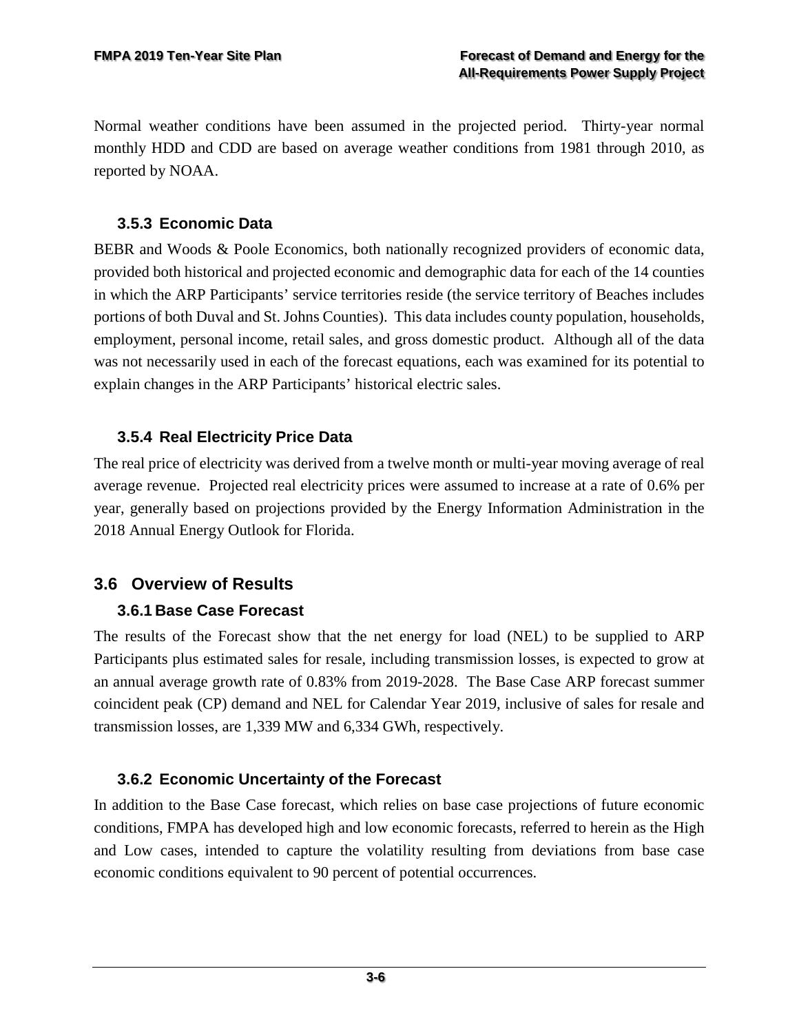Normal weather conditions have been assumed in the projected period. Thirty-year normal monthly HDD and CDD are based on average weather conditions from 1981 through 2010, as reported by NOAA.

### 3.5.3 Economic Data

BEBR and Woods & Poole Economics, both nationally recognized providers of economic data, provided both historical and projected economic and demographic data for each of the 14 counties in which the ARP Participants' service territories reside (the service territory of Beaches includes portions of both Duval and St. Johns Counties). This data includes county population, households, employment, personal income, retail sales, and gross domestic product. Although all of the data was not necessarily used in each of the forecast equations, each was examined for its potential to explain changes in the ARP Participants' historical electric sales.

### 3.5.4 Real Electricity Price Data

The real price of electricity was derived from a twelve month or multi-year moving average of real average revenue. Projected real electricity prices were assumed to increase at a rate of 0.6% per year, generally based on projections provided by the Energy Information Administration in the 2018 Annual Energy Outlook for Florida.

## 3.6 Overview of Results

### 3.6.1 Base Case Forecast

The results of the Forecast show that the net energy for load (NEL) to be supplied to ARP Participants plus estimated sales for resale, including transmission losses, is expected to grow at an annual average growth rate of 0.83% from 2019-2028. The Base Case ARP forecast summer coincident peak (CP) demand and NEL for Calendar Year 2019, inclusive of sales for resale and transmission losses, are 1,339 MW and 6,334 GWh, respectively.

### 3.6.2 Economic Uncertainty of the Forecast

In addition to the Base Case forecast, which relies on base case projections of future economic conditions, FMPA has developed high and low economic forecasts, referred to herein as the High and Low cases, intended to capture the volatility resulting from deviations from base case economic conditions equivalent to 90 percent of potential occurrences.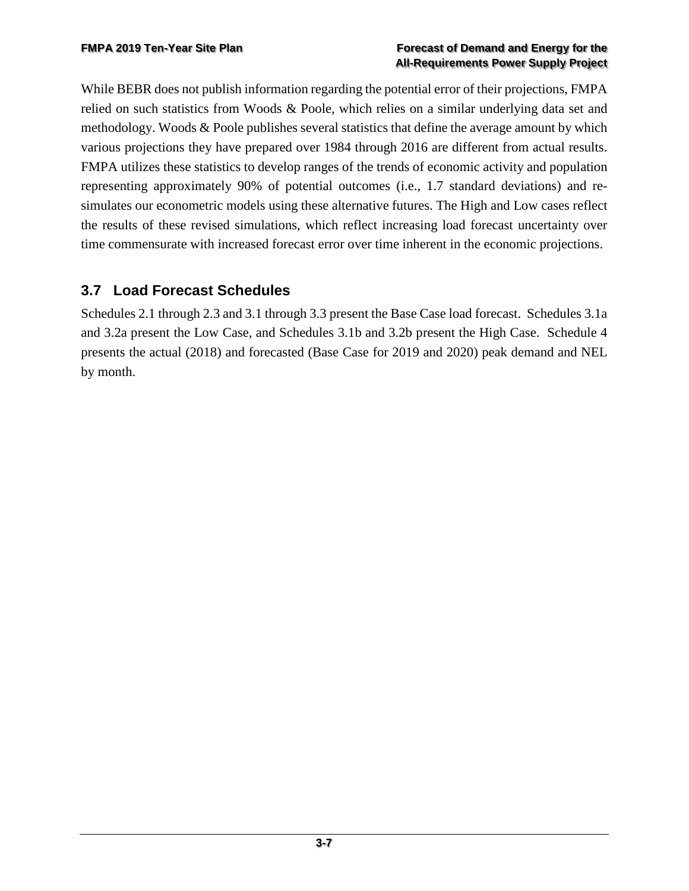While BEBR does not publish information regarding the potential error of their projections, FMPA relied on such statistics from Woods & Poole, which relies on a similar underlying data set and methodology. Woods & Poole publishes several statistics that define the average amount by which various projections they have prepared over 1984 through 2016 are different from actual results. FMPA utilizes these statistics to develop ranges of the trends of economic activity and population representing approximately 90% of potential outcomes (i.e., 1.7 standard deviations) and re-simulates our econometric models using these alternative futures. The High and Low cases reflect the results of these revised simulations, which reflect increasing load forecast uncertainty over time commensurate with increased forecast error over time inherent in the economic projections.

## 3.7 Load Forecast Schedules

Schedules 2.1 through 2.3 and 3.1 through 3.3 present the Base Case load forecast. Schedules 3.1a and 3.2a present the Low Case, and Schedules 3.1b and 3.2b present the High Case. Schedule 4 presents the actual (2018) and forecasted (Base Case for 2019 and 2020) peak demand and NEL by month.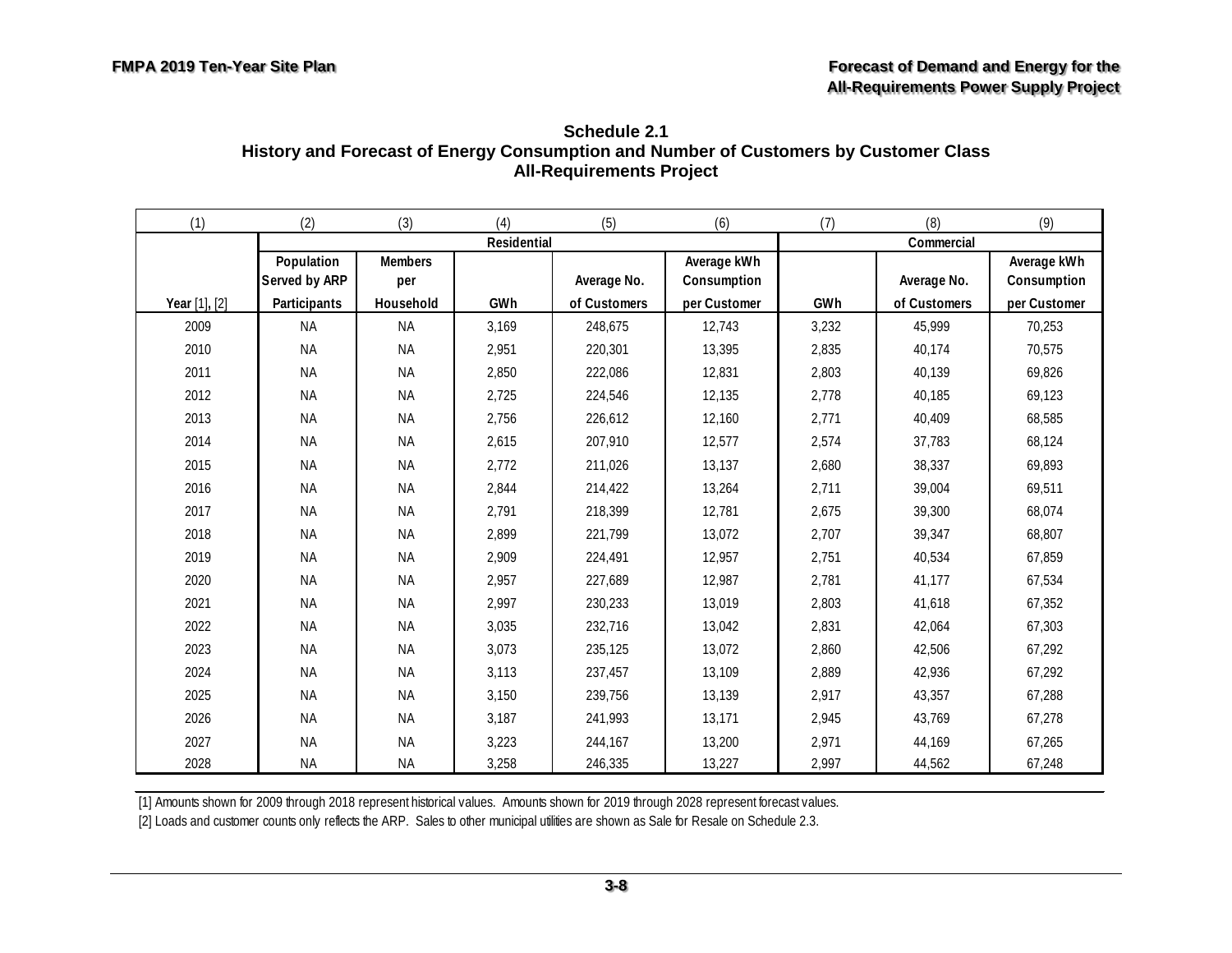**Schedule 2.1**
**History and Forecast of Energy Consumption and Number of Customers by Customer Class**
**All-Requirements Project**

| (1) | (2) | (3) | (4) | (5) | (6) | (7) | (8) | (9) |
|---|---|---|---|---|---|---|---|---|
| | Residential | | | | | Commercial | | |
| Year [1], [2] | Population Served by ARP Participants | Members per Household | GWh | Average No. of Customers | Average kWh Consumption per Customer | GWh | Average No. of Customers | Average kWh Consumption per Customer |
| 2009 | NA | NA | 3,169 | 248,675 | 12,743 | 3,232 | 45,999 | 70,253 |
| 2010 | NA | NA | 2,951 | 220,301 | 13,395 | 2,835 | 40,174 | 70,575 |
| 2011 | NA | NA | 2,850 | 222,086 | 12,831 | 2,803 | 40,139 | 69,826 |
| 2012 | NA | NA | 2,725 | 224,546 | 12,135 | 2,778 | 40,185 | 69,123 |
| 2013 | NA | NA | 2,756 | 226,612 | 12,160 | 2,771 | 40,409 | 68,585 |
| 2014 | NA | NA | 2,615 | 207,910 | 12,577 | 2,574 | 37,783 | 68,124 |
| 2015 | NA | NA | 2,772 | 211,026 | 13,137 | 2,680 | 38,337 | 69,893 |
| 2016 | NA | NA | 2,844 | 214,422 | 13,264 | 2,711 | 39,004 | 69,511 |
| 2017 | NA | NA | 2,791 | 218,399 | 12,781 | 2,675 | 39,300 | 68,074 |
| 2018 | NA | NA | 2,899 | 221,799 | 13,072 | 2,707 | 39,347 | 68,807 |
| 2019 | NA | NA | 2,909 | 224,491 | 12,957 | 2,751 | 40,534 | 67,859 |
| 2020 | NA | NA | 2,957 | 227,689 | 12,987 | 2,781 | 41,177 | 67,534 |
| 2021 | NA | NA | 2,997 | 230,233 | 13,019 | 2,803 | 41,618 | 67,352 |
| 2022 | NA | NA | 3,035 | 232,716 | 13,042 | 2,831 | 42,064 | 67,303 |
| 2023 | NA | NA | 3,073 | 235,125 | 13,072 | 2,860 | 42,506 | 67,292 |
| 2024 | NA | NA | 3,113 | 237,457 | 13,109 | 2,889 | 42,936 | 67,292 |
| 2025 | NA | NA | 3,150 | 239,756 | 13,139 | 2,917 | 43,357 | 67,288 |
| 2026 | NA | NA | 3,187 | 241,993 | 13,171 | 2,945 | 43,769 | 67,278 |
| 2027 | NA | NA | 3,223 | 244,167 | 13,200 | 2,971 | 44,169 | 67,265 |
| 2028 | NA | NA | 3,258 | 246,335 | 13,227 | 2,997 | 44,562 | 67,248 |

[1] Amounts shown for 2009 through 2018 represent historical values. Amounts shown for 2019 through 2028 represent forecast values.

[2] Loads and customer counts only reflects the ARP. Sales to other municipal utilities are shown as Sale for Resale on Schedule 2.3.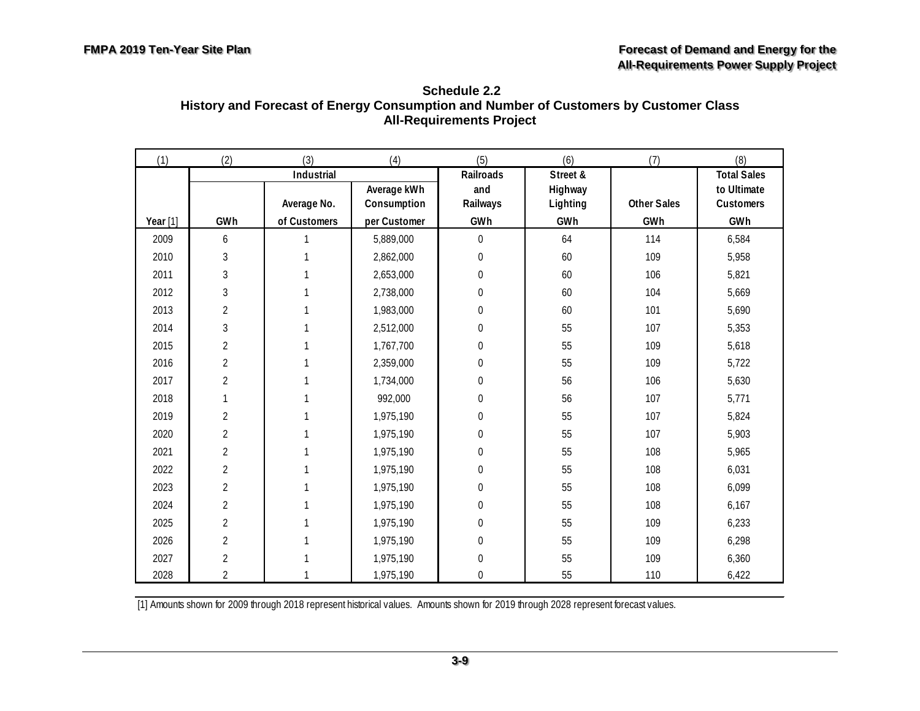**Schedule 2.2**
**History and Forecast of Energy Consumption and Number of Customers by Customer Class**
**All-Requirements Project**

| (1) | (2) | (3) | (4) | (5) | (6) | (7) | (8) |
|---|---|---|---|---|---|---|---|
| | Industrial | | | Railroads and Railways | Street & Highway Lighting | | Total Sales to Ultimate Customers |
| Year [1] | GWh | Average No. of Customers | Average kWh Consumption per Customer | GWh | GWh | Other Sales GWh | GWh |
| 2009 | 6 | 1 | 5,889,000 | 0 | 64 | 114 | 6,584 |
| 2010 | 3 | 1 | 2,862,000 | 0 | 60 | 109 | 5,958 |
| 2011 | 3 | 1 | 2,653,000 | 0 | 60 | 106 | 5,821 |
| 2012 | 3 | 1 | 2,738,000 | 0 | 60 | 104 | 5,669 |
| 2013 | 2 | 1 | 1,983,000 | 0 | 60 | 101 | 5,690 |
| 2014 | 3 | 1 | 2,512,000 | 0 | 55 | 107 | 5,353 |
| 2015 | 2 | 1 | 1,767,700 | 0 | 55 | 109 | 5,618 |
| 2016 | 2 | 1 | 2,359,000 | 0 | 55 | 109 | 5,722 |
| 2017 | 2 | 1 | 1,734,000 | 0 | 56 | 106 | 5,630 |
| 2018 | 1 | 1 | 992,000 | 0 | 56 | 107 | 5,771 |
| 2019 | 2 | 1 | 1,975,190 | 0 | 55 | 107 | 5,824 |
| 2020 | 2 | 1 | 1,975,190 | 0 | 55 | 107 | 5,903 |
| 2021 | 2 | 1 | 1,975,190 | 0 | 55 | 108 | 5,965 |
| 2022 | 2 | 1 | 1,975,190 | 0 | 55 | 108 | 6,031 |
| 2023 | 2 | 1 | 1,975,190 | 0 | 55 | 108 | 6,099 |
| 2024 | 2 | 1 | 1,975,190 | 0 | 55 | 108 | 6,167 |
| 2025 | 2 | 1 | 1,975,190 | 0 | 55 | 109 | 6,233 |
| 2026 | 2 | 1 | 1,975,190 | 0 | 55 | 109 | 6,298 |
| 2027 | 2 | 1 | 1,975,190 | 0 | 55 | 109 | 6,360 |
| 2028 | 2 | 1 | 1,975,190 | 0 | 55 | 110 | 6,422 |

[1] Amounts shown for 2009 through 2018 represent historical values. Amounts shown for 2019 through 2028 represent forecast values.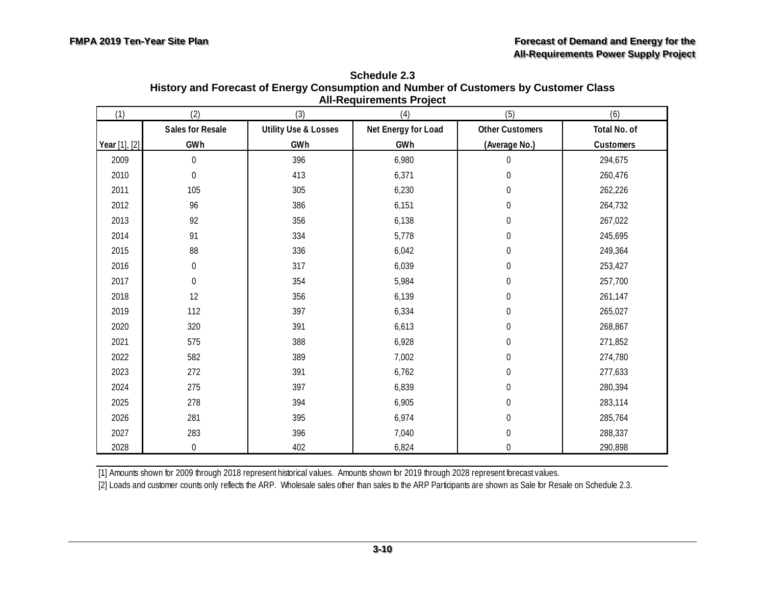**Schedule 2.3**
**History and Forecast of Energy Consumption and Number of Customers by Customer Class**
**All-Requirements Project**

| (1) | (2) | (3) | (4) | (5) | (6) |
|---|---|---|---|---|---|
| | **Sales for Resale** | **Utility Use & Losses** | **Net Energy for Load** | **Other Customers** | **Total No. of** |
| **Year** [1], [2] | **GWh** | **GWh** | **GWh** | **(Average No.)** | **Customers** |
| 2009 | 0 | 396 | 6,980 | 0 | 294,675 |
| 2010 | 0 | 413 | 6,371 | 0 | 260,476 |
| 2011 | 105 | 305 | 6,230 | 0 | 262,226 |
| 2012 | 96 | 386 | 6,151 | 0 | 264,732 |
| 2013 | 92 | 356 | 6,138 | 0 | 267,022 |
| 2014 | 91 | 334 | 5,778 | 0 | 245,695 |
| 2015 | 88 | 336 | 6,042 | 0 | 249,364 |
| 2016 | 0 | 317 | 6,039 | 0 | 253,427 |
| 2017 | 0 | 354 | 5,984 | 0 | 257,700 |
| 2018 | 12 | 356 | 6,139 | 0 | 261,147 |
| 2019 | 112 | 397 | 6,334 | 0 | 265,027 |
| 2020 | 320 | 391 | 6,613 | 0 | 268,867 |
| 2021 | 575 | 388 | 6,928 | 0 | 271,852 |
| 2022 | 582 | 389 | 7,002 | 0 | 274,780 |
| 2023 | 272 | 391 | 6,762 | 0 | 277,633 |
| 2024 | 275 | 397 | 6,839 | 0 | 280,394 |
| 2025 | 278 | 394 | 6,905 | 0 | 283,114 |
| 2026 | 281 | 395 | 6,974 | 0 | 285,764 |
| 2027 | 283 | 396 | 7,040 | 0 | 288,337 |
| 2028 | 0 | 402 | 6,824 | 0 | 290,898 |

[1] Amounts shown for 2009 through 2018 represent historical values. Amounts shown for 2019 through 2028 represent forecast values.

[2] Loads and customer counts only reflects the ARP. Wholesale sales other than sales to the ARP Participants are shown as Sale for Resale on Schedule 2.3.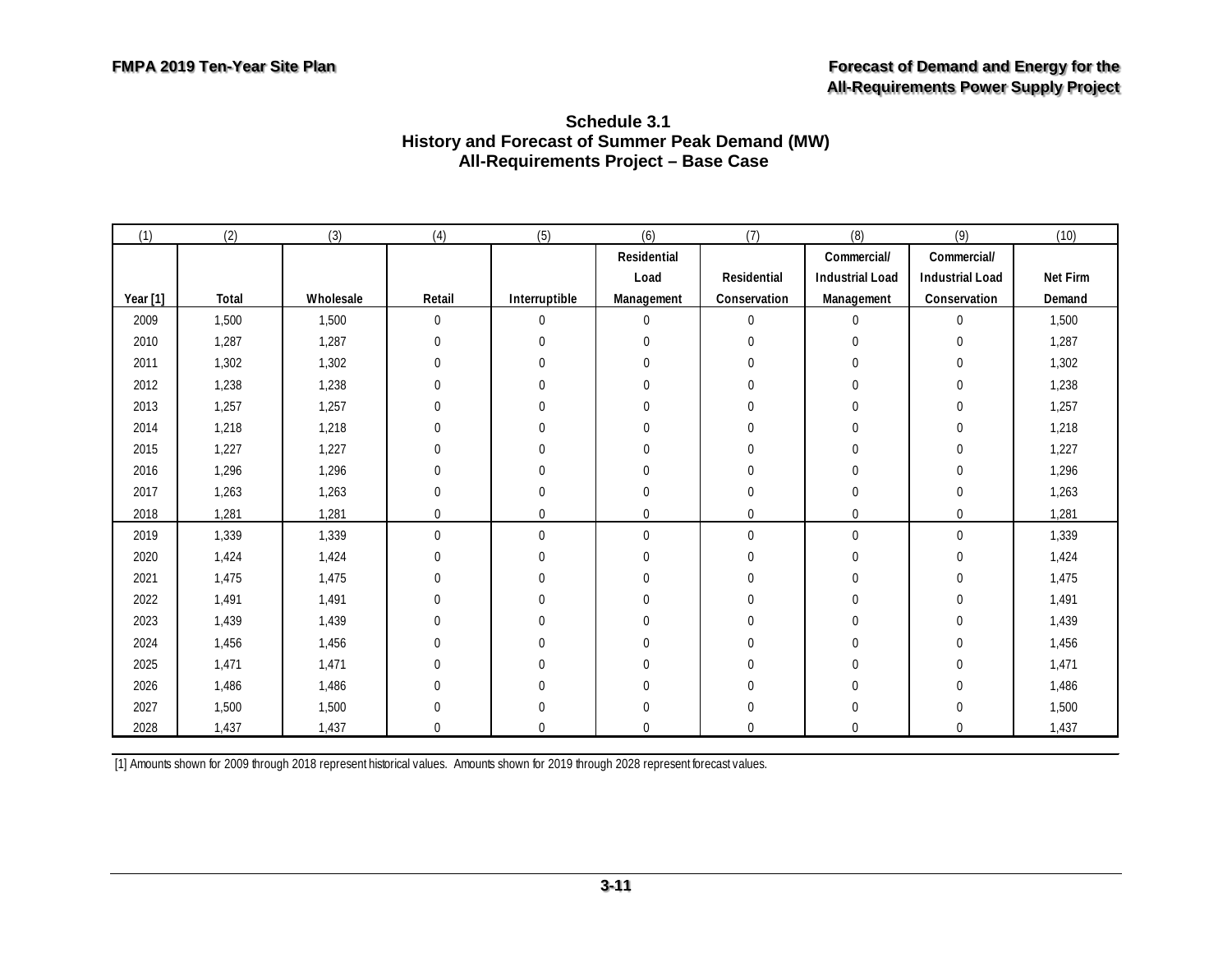**Schedule 3.1**
**History and Forecast of Summer Peak Demand (MW)**
**All-Requirements Project – Base Case**

| (1) | (2) | (3) | (4) | (5) | (6) | (7) | (8) | (9) | (10) |
|---|---|---|---|---|---|---|---|---|---|
| Year [1] | Total | Wholesale | Retail | Interruptible | Residential Load Management | Residential Conservation | Commercial/ Industrial Load Management | Commercial/ Industrial Load Conservation | Net Firm Demand |
| 2009 | 1,500 | 1,500 | 0 | 0 | 0 | 0 | 0 | 0 | 1,500 |
| 2010 | 1,287 | 1,287 | 0 | 0 | 0 | 0 | 0 | 0 | 1,287 |
| 2011 | 1,302 | 1,302 | 0 | 0 | 0 | 0 | 0 | 0 | 1,302 |
| 2012 | 1,238 | 1,238 | 0 | 0 | 0 | 0 | 0 | 0 | 1,238 |
| 2013 | 1,257 | 1,257 | 0 | 0 | 0 | 0 | 0 | 0 | 1,257 |
| 2014 | 1,218 | 1,218 | 0 | 0 | 0 | 0 | 0 | 0 | 1,218 |
| 2015 | 1,227 | 1,227 | 0 | 0 | 0 | 0 | 0 | 0 | 1,227 |
| 2016 | 1,296 | 1,296 | 0 | 0 | 0 | 0 | 0 | 0 | 1,296 |
| 2017 | 1,263 | 1,263 | 0 | 0 | 0 | 0 | 0 | 0 | 1,263 |
| 2018 | 1,281 | 1,281 | 0 | 0 | 0 | 0 | 0 | 0 | 1,281 |
| 2019 | 1,339 | 1,339 | 0 | 0 | 0 | 0 | 0 | 0 | 1,339 |
| 2020 | 1,424 | 1,424 | 0 | 0 | 0 | 0 | 0 | 0 | 1,424 |
| 2021 | 1,475 | 1,475 | 0 | 0 | 0 | 0 | 0 | 0 | 1,475 |
| 2022 | 1,491 | 1,491 | 0 | 0 | 0 | 0 | 0 | 0 | 1,491 |
| 2023 | 1,439 | 1,439 | 0 | 0 | 0 | 0 | 0 | 0 | 1,439 |
| 2024 | 1,456 | 1,456 | 0 | 0 | 0 | 0 | 0 | 0 | 1,456 |
| 2025 | 1,471 | 1,471 | 0 | 0 | 0 | 0 | 0 | 0 | 1,471 |
| 2026 | 1,486 | 1,486 | 0 | 0 | 0 | 0 | 0 | 0 | 1,486 |
| 2027 | 1,500 | 1,500 | 0 | 0 | 0 | 0 | 0 | 0 | 1,500 |
| 2028 | 1,437 | 1,437 | 0 | 0 | 0 | 0 | 0 | 0 | 1,437 |

[1] Amounts shown for 2009 through 2018 represent historical values. Amounts shown for 2019 through 2028 represent forecast values.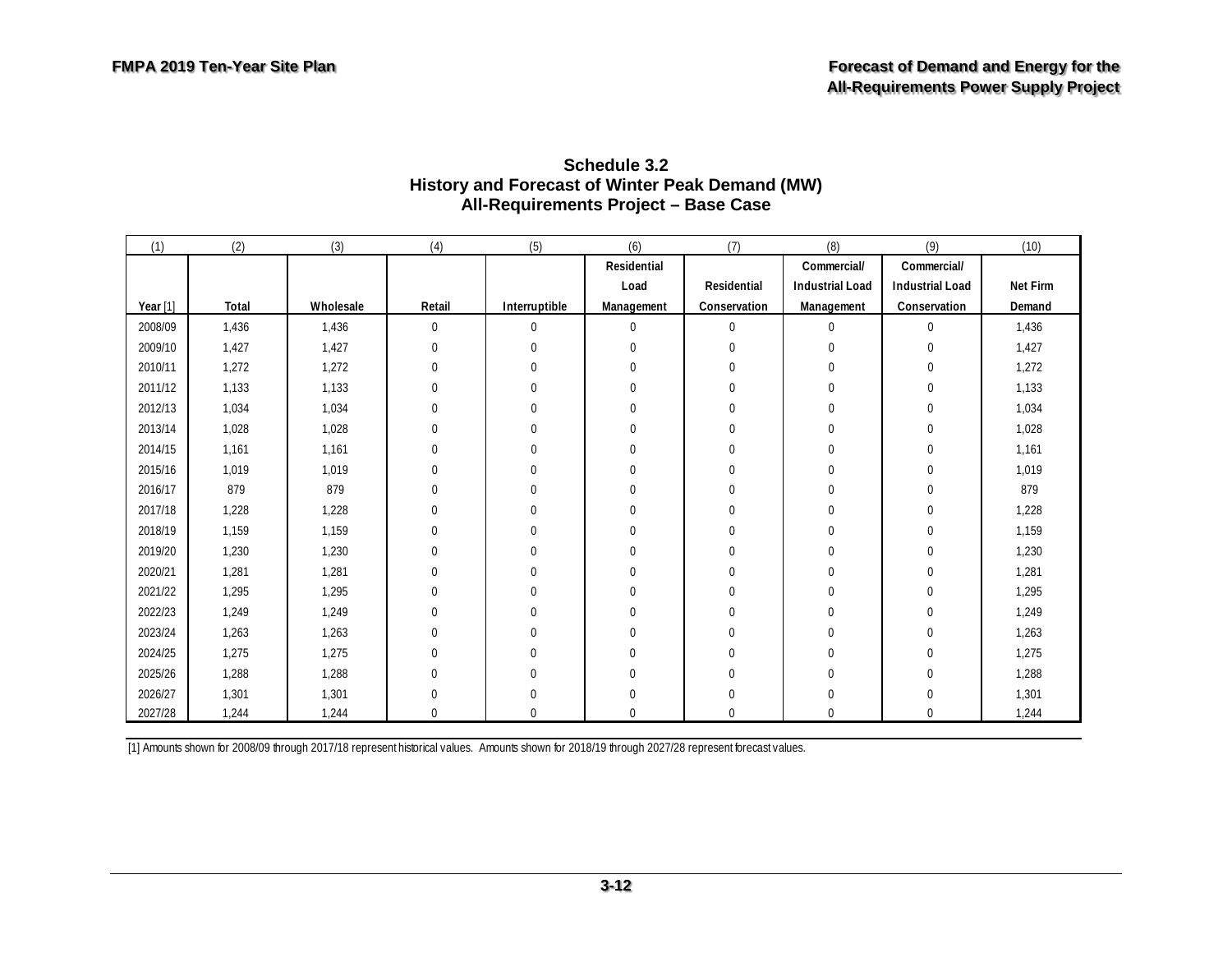**Schedule 3.2**
**History and Forecast of Winter Peak Demand (MW)**
**All-Requirements Project – Base Case**

| (1) | (2) | (3) | (4) | (5) | (6) | (7) | (8) | (9) | (10) |
|---|---|---|---|---|---|---|---|---|---|
| Year [1] | Total | Wholesale | Retail | Interruptible | Residential Load Management | Residential Conservation | Commercial/ Industrial Load Management | Commercial/ Industrial Load Conservation | Net Firm Demand |
| 2008/09 | 1,436 | 1,436 | 0 | 0 | 0 | 0 | 0 | 0 | 1,436 |
| 2009/10 | 1,427 | 1,427 | 0 | 0 | 0 | 0 | 0 | 0 | 1,427 |
| 2010/11 | 1,272 | 1,272 | 0 | 0 | 0 | 0 | 0 | 0 | 1,272 |
| 2011/12 | 1,133 | 1,133 | 0 | 0 | 0 | 0 | 0 | 0 | 1,133 |
| 2012/13 | 1,034 | 1,034 | 0 | 0 | 0 | 0 | 0 | 0 | 1,034 |
| 2013/14 | 1,028 | 1,028 | 0 | 0 | 0 | 0 | 0 | 0 | 1,028 |
| 2014/15 | 1,161 | 1,161 | 0 | 0 | 0 | 0 | 0 | 0 | 1,161 |
| 2015/16 | 1,019 | 1,019 | 0 | 0 | 0 | 0 | 0 | 0 | 1,019 |
| 2016/17 | 879 | 879 | 0 | 0 | 0 | 0 | 0 | 0 | 879 |
| 2017/18 | 1,228 | 1,228 | 0 | 0 | 0 | 0 | 0 | 0 | 1,228 |
| 2018/19 | 1,159 | 1,159 | 0 | 0 | 0 | 0 | 0 | 0 | 1,159 |
| 2019/20 | 1,230 | 1,230 | 0 | 0 | 0 | 0 | 0 | 0 | 1,230 |
| 2020/21 | 1,281 | 1,281 | 0 | 0 | 0 | 0 | 0 | 0 | 1,281 |
| 2021/22 | 1,295 | 1,295 | 0 | 0 | 0 | 0 | 0 | 0 | 1,295 |
| 2022/23 | 1,249 | 1,249 | 0 | 0 | 0 | 0 | 0 | 0 | 1,249 |
| 2023/24 | 1,263 | 1,263 | 0 | 0 | 0 | 0 | 0 | 0 | 1,263 |
| 2024/25 | 1,275 | 1,275 | 0 | 0 | 0 | 0 | 0 | 0 | 1,275 |
| 2025/26 | 1,288 | 1,288 | 0 | 0 | 0 | 0 | 0 | 0 | 1,288 |
| 2026/27 | 1,301 | 1,301 | 0 | 0 | 0 | 0 | 0 | 0 | 1,301 |
| 2027/28 | 1,244 | 1,244 | 0 | 0 | 0 | 0 | 0 | 0 | 1,244 |

[1] Amounts shown for 2008/09 through 2017/18 represent historical values. Amounts shown for 2018/19 through 2027/28 represent forecast values.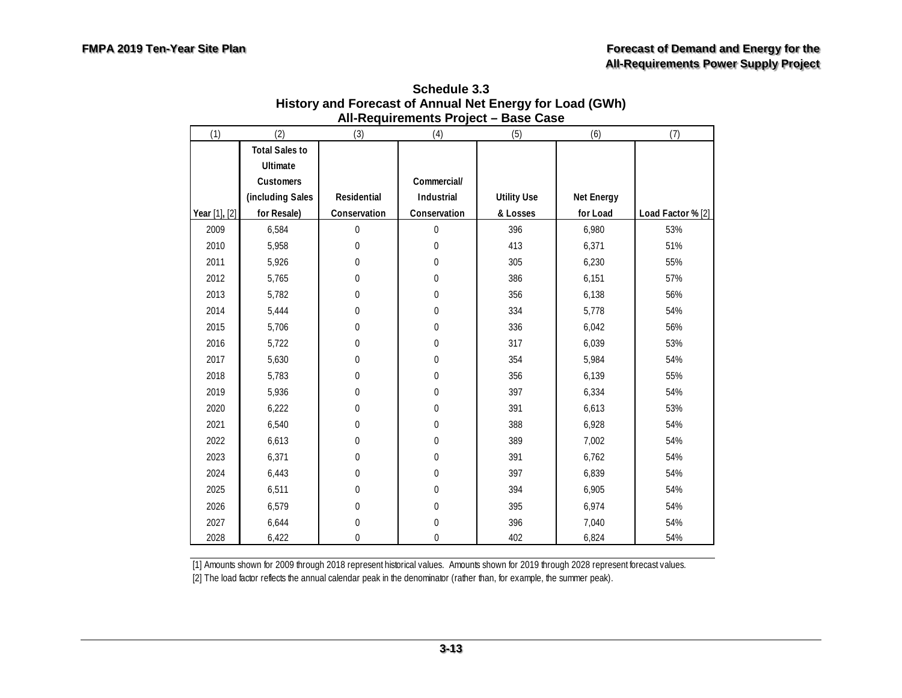## Schedule 3.3
## History and Forecast of Annual Net Energy for Load (GWh)
## All-Requirements Project – Base Case

| (1) | (2) | (3) | (4) | (5) | (6) | (7) |
|---|---|---|---|---|---|---|
| Year [1], [2] | Total Sales to Ultimate Customers (including Sales for Resale) | Residential Conservation | Commercial/ Industrial Conservation | Utility Use & Losses | Net Energy for Load | Load Factor % [2] |
| 2009 | 6,584 | 0 | 0 | 396 | 6,980 | 53% |
| 2010 | 5,958 | 0 | 0 | 413 | 6,371 | 51% |
| 2011 | 5,926 | 0 | 0 | 305 | 6,230 | 55% |
| 2012 | 5,765 | 0 | 0 | 386 | 6,151 | 57% |
| 2013 | 5,782 | 0 | 0 | 356 | 6,138 | 56% |
| 2014 | 5,444 | 0 | 0 | 334 | 5,778 | 54% |
| 2015 | 5,706 | 0 | 0 | 336 | 6,042 | 56% |
| 2016 | 5,722 | 0 | 0 | 317 | 6,039 | 53% |
| 2017 | 5,630 | 0 | 0 | 354 | 5,984 | 54% |
| 2018 | 5,783 | 0 | 0 | 356 | 6,139 | 55% |
| 2019 | 5,936 | 0 | 0 | 397 | 6,334 | 54% |
| 2020 | 6,222 | 0 | 0 | 391 | 6,613 | 53% |
| 2021 | 6,540 | 0 | 0 | 388 | 6,928 | 54% |
| 2022 | 6,613 | 0 | 0 | 389 | 7,002 | 54% |
| 2023 | 6,371 | 0 | 0 | 391 | 6,762 | 54% |
| 2024 | 6,443 | 0 | 0 | 397 | 6,839 | 54% |
| 2025 | 6,511 | 0 | 0 | 394 | 6,905 | 54% |
| 2026 | 6,579 | 0 | 0 | 395 | 6,974 | 54% |
| 2027 | 6,644 | 0 | 0 | 396 | 7,040 | 54% |
| 2028 | 6,422 | 0 | 0 | 402 | 6,824 | 54% |

[1] Amounts shown for 2009 through 2018 represent historical values. Amounts shown for 2019 through 2028 represent forecast values.

[2] The load factor reflects the annual calendar peak in the denominator (rather than, for example, the summer peak).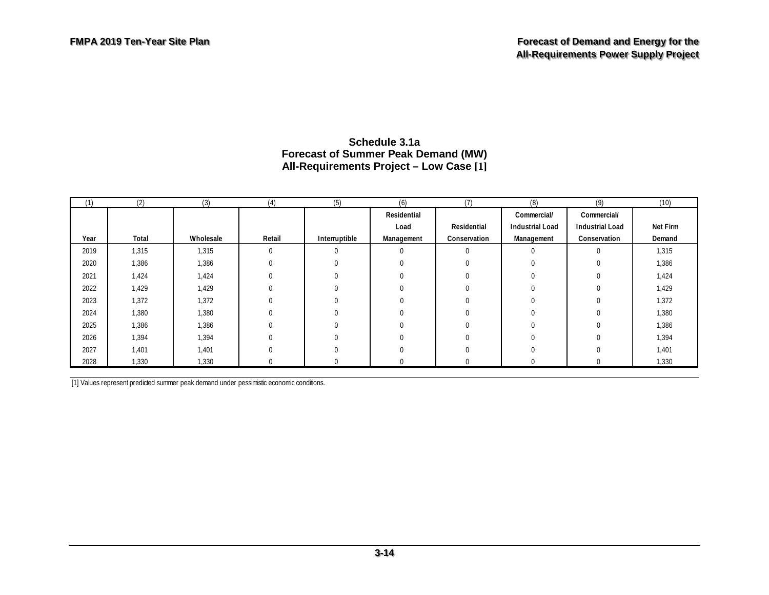**Schedule 3.1a**
**Forecast of Summer Peak Demand (MW)**
**All-Requirements Project – Low Case [1]**

| (1) | (2) | (3) | (4) | (5) | (6) | (7) | (8) | (9) | (10) |
|---|---|---|---|---|---|---|---|---|---|
| Year | Total | Wholesale | Retail | Interruptible | Residential Load Management | Residential Conservation | Commercial/ Industrial Load Management | Commercial/ Industrial Load Conservation | Net Firm Demand |
| 2019 | 1,315 | 1,315 | 0 | 0 | 0 | 0 | 0 | 0 | 1,315 |
| 2020 | 1,386 | 1,386 | 0 | 0 | 0 | 0 | 0 | 0 | 1,386 |
| 2021 | 1,424 | 1,424 | 0 | 0 | 0 | 0 | 0 | 0 | 1,424 |
| 2022 | 1,429 | 1,429 | 0 | 0 | 0 | 0 | 0 | 0 | 1,429 |
| 2023 | 1,372 | 1,372 | 0 | 0 | 0 | 0 | 0 | 0 | 1,372 |
| 2024 | 1,380 | 1,380 | 0 | 0 | 0 | 0 | 0 | 0 | 1,380 |
| 2025 | 1,386 | 1,386 | 0 | 0 | 0 | 0 | 0 | 0 | 1,386 |
| 2026 | 1,394 | 1,394 | 0 | 0 | 0 | 0 | 0 | 0 | 1,394 |
| 2027 | 1,401 | 1,401 | 0 | 0 | 0 | 0 | 0 | 0 | 1,401 |
| 2028 | 1,330 | 1,330 | 0 | 0 | 0 | 0 | 0 | 0 | 1,330 |

[1] Values represent predicted summer peak demand under pessimistic economic conditions.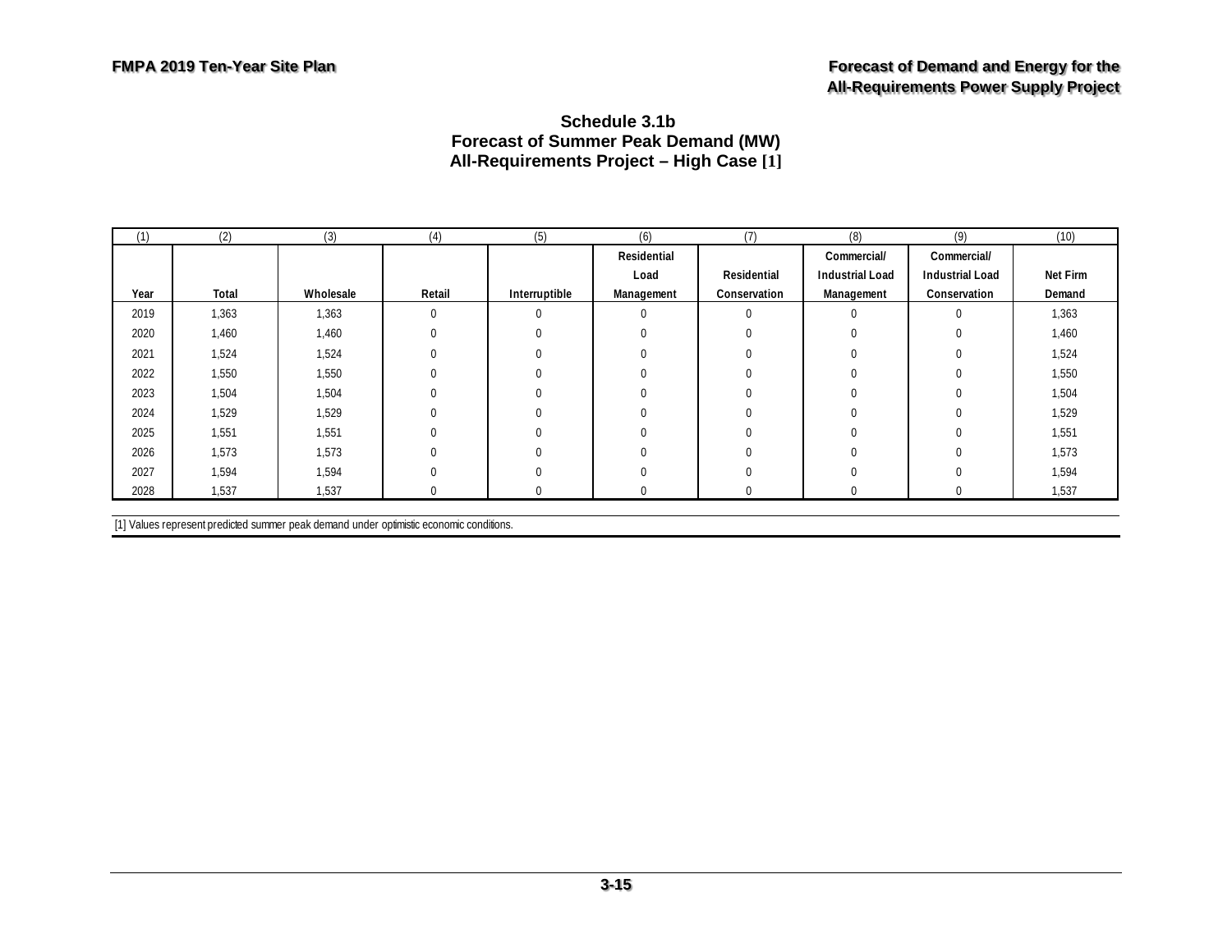# Schedule 3.1b
## Forecast of Summer Peak Demand (MW)
## All-Requirements Project – High Case [1]

| (1) | (2) | (3) | (4) | (5) | (6) | (7) | (8) | (9) | (10) |
|---|---|---|---|---|---|---|---|---|---|
| Year | Total | Wholesale | Retail | Interruptible | Residential Load Management | Residential Conservation | Commercial/ Industrial Load Management | Commercial/ Industrial Load Conservation | Net Firm Demand |
| 2019 | 1,363 | 1,363 | 0 | 0 | 0 | 0 | 0 | 0 | 1,363 |
| 2020 | 1,460 | 1,460 | 0 | 0 | 0 | 0 | 0 | 0 | 1,460 |
| 2021 | 1,524 | 1,524 | 0 | 0 | 0 | 0 | 0 | 0 | 1,524 |
| 2022 | 1,550 | 1,550 | 0 | 0 | 0 | 0 | 0 | 0 | 1,550 |
| 2023 | 1,504 | 1,504 | 0 | 0 | 0 | 0 | 0 | 0 | 1,504 |
| 2024 | 1,529 | 1,529 | 0 | 0 | 0 | 0 | 0 | 0 | 1,529 |
| 2025 | 1,551 | 1,551 | 0 | 0 | 0 | 0 | 0 | 0 | 1,551 |
| 2026 | 1,573 | 1,573 | 0 | 0 | 0 | 0 | 0 | 0 | 1,573 |
| 2027 | 1,594 | 1,594 | 0 | 0 | 0 | 0 | 0 | 0 | 1,594 |
| 2028 | 1,537 | 1,537 | 0 | 0 | 0 | 0 | 0 | 0 | 1,537 |

[1] Values represent predicted summer peak demand under optimistic economic conditions.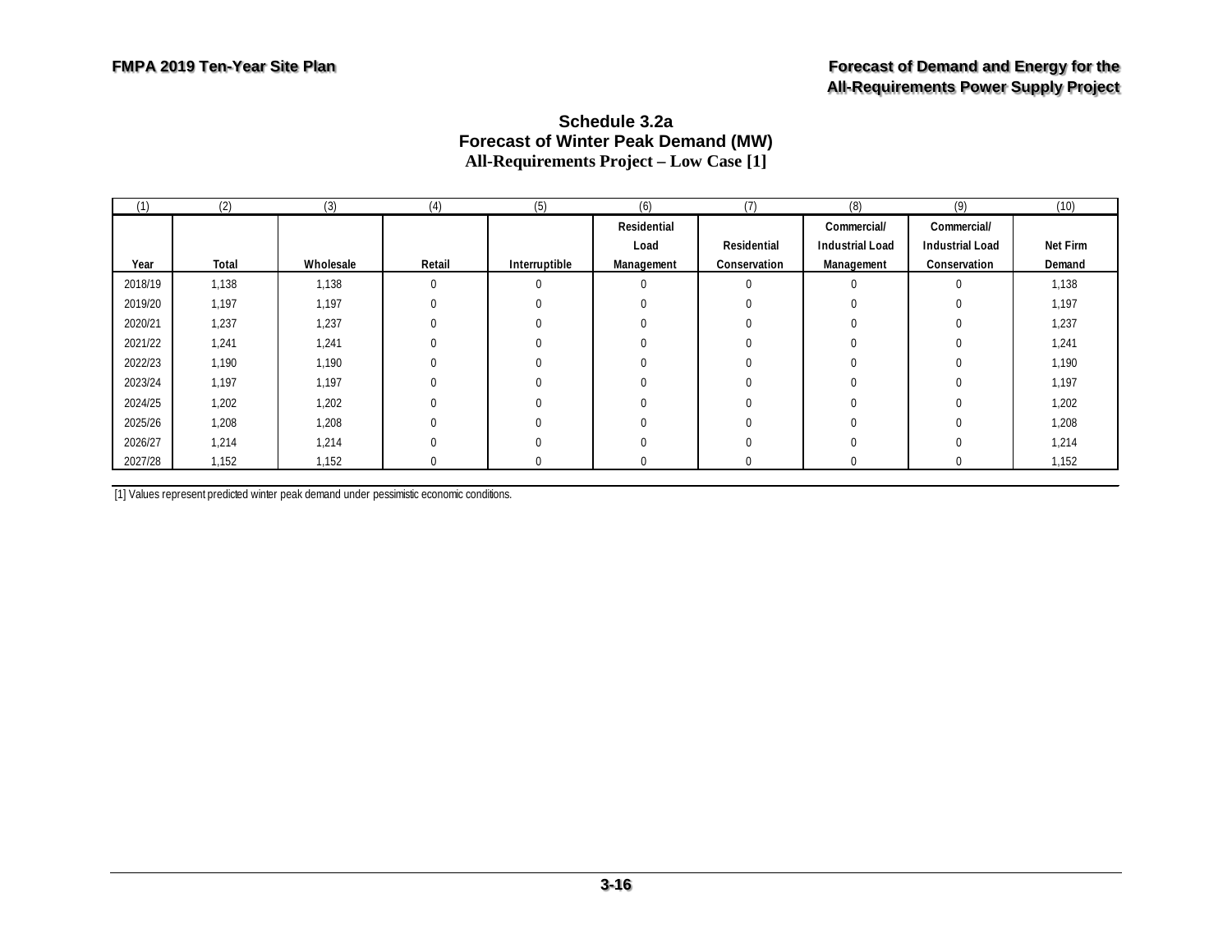### Schedule 3.2a
### Forecast of Winter Peak Demand (MW)
### All-Requirements Project – Low Case [1]

| (1) | (2) | (3) | (4) | (5) | (6) | (7) | (8) | (9) | (10) |
|---|---|---|---|---|---|---|---|---|---|
| Year | Total | Wholesale | Retail | Interruptible | Residential Load Management | Residential Conservation | Commercial/ Industrial Load Management | Commercial/ Industrial Load Conservation | Net Firm Demand |
| 2018/19 | 1,138 | 1,138 | 0 | 0 | 0 | 0 | 0 | 0 | 1,138 |
| 2019/20 | 1,197 | 1,197 | 0 | 0 | 0 | 0 | 0 | 0 | 1,197 |
| 2020/21 | 1,237 | 1,237 | 0 | 0 | 0 | 0 | 0 | 0 | 1,237 |
| 2021/22 | 1,241 | 1,241 | 0 | 0 | 0 | 0 | 0 | 0 | 1,241 |
| 2022/23 | 1,190 | 1,190 | 0 | 0 | 0 | 0 | 0 | 0 | 1,190 |
| 2023/24 | 1,197 | 1,197 | 0 | 0 | 0 | 0 | 0 | 0 | 1,197 |
| 2024/25 | 1,202 | 1,202 | 0 | 0 | 0 | 0 | 0 | 0 | 1,202 |
| 2025/26 | 1,208 | 1,208 | 0 | 0 | 0 | 0 | 0 | 0 | 1,208 |
| 2026/27 | 1,214 | 1,214 | 0 | 0 | 0 | 0 | 0 | 0 | 1,214 |
| 2027/28 | 1,152 | 1,152 | 0 | 0 | 0 | 0 | 0 | 0 | 1,152 |

[1] Values represent predicted winter peak demand under pessimistic economic conditions.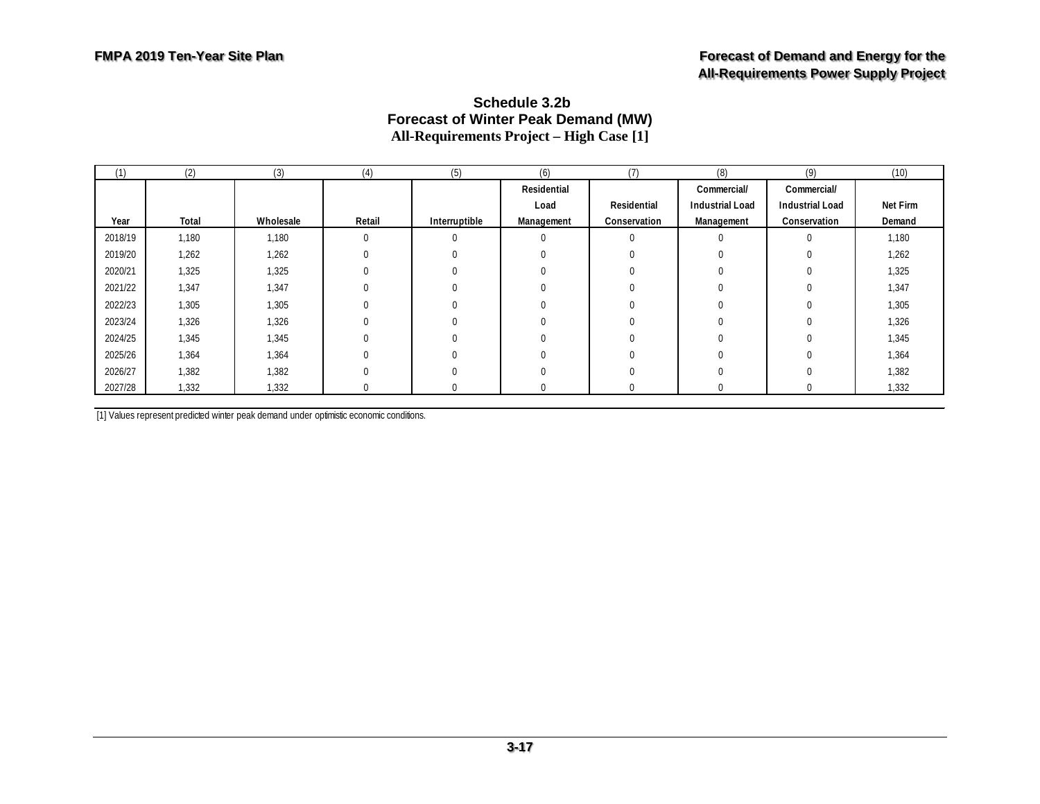### Schedule 3.2b
### Forecast of Winter Peak Demand (MW)
### All-Requirements Project – High Case [1]

| (1) | (2) | (3) | (4) | (5) | (6) | (7) | (8) | (9) | (10) |
|---|---|---|---|---|---|---|---|---|---|
| Year | Total | Wholesale | Retail | Interruptible | Residential Load Management | Residential Conservation | Commercial/ Industrial Load Management | Commercial/ Industrial Load Conservation | Net Firm Demand |
| 2018/19 | 1,180 | 1,180 | 0 | 0 | 0 | 0 | 0 | 0 | 1,180 |
| 2019/20 | 1,262 | 1,262 | 0 | 0 | 0 | 0 | 0 | 0 | 1,262 |
| 2020/21 | 1,325 | 1,325 | 0 | 0 | 0 | 0 | 0 | 0 | 1,325 |
| 2021/22 | 1,347 | 1,347 | 0 | 0 | 0 | 0 | 0 | 0 | 1,347 |
| 2022/23 | 1,305 | 1,305 | 0 | 0 | 0 | 0 | 0 | 0 | 1,305 |
| 2023/24 | 1,326 | 1,326 | 0 | 0 | 0 | 0 | 0 | 0 | 1,326 |
| 2024/25 | 1,345 | 1,345 | 0 | 0 | 0 | 0 | 0 | 0 | 1,345 |
| 2025/26 | 1,364 | 1,364 | 0 | 0 | 0 | 0 | 0 | 0 | 1,364 |
| 2026/27 | 1,382 | 1,382 | 0 | 0 | 0 | 0 | 0 | 0 | 1,382 |
| 2027/28 | 1,332 | 1,332 | 0 | 0 | 0 | 0 | 0 | 0 | 1,332 |

[1] Values represent predicted winter peak demand under optimistic economic conditions.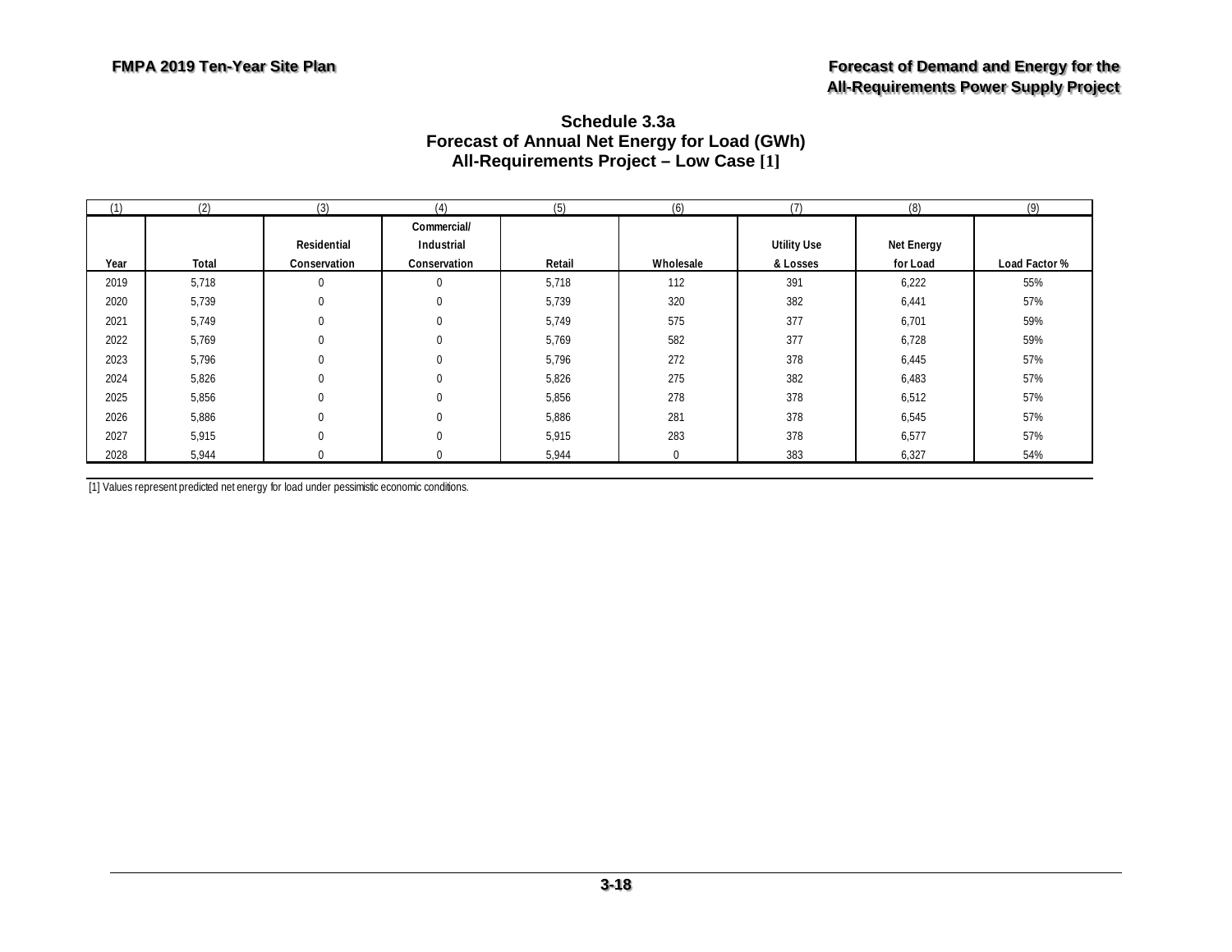## Schedule 3.3a
## Forecast of Annual Net Energy for Load (GWh)
## All-Requirements Project – Low Case [1]

| (1) | (2) | (3) | (4) | (5) | (6) | (7) | (8) | (9) |
|---|---|---|---|---|---|---|---|---|
| Year | Total | Residential Conservation | Commercial/ Industrial Conservation | Retail | Wholesale | Utility Use & Losses | Net Energy for Load | Load Factor % |
| 2019 | 5,718 | 0 | 0 | 5,718 | 112 | 391 | 6,222 | 55% |
| 2020 | 5,739 | 0 | 0 | 5,739 | 320 | 382 | 6,441 | 57% |
| 2021 | 5,749 | 0 | 0 | 5,749 | 575 | 377 | 6,701 | 59% |
| 2022 | 5,769 | 0 | 0 | 5,769 | 582 | 377 | 6,728 | 59% |
| 2023 | 5,796 | 0 | 0 | 5,796 | 272 | 378 | 6,445 | 57% |
| 2024 | 5,826 | 0 | 0 | 5,826 | 275 | 382 | 6,483 | 57% |
| 2025 | 5,856 | 0 | 0 | 5,856 | 278 | 378 | 6,512 | 57% |
| 2026 | 5,886 | 0 | 0 | 5,886 | 281 | 378 | 6,545 | 57% |
| 2027 | 5,915 | 0 | 0 | 5,915 | 283 | 378 | 6,577 | 57% |
| 2028 | 5,944 | 0 | 0 | 5,944 | 0 | 383 | 6,327 | 54% |

[1] Values represent predicted net energy for load under pessimistic economic conditions.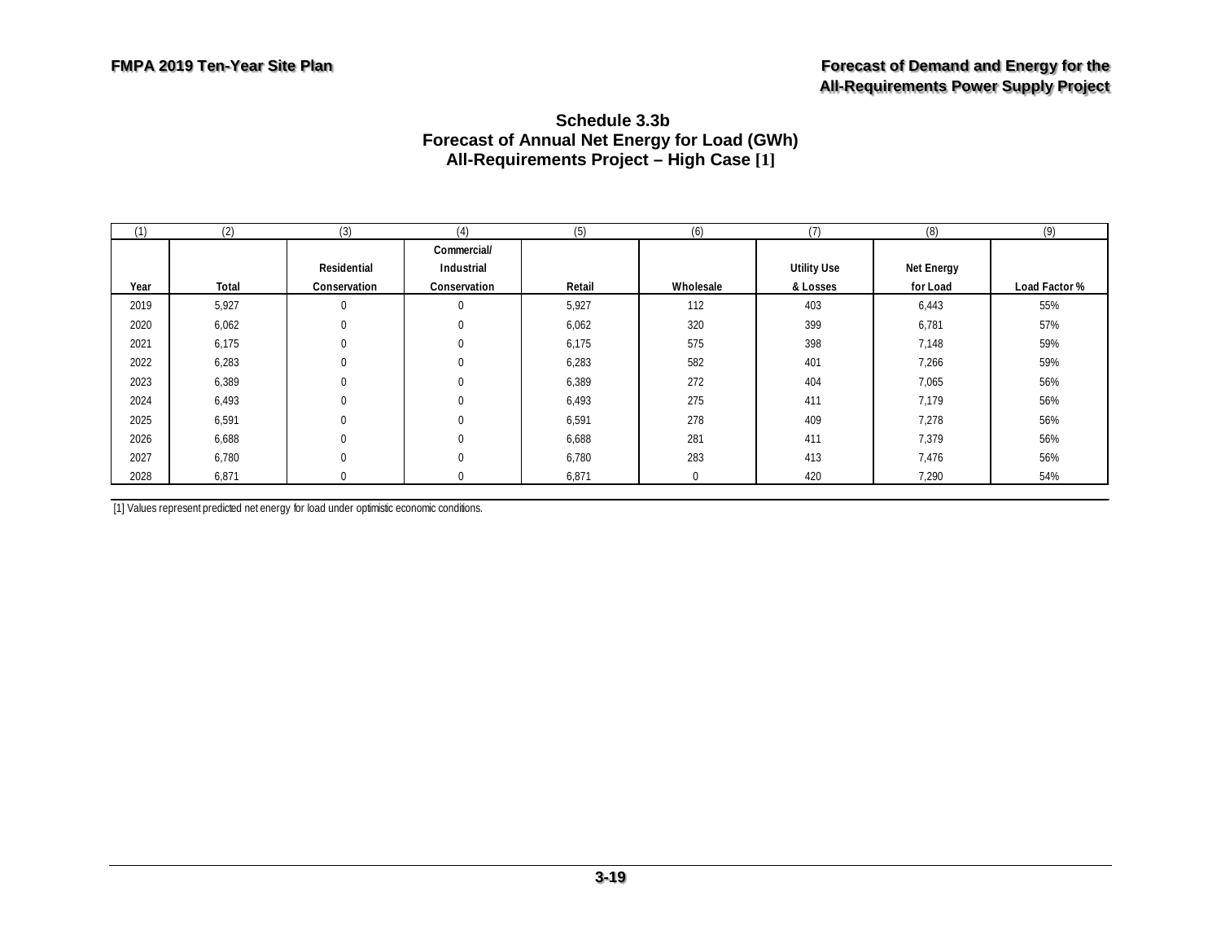### Schedule 3.3b
### Forecast of Annual Net Energy for Load (GWh)
### All-Requirements Project – High Case [1]

| (1) | (2) | (3) | (4) | (5) | (6) | (7) | (8) | (9) |
|---|---|---|---|---|---|---|---|---|
| Year | Total | Residential Conservation | Commercial/ Industrial Conservation | Retail | Wholesale | Utility Use & Losses | Net Energy for Load | Load Factor % |
| 2019 | 5,927 | 0 | 0 | 5,927 | 112 | 403 | 6,443 | 55% |
| 2020 | 6,062 | 0 | 0 | 6,062 | 320 | 399 | 6,781 | 57% |
| 2021 | 6,175 | 0 | 0 | 6,175 | 575 | 398 | 7,148 | 59% |
| 2022 | 6,283 | 0 | 0 | 6,283 | 582 | 401 | 7,266 | 59% |
| 2023 | 6,389 | 0 | 0 | 6,389 | 272 | 404 | 7,065 | 56% |
| 2024 | 6,493 | 0 | 0 | 6,493 | 275 | 411 | 7,179 | 56% |
| 2025 | 6,591 | 0 | 0 | 6,591 | 278 | 409 | 7,278 | 56% |
| 2026 | 6,688 | 0 | 0 | 6,688 | 281 | 411 | 7,379 | 56% |
| 2027 | 6,780 | 0 | 0 | 6,780 | 283 | 413 | 7,476 | 56% |
| 2028 | 6,871 | 0 | 0 | 6,871 | 0 | 420 | 7,290 | 54% |

[1] Values represent predicted net energy for load under optimistic economic conditions.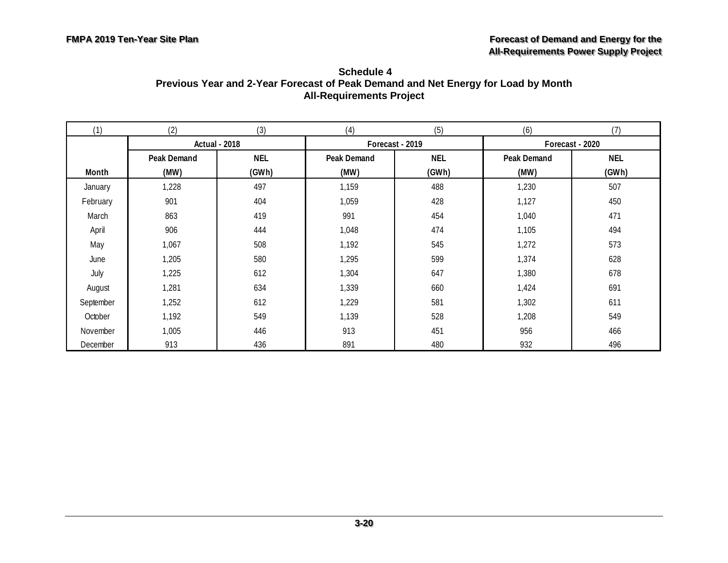# Schedule 4
## Previous Year and 2-Year Forecast of Peak Demand and Net Energy for Load by Month
## All-Requirements Project

| (1) | (2) | (3) | (4) | (5) | (6) | (7) |
|---|---|---|---|---|---|---|
| | Actual - 2018 | | Forecast - 2019 | | Forecast - 2020 | |
| Month | Peak Demand (MW) | NEL (GWh) | Peak Demand (MW) | NEL (GWh) | Peak Demand (MW) | NEL (GWh) |
| January | 1,228 | 497 | 1,159 | 488 | 1,230 | 507 |
| February | 901 | 404 | 1,059 | 428 | 1,127 | 450 |
| March | 863 | 419 | 991 | 454 | 1,040 | 471 |
| April | 906 | 444 | 1,048 | 474 | 1,105 | 494 |
| May | 1,067 | 508 | 1,192 | 545 | 1,272 | 573 |
| June | 1,205 | 580 | 1,295 | 599 | 1,374 | 628 |
| July | 1,225 | 612 | 1,304 | 647 | 1,380 | 678 |
| August | 1,281 | 634 | 1,339 | 660 | 1,424 | 691 |
| September | 1,252 | 612 | 1,229 | 581 | 1,302 | 611 |
| October | 1,192 | 549 | 1,139 | 528 | 1,208 | 549 |
| November | 1,005 | 446 | 913 | 451 | 956 | 466 |
| December | 913 | 436 | 891 | 480 | 932 | 496 |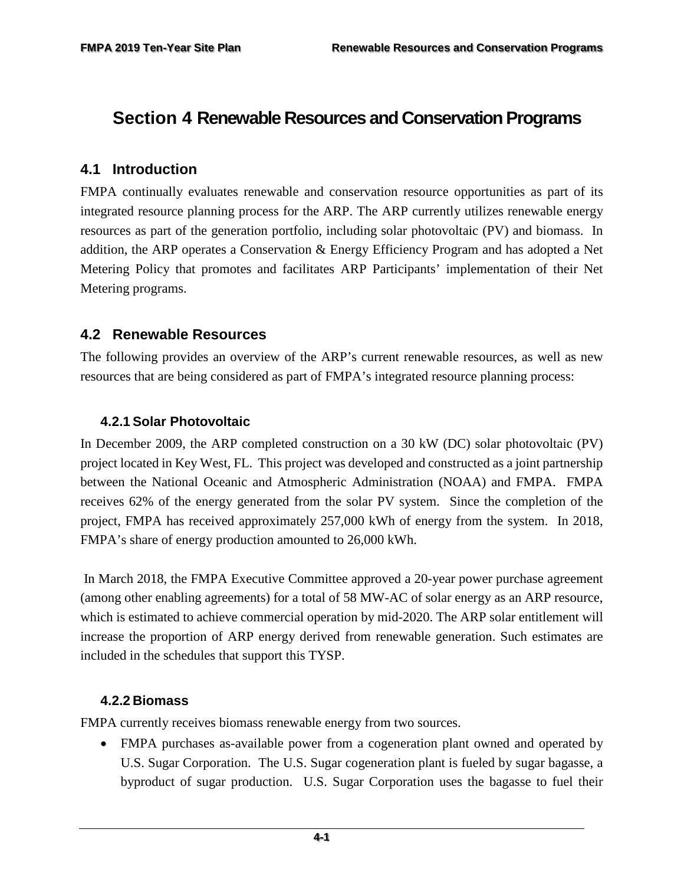# Section 4 Renewable Resources and Conservation Programs

## 4.1 Introduction

FMPA continually evaluates renewable and conservation resource opportunities as part of its integrated resource planning process for the ARP. The ARP currently utilizes renewable energy resources as part of the generation portfolio, including solar photovoltaic (PV) and biomass. In addition, the ARP operates a Conservation & Energy Efficiency Program and has adopted a Net Metering Policy that promotes and facilitates ARP Participants' implementation of their Net Metering programs.

## 4.2 Renewable Resources

The following provides an overview of the ARP's current renewable resources, as well as new resources that are being considered as part of FMPA's integrated resource planning process:

### 4.2.1 Solar Photovoltaic

In December 2009, the ARP completed construction on a 30 kW (DC) solar photovoltaic (PV) project located in Key West, FL. This project was developed and constructed as a joint partnership between the National Oceanic and Atmospheric Administration (NOAA) and FMPA. FMPA receives 62% of the energy generated from the solar PV system. Since the completion of the project, FMPA has received approximately 257,000 kWh of energy from the system. In 2018, FMPA's share of energy production amounted to 26,000 kWh.

In March 2018, the FMPA Executive Committee approved a 20-year power purchase agreement (among other enabling agreements) for a total of 58 MW-AC of solar energy as an ARP resource, which is estimated to achieve commercial operation by mid-2020. The ARP solar entitlement will increase the proportion of ARP energy derived from renewable generation. Such estimates are included in the schedules that support this TYSP.

### 4.2.2 Biomass

FMPA currently receives biomass renewable energy from two sources.

- FMPA purchases as-available power from a cogeneration plant owned and operated by U.S. Sugar Corporation. The U.S. Sugar cogeneration plant is fueled by sugar bagasse, a byproduct of sugar production. U.S. Sugar Corporation uses the bagasse to fuel their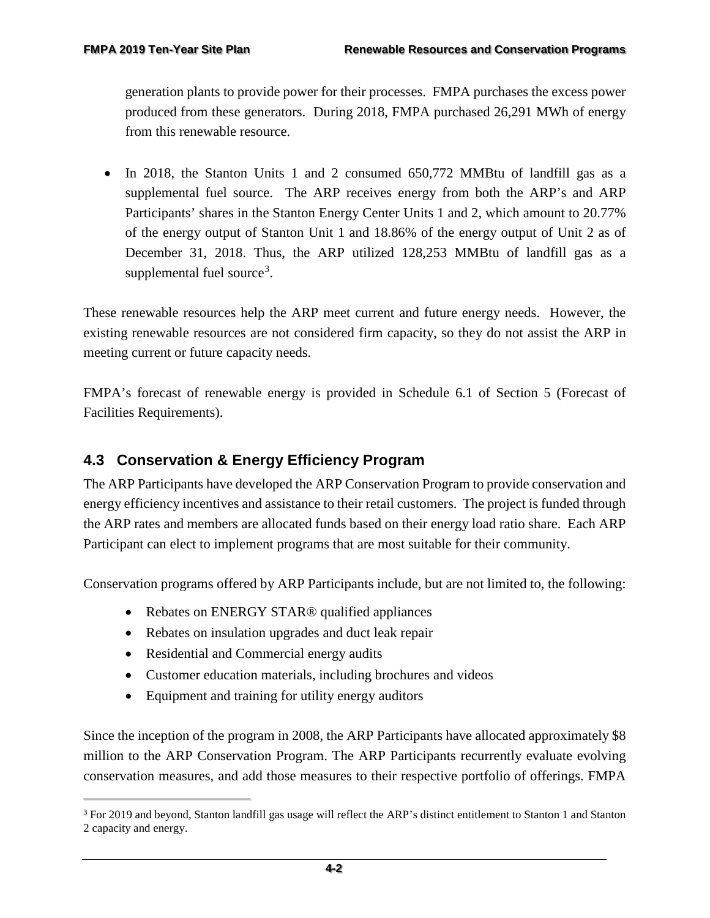generation plants to provide power for their processes. FMPA purchases the excess power produced from these generators. During 2018, FMPA purchased 26,291 MWh of energy from this renewable resource.

- In 2018, the Stanton Units 1 and 2 consumed 650,772 MMBtu of landfill gas as a supplemental fuel source. The ARP receives energy from both the ARP's and ARP Participants' shares in the Stanton Energy Center Units 1 and 2, which amount to 20.77% of the energy output of Stanton Unit 1 and 18.86% of the energy output of Unit 2 as of December 31, 2018. Thus, the ARP utilized 128,253 MMBtu of landfill gas as a supplemental fuel source[3].

These renewable resources help the ARP meet current and future energy needs. However, the existing renewable resources are not considered firm capacity, so they do not assist the ARP in meeting current or future capacity needs.

FMPA's forecast of renewable energy is provided in Schedule 6.1 of Section 5 (Forecast of Facilities Requirements).

## 4.3 Conservation & Energy Efficiency Program

The ARP Participants have developed the ARP Conservation Program to provide conservation and energy efficiency incentives and assistance to their retail customers. The project is funded through the ARP rates and members are allocated funds based on their energy load ratio share. Each ARP Participant can elect to implement programs that are most suitable for their community.

Conservation programs offered by ARP Participants include, but are not limited to, the following:

- Rebates on ENERGY STAR® qualified appliances
- Rebates on insulation upgrades and duct leak repair
- Residential and Commercial energy audits
- Customer education materials, including brochures and videos
- Equipment and training for utility energy auditors

Since the inception of the program in 2008, the ARP Participants have allocated approximately $8 million to the ARP Conservation Program. The ARP Participants recurrently evaluate evolving conservation measures, and add those measures to their respective portfolio of offerings. FMPA

[3] For 2019 and beyond, Stanton landfill gas usage will reflect the ARP's distinct entitlement to Stanton 1 and Stanton 2 capacity and energy.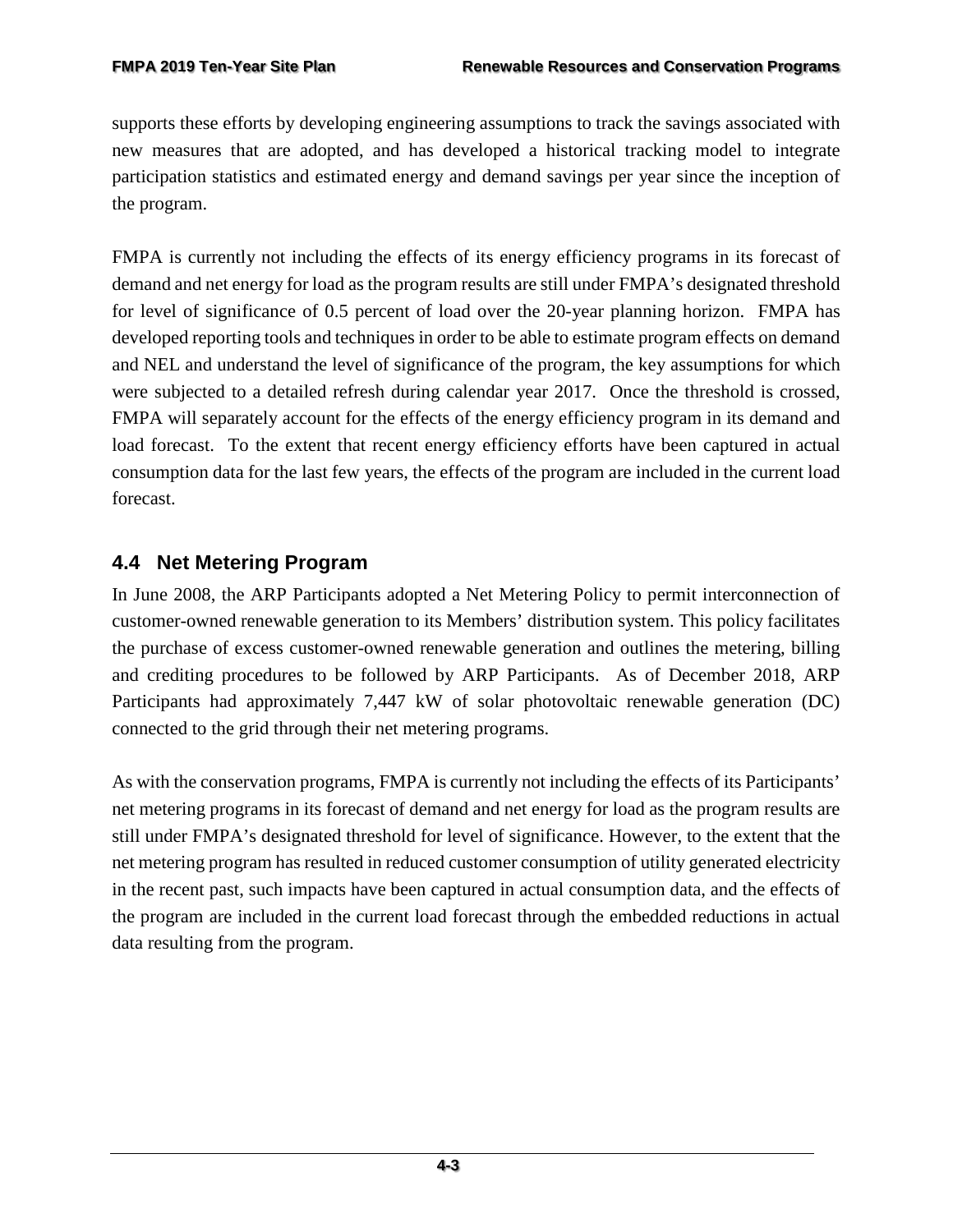supports these efforts by developing engineering assumptions to track the savings associated with new measures that are adopted, and has developed a historical tracking model to integrate participation statistics and estimated energy and demand savings per year since the inception of the program.

FMPA is currently not including the effects of its energy efficiency programs in its forecast of demand and net energy for load as the program results are still under FMPA's designated threshold for level of significance of 0.5 percent of load over the 20-year planning horizon. FMPA has developed reporting tools and techniques in order to be able to estimate program effects on demand and NEL and understand the level of significance of the program, the key assumptions for which were subjected to a detailed refresh during calendar year 2017. Once the threshold is crossed, FMPA will separately account for the effects of the energy efficiency program in its demand and load forecast. To the extent that recent energy efficiency efforts have been captured in actual consumption data for the last few years, the effects of the program are included in the current load forecast.

## 4.4 Net Metering Program

In June 2008, the ARP Participants adopted a Net Metering Policy to permit interconnection of customer-owned renewable generation to its Members' distribution system. This policy facilitates the purchase of excess customer-owned renewable generation and outlines the metering, billing and crediting procedures to be followed by ARP Participants. As of December 2018, ARP Participants had approximately 7,447 kW of solar photovoltaic renewable generation (DC) connected to the grid through their net metering programs.

As with the conservation programs, FMPA is currently not including the effects of its Participants' net metering programs in its forecast of demand and net energy for load as the program results are still under FMPA's designated threshold for level of significance. However, to the extent that the net metering program has resulted in reduced customer consumption of utility generated electricity in the recent past, such impacts have been captured in actual consumption data, and the effects of the program are included in the current load forecast through the embedded reductions in actual data resulting from the program.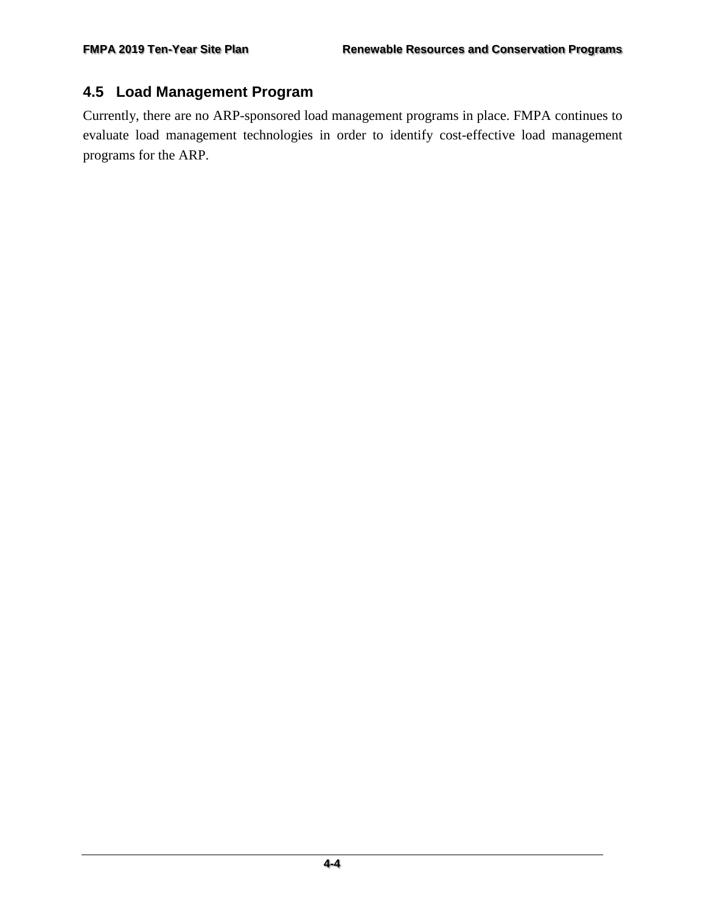## 4.5 Load Management Program

Currently, there are no ARP-sponsored load management programs in place. FMPA continues to evaluate load management technologies in order to identify cost-effective load management programs for the ARP.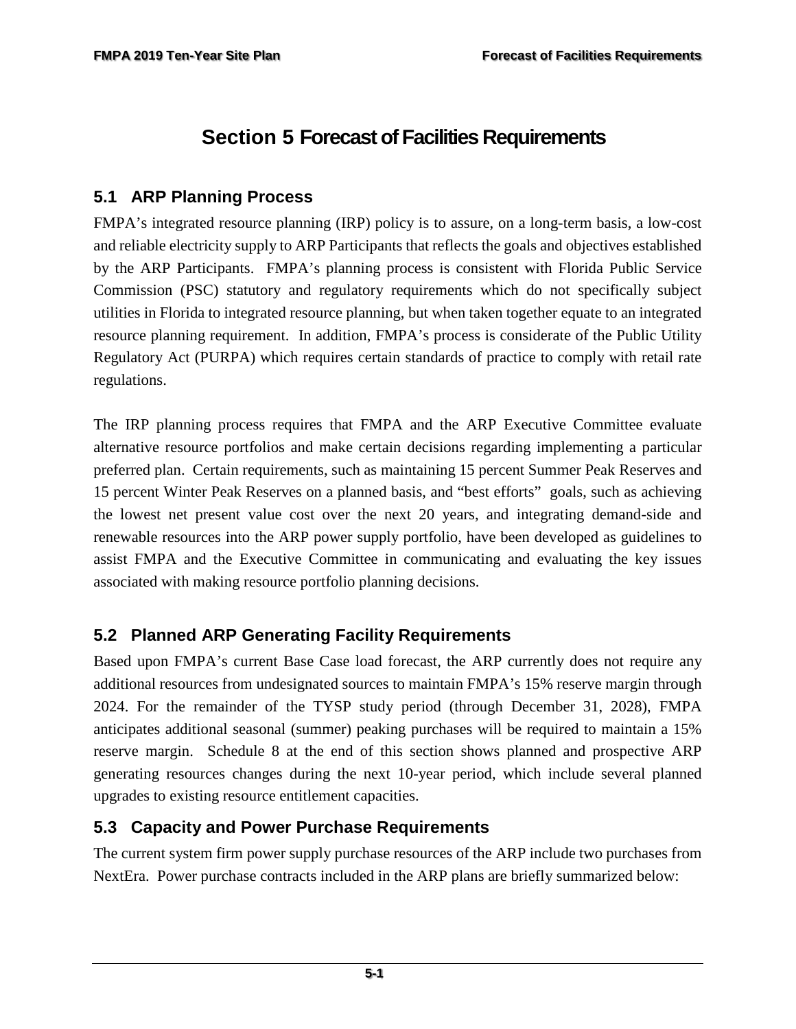# Section 5 Forecast of Facilities Requirements

## 5.1 ARP Planning Process

FMPA's integrated resource planning (IRP) policy is to assure, on a long-term basis, a low-cost and reliable electricity supply to ARP Participants that reflects the goals and objectives established by the ARP Participants. FMPA's planning process is consistent with Florida Public Service Commission (PSC) statutory and regulatory requirements which do not specifically subject utilities in Florida to integrated resource planning, but when taken together equate to an integrated resource planning requirement. In addition, FMPA's process is considerate of the Public Utility Regulatory Act (PURPA) which requires certain standards of practice to comply with retail rate regulations.

The IRP planning process requires that FMPA and the ARP Executive Committee evaluate alternative resource portfolios and make certain decisions regarding implementing a particular preferred plan. Certain requirements, such as maintaining 15 percent Summer Peak Reserves and 15 percent Winter Peak Reserves on a planned basis, and "best efforts" goals, such as achieving the lowest net present value cost over the next 20 years, and integrating demand-side and renewable resources into the ARP power supply portfolio, have been developed as guidelines to assist FMPA and the Executive Committee in communicating and evaluating the key issues associated with making resource portfolio planning decisions.

## 5.2 Planned ARP Generating Facility Requirements

Based upon FMPA's current Base Case load forecast, the ARP currently does not require any additional resources from undesignated sources to maintain FMPA's 15% reserve margin through 2024. For the remainder of the TYSP study period (through December 31, 2028), FMPA anticipates additional seasonal (summer) peaking purchases will be required to maintain a 15% reserve margin. Schedule 8 at the end of this section shows planned and prospective ARP generating resources changes during the next 10-year period, which include several planned upgrades to existing resource entitlement capacities.

## 5.3 Capacity and Power Purchase Requirements

The current system firm power supply purchase resources of the ARP include two purchases from NextEra. Power purchase contracts included in the ARP plans are briefly summarized below: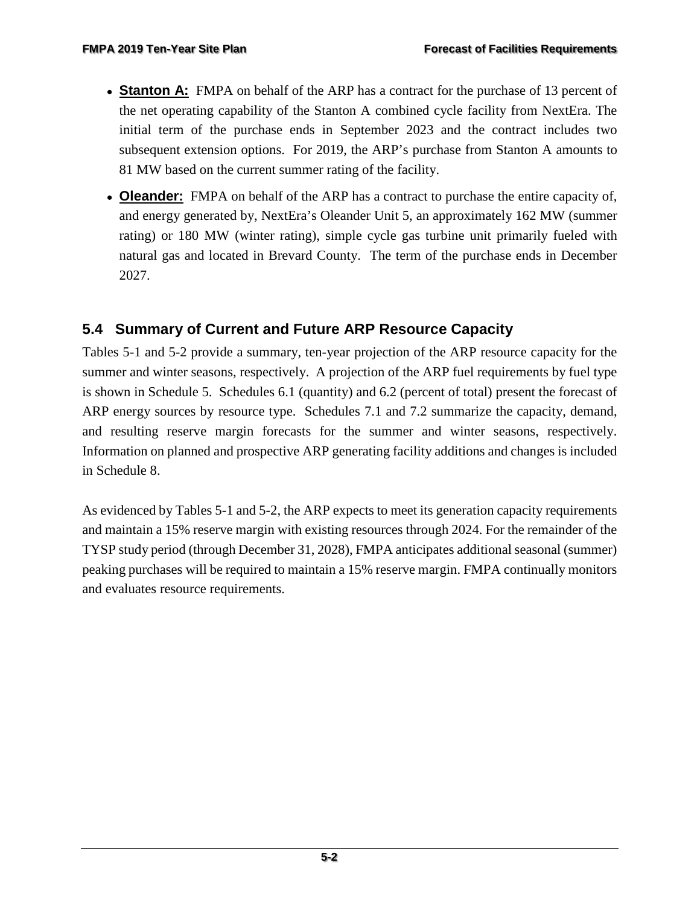- **Stanton A:** FMPA on behalf of the ARP has a contract for the purchase of 13 percent of the net operating capability of the Stanton A combined cycle facility from NextEra. The initial term of the purchase ends in September 2023 and the contract includes two subsequent extension options. For 2019, the ARP's purchase from Stanton A amounts to 81 MW based on the current summer rating of the facility.
- **Oleander:** FMPA on behalf of the ARP has a contract to purchase the entire capacity of, and energy generated by, NextEra's Oleander Unit 5, an approximately 162 MW (summer rating) or 180 MW (winter rating), simple cycle gas turbine unit primarily fueled with natural gas and located in Brevard County. The term of the purchase ends in December 2027.

## 5.4 Summary of Current and Future ARP Resource Capacity

Tables 5-1 and 5-2 provide a summary, ten-year projection of the ARP resource capacity for the summer and winter seasons, respectively. A projection of the ARP fuel requirements by fuel type is shown in Schedule 5. Schedules 6.1 (quantity) and 6.2 (percent of total) present the forecast of ARP energy sources by resource type. Schedules 7.1 and 7.2 summarize the capacity, demand, and resulting reserve margin forecasts for the summer and winter seasons, respectively. Information on planned and prospective ARP generating facility additions and changes is included in Schedule 8.

As evidenced by Tables 5-1 and 5-2, the ARP expects to meet its generation capacity requirements and maintain a 15% reserve margin with existing resources through 2024. For the remainder of the TYSP study period (through December 31, 2028), FMPA anticipates additional seasonal (summer) peaking purchases will be required to maintain a 15% reserve margin. FMPA continually monitors and evaluates resource requirements.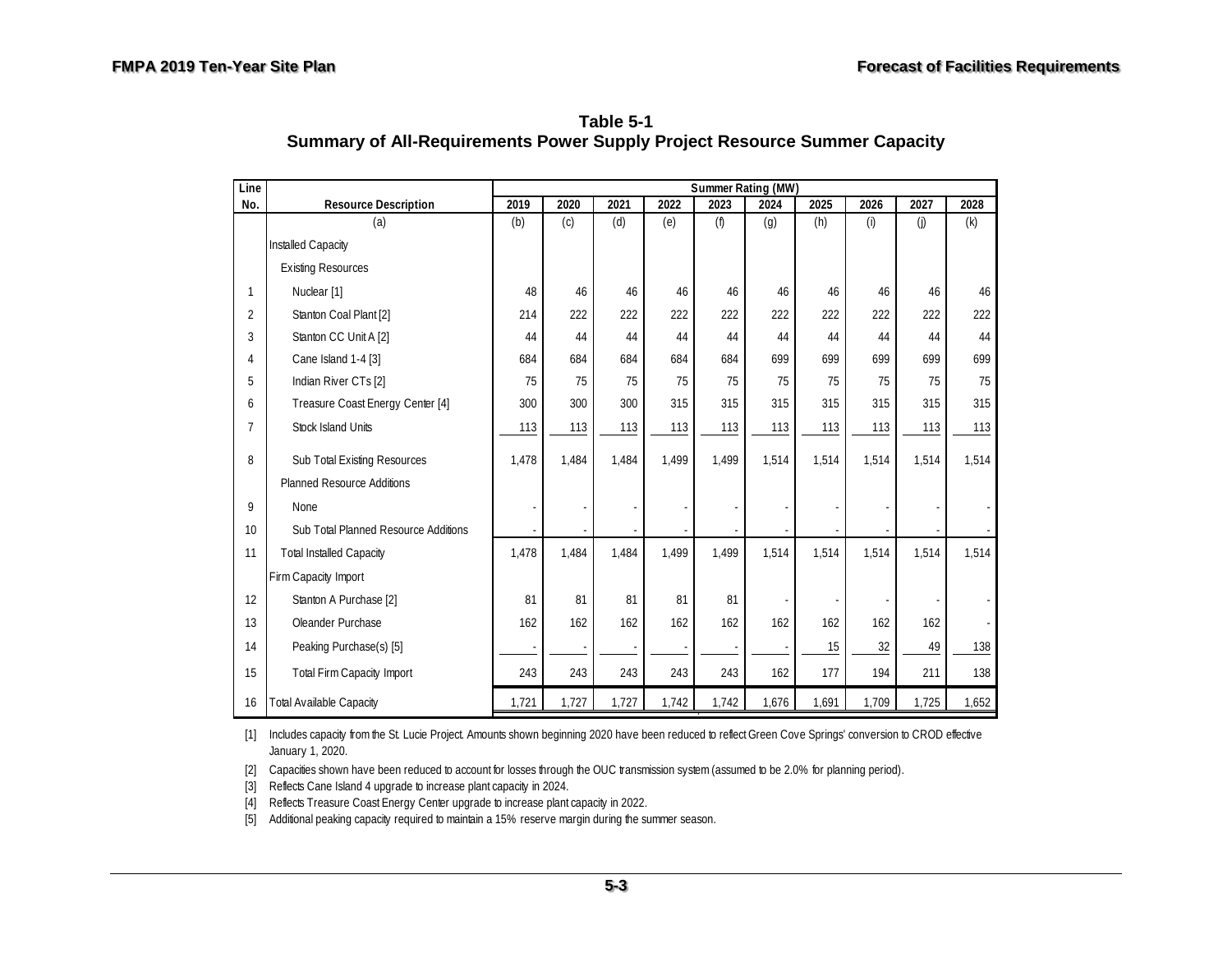**Table 5-1**
**Summary of All-Requirements Power Supply Project Resource Summer Capacity**

| Line No. | Resource Description | Summer Rating (MW) 2019 | 2020 | 2021 | 2022 | 2023 | 2024 | 2025 | 2026 | 2027 | 2028 |
|---|---|---|---|---|---|---|---|---|---|---|---|
| | (a) | (b) | (c) | (d) | (e) | (f) | (g) | (h) | (i) | (j) | (k) |
| | Installed Capacity | | | | | | | | | | |
| | Existing Resources | | | | | | | | | | |
| 1 | Nuclear [1] | 48 | 46 | 46 | 46 | 46 | 46 | 46 | 46 | 46 | 46 |
| 2 | Stanton Coal Plant [2] | 214 | 222 | 222 | 222 | 222 | 222 | 222 | 222 | 222 | 222 |
| 3 | Stanton CC Unit A [2] | 44 | 44 | 44 | 44 | 44 | 44 | 44 | 44 | 44 | 44 |
| 4 | Cane Island 1-4 [3] | 684 | 684 | 684 | 684 | 684 | 699 | 699 | 699 | 699 | 699 |
| 5 | Indian River CTs [2] | 75 | 75 | 75 | 75 | 75 | 75 | 75 | 75 | 75 | 75 |
| 6 | Treasure Coast Energy Center [4] | 300 | 300 | 300 | 315 | 315 | 315 | 315 | 315 | 315 | 315 |
| 7 | Stock Island Units | 113 | 113 | 113 | 113 | 113 | 113 | 113 | 113 | 113 | 113 |
| 8 | Sub Total Existing Resources | 1,478 | 1,484 | 1,484 | 1,499 | 1,499 | 1,514 | 1,514 | 1,514 | 1,514 | 1,514 |
| | Planned Resource Additions | | | | | | | | | | |
| 9 | None | - | - | - | - | - | - | - | - | - | - |
| 10 | Sub Total Planned Resource Additions | - | - | - | - | - | - | - | - | - | - |
| 11 | Total Installed Capacity | 1,478 | 1,484 | 1,484 | 1,499 | 1,499 | 1,514 | 1,514 | 1,514 | 1,514 | 1,514 |
| | Firm Capacity Import | | | | | | | | | | |
| 12 | Stanton A Purchase [2] | 81 | 81 | 81 | 81 | 81 | - | - | - | - | - |
| 13 | Oleander Purchase | 162 | 162 | 162 | 162 | 162 | 162 | 162 | 162 | 162 | - |
| 14 | Peaking Purchase(s) [5] | - | - | - | - | - | - | 15 | 32 | 49 | 138 |
| 15 | Total Firm Capacity Import | 243 | 243 | 243 | 243 | 243 | 162 | 177 | 194 | 211 | 138 |
| 16 | Total Available Capacity | 1,721 | 1,727 | 1,727 | 1,742 | 1,742 | 1,676 | 1,691 | 1,709 | 1,725 | 1,652 |

[1] Includes capacity from the St. Lucie Project. Amounts shown beginning 2020 have been reduced to reflect Green Cove Springs' conversion to CROD effective January 1, 2020.

[2] Capacities shown have been reduced to account for losses through the OUC transmission system (assumed to be 2.0% for planning period).

[3] Reflects Cane Island 4 upgrade to increase plant capacity in 2024.

[4] Reflects Treasure Coast Energy Center upgrade to increase plant capacity in 2022.

[5] Additional peaking capacity required to maintain a 15% reserve margin during the summer season.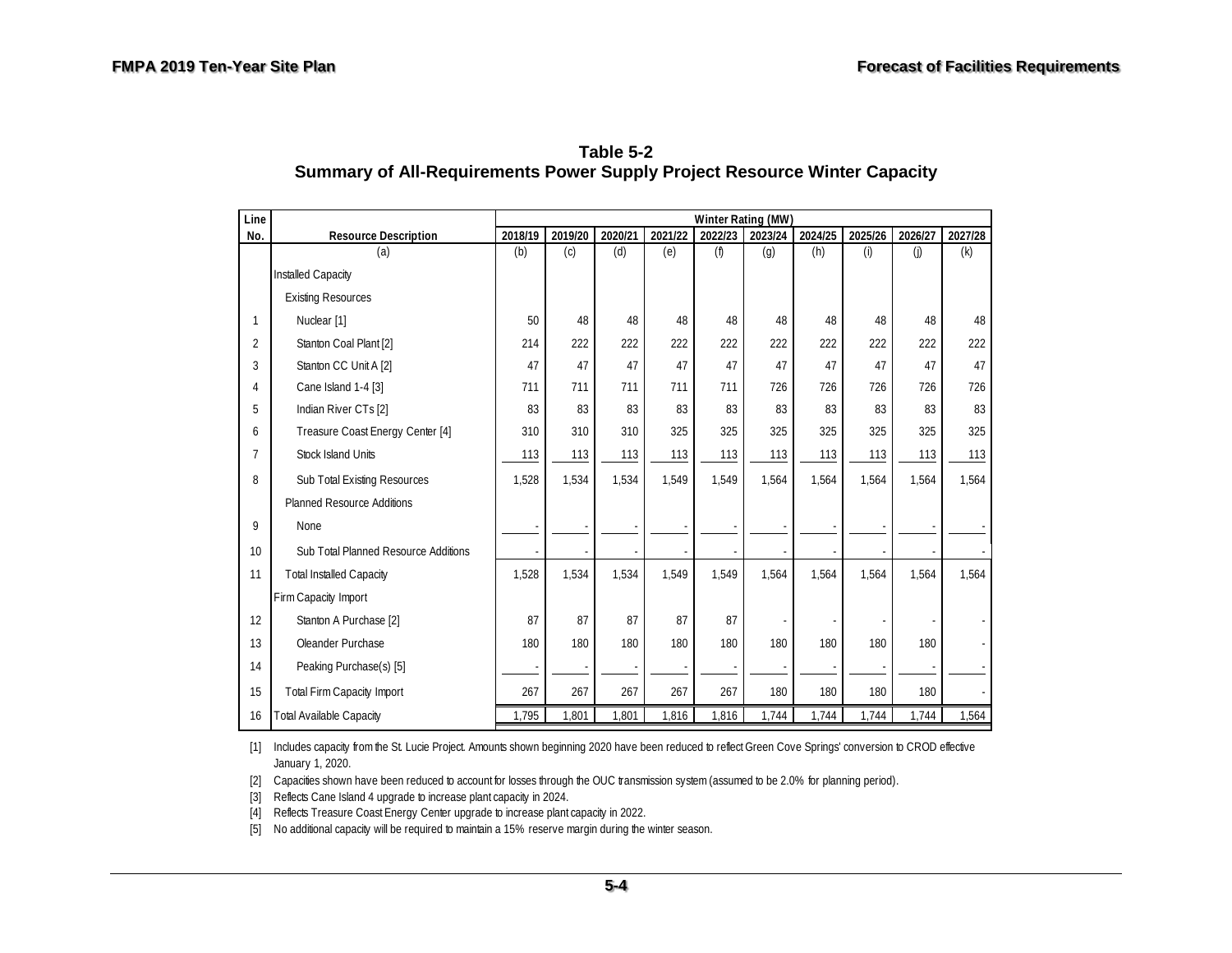**Table 5-2**
**Summary of All-Requirements Power Supply Project Resource Winter Capacity**

| Line No. | Resource Description | Winter Rating (MW) | | | | | | | | | |
|---|---|---|---|---|---|---|---|---|---|---|---|
| | | 2018/19 | 2019/20 | 2020/21 | 2021/22 | 2022/23 | 2023/24 | 2024/25 | 2025/26 | 2026/27 | 2027/28 |
| | (a) | (b) | (c) | (d) | (e) | (f) | (g) | (h) | (i) | (j) | (k) |
| | Installed Capacity | | | | | | | | | | |
| | Existing Resources | | | | | | | | | | |
| 1 | Nuclear [1] | 50 | 48 | 48 | 48 | 48 | 48 | 48 | 48 | 48 | 48 |
| 2 | Stanton Coal Plant [2] | 214 | 222 | 222 | 222 | 222 | 222 | 222 | 222 | 222 | 222 |
| 3 | Stanton CC Unit A [2] | 47 | 47 | 47 | 47 | 47 | 47 | 47 | 47 | 47 | 47 |
| 4 | Cane Island 1-4 [3] | 711 | 711 | 711 | 711 | 711 | 726 | 726 | 726 | 726 | 726 |
| 5 | Indian River CTs [2] | 83 | 83 | 83 | 83 | 83 | 83 | 83 | 83 | 83 | 83 |
| 6 | Treasure Coast Energy Center [4] | 310 | 310 | 310 | 325 | 325 | 325 | 325 | 325 | 325 | 325 |
| 7 | Stock Island Units | 113 | 113 | 113 | 113 | 113 | 113 | 113 | 113 | 113 | 113 |
| 8 | Sub Total Existing Resources | 1,528 | 1,534 | 1,534 | 1,549 | 1,549 | 1,564 | 1,564 | 1,564 | 1,564 | 1,564 |
| | Planned Resource Additions | | | | | | | | | | |
| 9 | None | - | - | - | - | - | - | - | - | - | - |
| 10 | Sub Total Planned Resource Additions | - | - | - | - | - | - | - | - | - | - |
| 11 | Total Installed Capacity | 1,528 | 1,534 | 1,534 | 1,549 | 1,549 | 1,564 | 1,564 | 1,564 | 1,564 | 1,564 |
| | Firm Capacity Import | | | | | | | | | | |
| 12 | Stanton A Purchase [2] | 87 | 87 | 87 | 87 | 87 | - | - | - | - | - |
| 13 | Oleander Purchase | 180 | 180 | 180 | 180 | 180 | 180 | 180 | 180 | 180 | - |
| 14 | Peaking Purchase(s) [5] | - | - | - | - | - | - | - | - | - | - |
| 15 | Total Firm Capacity Import | 267 | 267 | 267 | 267 | 267 | 180 | 180 | 180 | 180 | - |
| 16 | Total Available Capacity | 1,795 | 1,801 | 1,801 | 1,816 | 1,816 | 1,744 | 1,744 | 1,744 | 1,744 | 1,564 |

[1] Includes capacity from the St. Lucie Project. Amounts shown beginning 2020 have been reduced to reflect Green Cove Springs' conversion to CROD effective January 1, 2020.

[2] Capacities shown have been reduced to account for losses through the OUC transmission system (assumed to be 2.0% for planning period).

[3] Reflects Cane Island 4 upgrade to increase plant capacity in 2024.

[4] Reflects Treasure Coast Energy Center upgrade to increase plant capacity in 2022.

[5] No additional capacity will be required to maintain a 15% reserve margin during the winter season.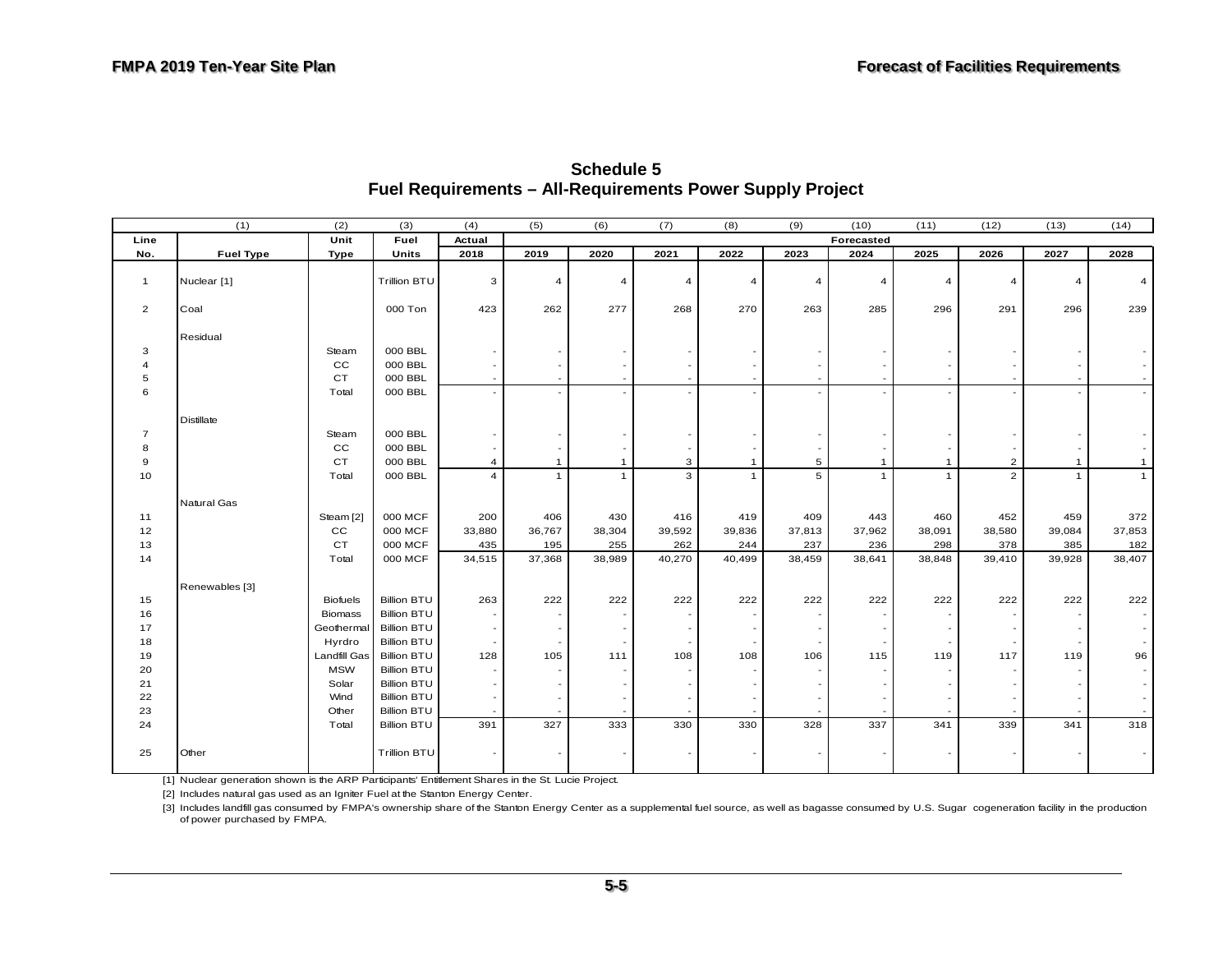## Schedule 5
## Fuel Requirements – All-Requirements Power Supply Project

| (1) | | (2) | (3) | (4) | (5) | (6) | (7) | (8) | (9) | (10) | (11) | (12) | (13) | (14) |
|---|---|---|---|---|---|---|---|---|---|---|---|---|---|---|
| Line | | Unit | Fuel | Actual | Forecasted | | | | | | | | | |
| No. | Fuel Type | Type | Units | 2018 | 2019 | 2020 | 2021 | 2022 | 2023 | 2024 | 2025 | 2026 | 2027 | 2028 |
| 1 | Nuclear [1] | | Trillion BTU | 3 | 4 | 4 | 4 | 4 | 4 | 4 | 4 | 4 | 4 | 4 |
| 2 | Coal | | 000 Ton | 423 | 262 | 277 | 268 | 270 | 263 | 285 | 296 | 291 | 296 | 239 |
| | Residual | | | | | | | | | | | | | |
| 3 | | Steam | 000 BBL | - | - | - | - | - | - | - | - | - | - | - |
| 4 | | CC | 000 BBL | - | - | - | - | - | - | - | - | - | - | - |
| 5 | | CT | 000 BBL | - | - | - | - | - | - | - | - | - | - | - |
| 6 | | Total | 000 BBL | - | - | - | - | - | - | - | - | - | - | - |
| | Distillate | | | | | | | | | | | | | |
| 7 | | Steam | 000 BBL | - | - | - | - | - | - | - | - | - | - | - |
| 8 | | CC | 000 BBL | - | - | - | - | - | - | - | - | - | - | - |
| 9 | | CT | 000 BBL | 4 | 1 | 1 | 3 | 1 | 5 | 1 | 1 | 2 | 1 | 1 |
| 10 | | Total | 000 BBL | 4 | 1 | 1 | 3 | 1 | 5 | 1 | 1 | 2 | 1 | 1 |
| | Natural Gas | | | | | | | | | | | | | |
| 11 | | Steam [2] | 000 MCF | 200 | 406 | 430 | 416 | 419 | 409 | 443 | 460 | 452 | 459 | 372 |
| 12 | | CC | 000 MCF | 33,880 | 36,767 | 38,304 | 39,592 | 39,836 | 37,813 | 37,962 | 38,091 | 38,580 | 39,084 | 37,853 |
| 13 | | CT | 000 MCF | 435 | 195 | 255 | 262 | 244 | 237 | 236 | 298 | 378 | 385 | 182 |
| 14 | | Total | 000 MCF | 34,515 | 37,368 | 38,989 | 40,270 | 40,499 | 38,459 | 38,641 | 38,848 | 39,410 | 39,928 | 38,407 |
| | Renewables [3] | | | | | | | | | | | | | |
| 15 | | Biofuels | Billion BTU | 263 | 222 | 222 | 222 | 222 | 222 | 222 | 222 | 222 | 222 | 222 |
| 16 | | Biomass | Billion BTU | - | - | - | - | - | - | - | - | - | - | - |
| 17 | | Geothermal | Billion BTU | - | - | - | - | - | - | - | - | - | - | - |
| 18 | | Hyrdro | Billion BTU | - | - | - | - | - | - | - | - | - | - | - |
| 19 | | Landfill Gas | Billion BTU | 128 | 105 | 111 | 108 | 108 | 106 | 115 | 119 | 117 | 119 | 96 |
| 20 | | MSW | Billion BTU | - | - | - | - | - | - | - | - | - | - | - |
| 21 | | Solar | Billion BTU | - | - | - | - | - | - | - | - | - | - | - |
| 22 | | Wind | Billion BTU | - | - | - | - | - | - | - | - | - | - | - |
| 23 | | Other | Billion BTU | - | - | - | - | - | - | - | - | - | - | - |
| 24 | | Total | Billion BTU | 391 | 327 | 333 | 330 | 330 | 328 | 337 | 341 | 339 | 341 | 318 |
| 25 | Other | | Trillion BTU | - | - | - | - | - | - | - | - | - | - | - |

[1] Nuclear generation shown is the ARP Participants' Entitlement Shares in the St. Lucie Project.

[2] Includes natural gas used as an Igniter Fuel at the Stanton Energy Center.

[3] Includes landfill gas consumed by FMPA's ownership share of the Stanton Energy Center as a supplemental fuel source, as well as bagasse consumed by U.S. Sugar cogeneration facility in the production of power purchased by FMPA.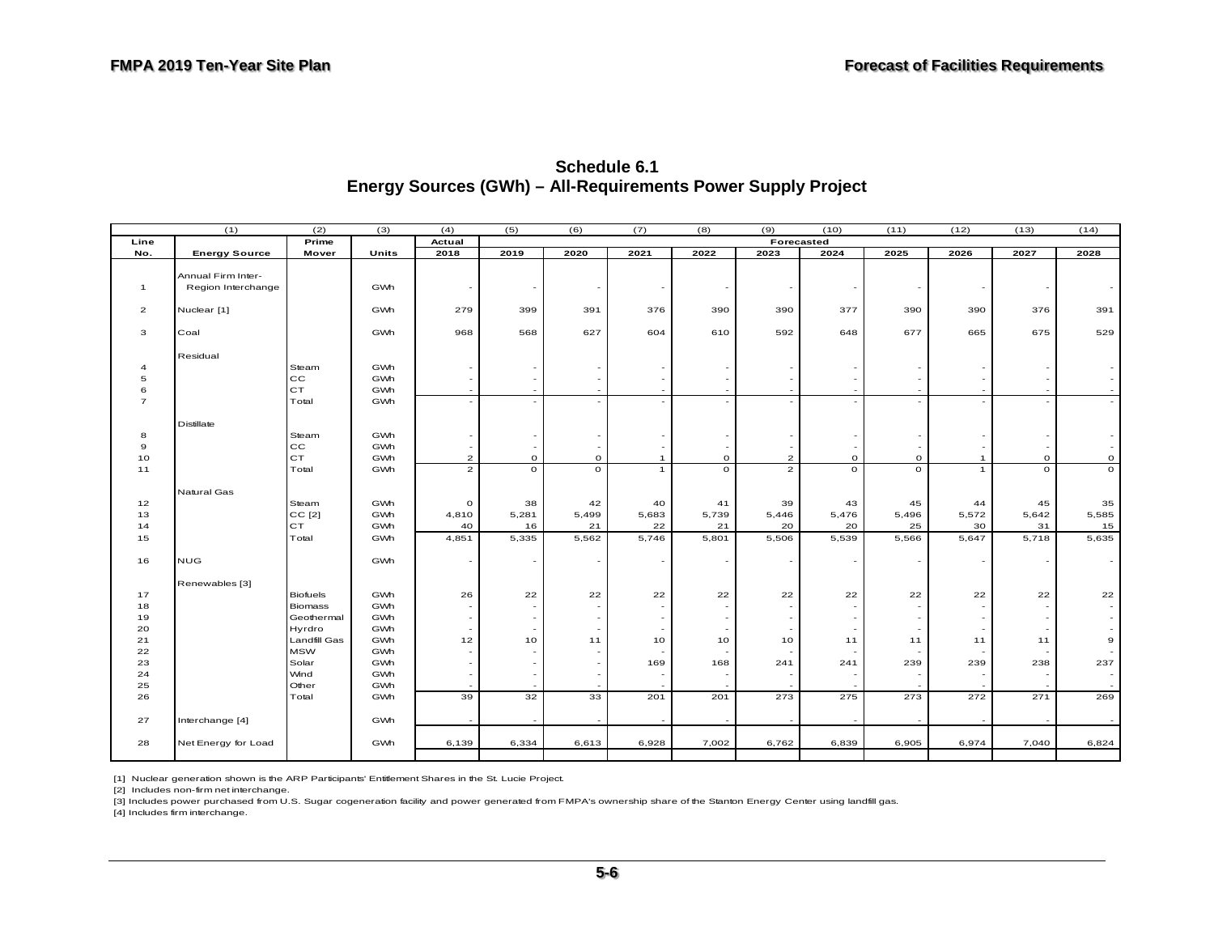## Schedule 6.1
## Energy Sources (GWh) – All-Requirements Power Supply Project

| (1) | | (2) | (3) | (4) | (5) | (6) | (7) | (8) | (9) | (10) | (11) | (12) | (13) | (14) |
|---|---|---|---|---|---|---|---|---|---|---|---|---|---|---|
| Line | | Prime | | Actual | Forecasted | | | | | | | | | |
| No. | Energy Source | Mover | Units | 2018 | 2019 | 2020 | 2021 | 2022 | 2023 | 2024 | 2025 | 2026 | 2027 | 2028 |
| 1 | Annual Firm Inter-Region Interchange | | GWh | - | - | - | - | - | - | - | - | - | - | - |
| 2 | Nuclear [1] | | GWh | 279 | 399 | 391 | 376 | 390 | 390 | 377 | 390 | 390 | 376 | 391 |
| 3 | Coal | | GWh | 968 | 568 | 627 | 604 | 610 | 592 | 648 | 677 | 665 | 675 | 529 |
| | Residual | | | | | | | | | | | | | |
| 4 | | Steam | GWh | - | - | - | - | - | - | - | - | - | - | - |
| 5 | | CC | GWh | - | - | - | - | - | - | - | - | - | - | - |
| 6 | | CT | GWh | - | - | - | - | - | - | - | - | - | - | - |
| 7 | | Total | GWh | - | - | - | - | - | - | - | - | - | - | - |
| | Distillate | | | | | | | | | | | | | |
| 8 | | Steam | GWh | - | - | - | - | - | - | - | - | - | - | - |
| 9 | | CC | GWh | - | - | - | - | - | - | - | - | - | - | - |
| 10 | | CT | GWh | 2 | 0 | 0 | 1 | 0 | 2 | 0 | 0 | 1 | 0 | 0 |
| 11 | | Total | GWh | 2 | 0 | 0 | 1 | 0 | 2 | 0 | 0 | 1 | 0 | 0 |
| | Natural Gas | | | | | | | | | | | | | |
| 12 | | Steam | GWh | 0 | 38 | 42 | 40 | 41 | 39 | 43 | 45 | 44 | 45 | 35 |
| 13 | | CC [2] | GWh | 4,810 | 5,281 | 5,499 | 5,683 | 5,739 | 5,446 | 5,476 | 5,496 | 5,572 | 5,642 | 5,585 |
| 14 | | CT | GWh | 40 | 16 | 21 | 22 | 21 | 20 | 20 | 25 | 30 | 31 | 15 |
| 15 | | Total | GWh | 4,851 | 5,335 | 5,562 | 5,746 | 5,801 | 5,506 | 5,539 | 5,566 | 5,647 | 5,718 | 5,635 |
| 16 | NUG | | GWh | - | - | - | - | - | - | - | - | - | - | - |
| | Renewables [3] | | | | | | | | | | | | | |
| 17 | | Biofuels | GWh | 26 | 22 | 22 | 22 | 22 | 22 | 22 | 22 | 22 | 22 | 22 |
| 18 | | Biomass | GWh | - | - | - | - | - | - | - | - | - | - | - |
| 19 | | Geothermal | GWh | - | - | - | - | - | - | - | - | - | - | - |
| 20 | | Hyrdro | GWh | - | - | - | - | - | - | - | - | - | - | - |
| 21 | | Landfill Gas | GWh | 12 | 10 | 11 | 10 | 10 | 10 | 11 | 11 | 11 | 11 | 9 |
| 22 | | MSW | GWh | - | - | - | - | - | - | - | - | - | - | - |
| 23 | | Solar | GWh | - | - | - | 169 | 168 | 241 | 241 | 239 | 239 | 238 | 237 |
| 24 | | Wind | GWh | - | - | - | - | - | - | - | - | - | - | - |
| 25 | | Other | GWh | - | - | - | - | - | - | - | - | - | - | - |
| 26 | | Total | GWh | 39 | 32 | 33 | 201 | 201 | 273 | 275 | 273 | 272 | 271 | 269 |
| 27 | Interchange [4] | | GWh | - | - | - | - | - | - | - | - | - | - | - |
| 28 | Net Energy for Load | | GWh | 6,139 | 6,334 | 6,613 | 6,928 | 7,002 | 6,762 | 6,839 | 6,905 | 6,974 | 7,040 | 6,824 |

[1] Nuclear generation shown is the ARP Participants' Entitlement Shares in the St. Lucie Project.
[2] Includes non-firm net interchange.
[3] Includes power purchased from U.S. Sugar cogeneration facility and power generated from FMPA's ownership share of the Stanton Energy Center using landfill gas.
[4] Includes firm interchange.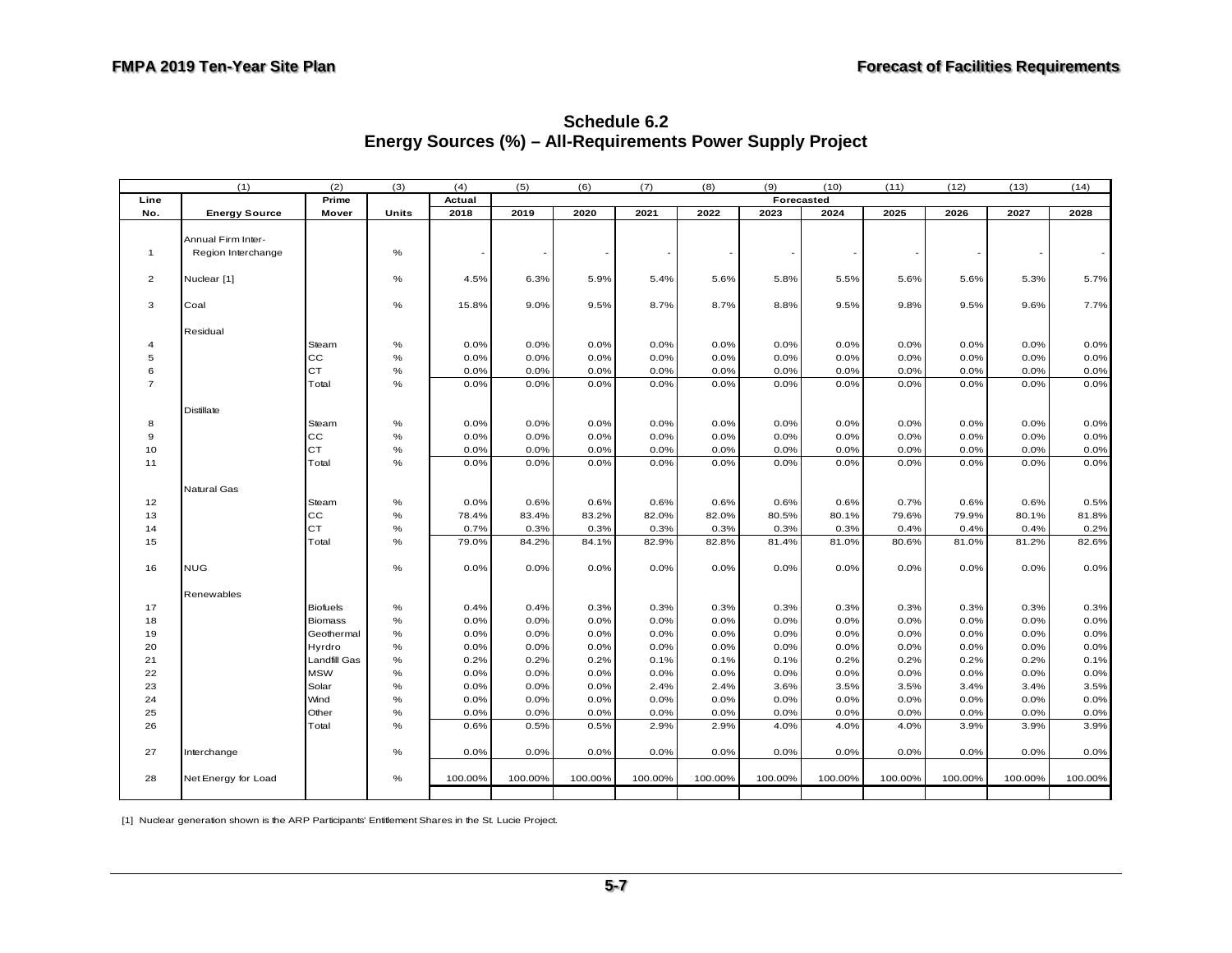## Schedule 6.2
## Energy Sources (%) – All-Requirements Power Supply Project

| (1) | | (2) | (3) | (4) | (5) | (6) | (7) | (8) | (9) | (10) | (11) | (12) | (13) | (14) |
|---|---|---|---|---|---|---|---|---|---|---|---|---|---|---|
| Line | | Prime | | Actual | Forecasted | | | | | | | | | |
| No. | Energy Source | Mover | Units | 2018 | 2019 | 2020 | 2021 | 2022 | 2023 | 2024 | 2025 | 2026 | 2027 | 2028 |
| 1 | Annual Firm Inter-Region Interchange | | % | - | - | - | - | - | - | - | - | - | - | - |
| 2 | Nuclear [1] | | % | 4.5% | 6.3% | 5.9% | 5.4% | 5.6% | 5.8% | 5.5% | 5.6% | 5.6% | 5.3% | 5.7% |
| 3 | Coal | | % | 15.8% | 9.0% | 9.5% | 8.7% | 8.7% | 8.8% | 9.5% | 9.8% | 9.5% | 9.6% | 7.7% |
| | Residual | | | | | | | | | | | | | |
| 4 | | Steam | % | 0.0% | 0.0% | 0.0% | 0.0% | 0.0% | 0.0% | 0.0% | 0.0% | 0.0% | 0.0% | 0.0% |
| 5 | | CC | % | 0.0% | 0.0% | 0.0% | 0.0% | 0.0% | 0.0% | 0.0% | 0.0% | 0.0% | 0.0% | 0.0% |
| 6 | | CT | % | 0.0% | 0.0% | 0.0% | 0.0% | 0.0% | 0.0% | 0.0% | 0.0% | 0.0% | 0.0% | 0.0% |
| 7 | | Total | % | 0.0% | 0.0% | 0.0% | 0.0% | 0.0% | 0.0% | 0.0% | 0.0% | 0.0% | 0.0% | 0.0% |
| | Distillate | | | | | | | | | | | | | |
| 8 | | Steam | % | 0.0% | 0.0% | 0.0% | 0.0% | 0.0% | 0.0% | 0.0% | 0.0% | 0.0% | 0.0% | 0.0% |
| 9 | | CC | % | 0.0% | 0.0% | 0.0% | 0.0% | 0.0% | 0.0% | 0.0% | 0.0% | 0.0% | 0.0% | 0.0% |
| 10 | | CT | % | 0.0% | 0.0% | 0.0% | 0.0% | 0.0% | 0.0% | 0.0% | 0.0% | 0.0% | 0.0% | 0.0% |
| 11 | | Total | % | 0.0% | 0.0% | 0.0% | 0.0% | 0.0% | 0.0% | 0.0% | 0.0% | 0.0% | 0.0% | 0.0% |
| | Natural Gas | | | | | | | | | | | | | |
| 12 | | Steam | % | 0.0% | 0.6% | 0.6% | 0.6% | 0.6% | 0.6% | 0.6% | 0.7% | 0.6% | 0.6% | 0.5% |
| 13 | | CC | % | 78.4% | 83.4% | 83.2% | 82.0% | 82.0% | 80.5% | 80.1% | 79.6% | 79.9% | 80.1% | 81.8% |
| 14 | | CT | % | 0.7% | 0.3% | 0.3% | 0.3% | 0.3% | 0.3% | 0.3% | 0.4% | 0.4% | 0.4% | 0.2% |
| 15 | | Total | % | 79.0% | 84.2% | 84.1% | 82.9% | 82.8% | 81.4% | 81.0% | 80.6% | 81.0% | 81.2% | 82.6% |
| 16 | NUG | | % | 0.0% | 0.0% | 0.0% | 0.0% | 0.0% | 0.0% | 0.0% | 0.0% | 0.0% | 0.0% | 0.0% |
| | Renewables | | | | | | | | | | | | | |
| 17 | | Biofuels | % | 0.4% | 0.4% | 0.3% | 0.3% | 0.3% | 0.3% | 0.3% | 0.3% | 0.3% | 0.3% | 0.3% |
| 18 | | Biomass | % | 0.0% | 0.0% | 0.0% | 0.0% | 0.0% | 0.0% | 0.0% | 0.0% | 0.0% | 0.0% | 0.0% |
| 19 | | Geothermal | % | 0.0% | 0.0% | 0.0% | 0.0% | 0.0% | 0.0% | 0.0% | 0.0% | 0.0% | 0.0% | 0.0% |
| 20 | | Hyrdro | % | 0.0% | 0.0% | 0.0% | 0.0% | 0.0% | 0.0% | 0.0% | 0.0% | 0.0% | 0.0% | 0.0% |
| 21 | | Landfill Gas | % | 0.2% | 0.2% | 0.2% | 0.1% | 0.1% | 0.1% | 0.2% | 0.2% | 0.2% | 0.2% | 0.1% |
| 22 | | MSW | % | 0.0% | 0.0% | 0.0% | 0.0% | 0.0% | 0.0% | 0.0% | 0.0% | 0.0% | 0.0% | 0.0% |
| 23 | | Solar | % | 0.0% | 0.0% | 0.0% | 2.4% | 2.4% | 3.6% | 3.5% | 3.5% | 3.4% | 3.4% | 3.5% |
| 24 | | Wind | % | 0.0% | 0.0% | 0.0% | 0.0% | 0.0% | 0.0% | 0.0% | 0.0% | 0.0% | 0.0% | 0.0% |
| 25 | | Other | % | 0.0% | 0.0% | 0.0% | 0.0% | 0.0% | 0.0% | 0.0% | 0.0% | 0.0% | 0.0% | 0.0% |
| 26 | | Total | % | 0.6% | 0.5% | 0.5% | 2.9% | 2.9% | 4.0% | 4.0% | 4.0% | 3.9% | 3.9% | 3.9% |
| 27 | Interchange | | % | 0.0% | 0.0% | 0.0% | 0.0% | 0.0% | 0.0% | 0.0% | 0.0% | 0.0% | 0.0% | 0.0% |
| 28 | Net Energy for Load | | % | 100.00% | 100.00% | 100.00% | 100.00% | 100.00% | 100.00% | 100.00% | 100.00% | 100.00% | 100.00% | 100.00% |

[1] Nuclear generation shown is the ARP Participants' Entitlement Shares in the St. Lucie Project.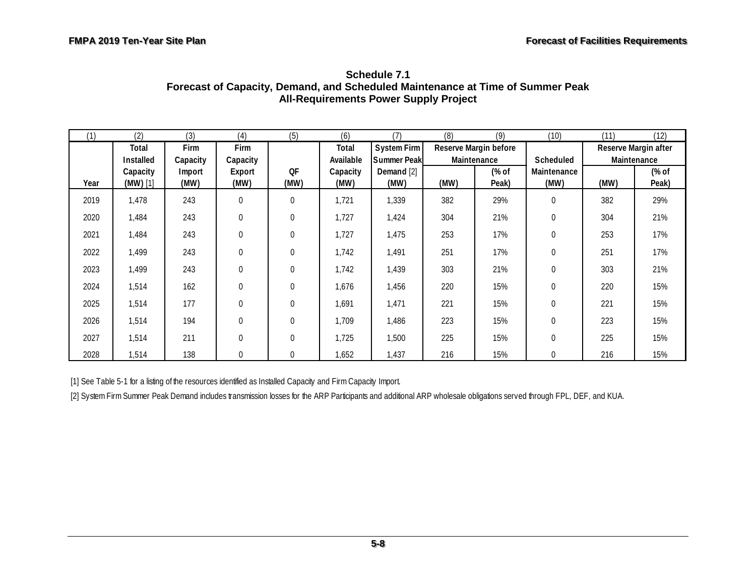**Schedule 7.1**
**Forecast of Capacity, Demand, and Scheduled Maintenance at Time of Summer Peak**
**All-Requirements Power Supply Project**

| (1) | (2) | (3) | (4) | (5) | (6) | (7) | (8) | (9) | (10) | (11) | (12) |
|---|---|---|---|---|---|---|---|---|---|---|---|
| | Total Installed Capacity | Firm Capacity Import | Firm Capacity Export | | Total Available Capacity | System Firm Summer Peak Demand [2] | Reserve Margin before Maintenance | | Scheduled Maintenance | Reserve Margin after Maintenance | |
| Year | (MW) [1] | (MW) | (MW) | QF (MW) | (MW) | (MW) | (MW) | (% of Peak) | (MW) | (MW) | (% of Peak) |
| 2019 | 1,478 | 243 | 0 | 0 | 1,721 | 1,339 | 382 | 29% | 0 | 382 | 29% |
| 2020 | 1,484 | 243 | 0 | 0 | 1,727 | 1,424 | 304 | 21% | 0 | 304 | 21% |
| 2021 | 1,484 | 243 | 0 | 0 | 1,727 | 1,475 | 253 | 17% | 0 | 253 | 17% |
| 2022 | 1,499 | 243 | 0 | 0 | 1,742 | 1,491 | 251 | 17% | 0 | 251 | 17% |
| 2023 | 1,499 | 243 | 0 | 0 | 1,742 | 1,439 | 303 | 21% | 0 | 303 | 21% |
| 2024 | 1,514 | 162 | 0 | 0 | 1,676 | 1,456 | 220 | 15% | 0 | 220 | 15% |
| 2025 | 1,514 | 177 | 0 | 0 | 1,691 | 1,471 | 221 | 15% | 0 | 221 | 15% |
| 2026 | 1,514 | 194 | 0 | 0 | 1,709 | 1,486 | 223 | 15% | 0 | 223 | 15% |
| 2027 | 1,514 | 211 | 0 | 0 | 1,725 | 1,500 | 225 | 15% | 0 | 225 | 15% |
| 2028 | 1,514 | 138 | 0 | 0 | 1,652 | 1,437 | 216 | 15% | 0 | 216 | 15% |

[1] See Table 5-1 for a listing of the resources identified as Installed Capacity and Firm Capacity Import.

[2] System Firm Summer Peak Demand includes transmission losses for the ARP Participants and additional ARP wholesale obligations served through FPL, DEF, and KUA.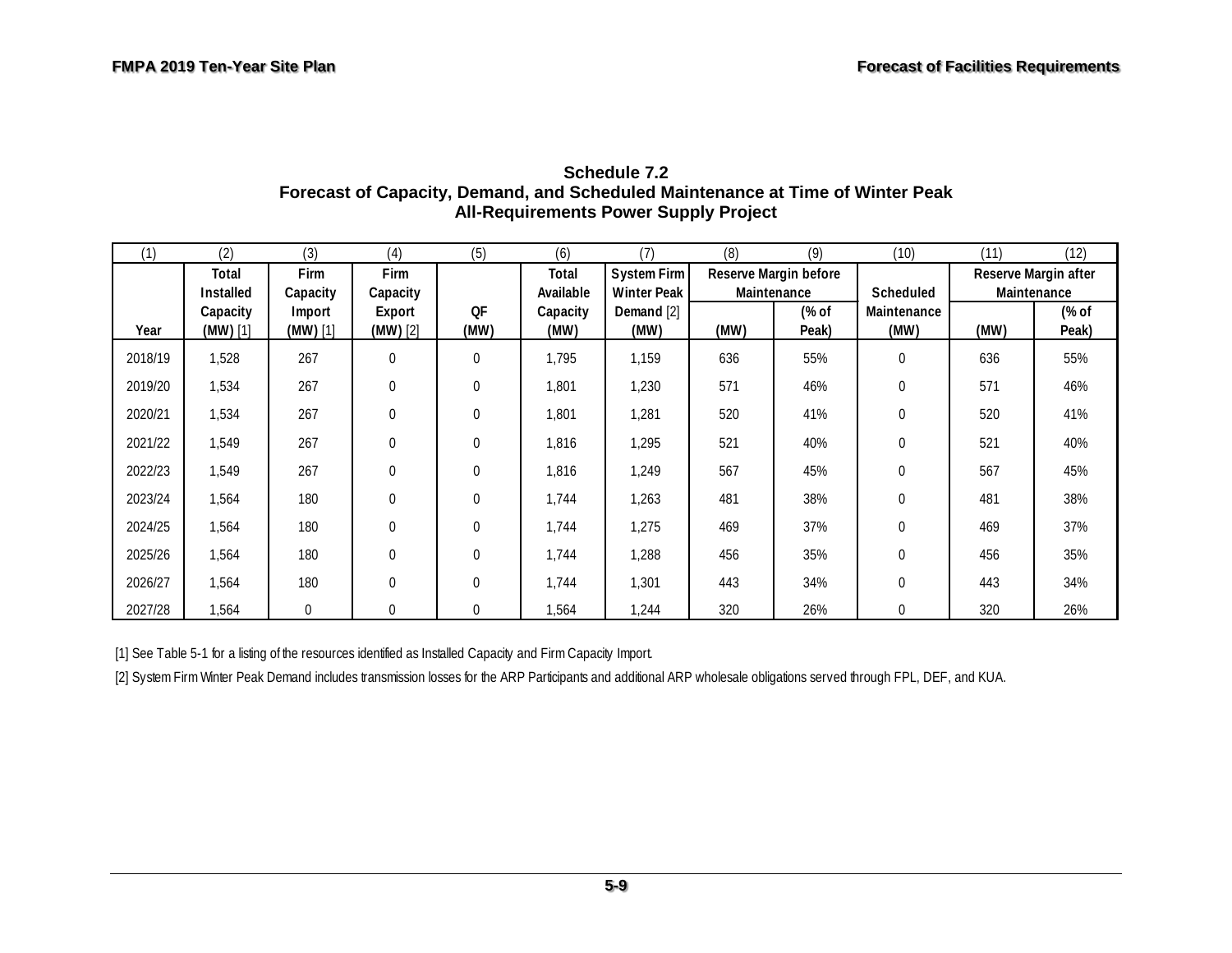## Schedule 7.2
## Forecast of Capacity, Demand, and Scheduled Maintenance at Time of Winter Peak
## All-Requirements Power Supply Project

| (1) | (2) | (3) | (4) | (5) | (6) | (7) | (8) | (9) | (10) | (11) | (12) |
|---|---|---|---|---|---|---|---|---|---|---|---|
| | Total Installed Capacity | Firm Capacity Import | Firm Capacity Export | | Total Available Capacity | System Firm Winter Peak Demand [2] | Reserve Margin before Maintenance | | Scheduled Maintenance | Reserve Margin after Maintenance | |
| Year | (MW) [1] | (MW) [1] | (MW) [2] | QF (MW) | (MW) | (MW) | (MW) | (% of Peak) | (MW) | (MW) | (% of Peak) |
| 2018/19 | 1,528 | 267 | 0 | 0 | 1,795 | 1,159 | 636 | 55% | 0 | 636 | 55% |
| 2019/20 | 1,534 | 267 | 0 | 0 | 1,801 | 1,230 | 571 | 46% | 0 | 571 | 46% |
| 2020/21 | 1,534 | 267 | 0 | 0 | 1,801 | 1,281 | 520 | 41% | 0 | 520 | 41% |
| 2021/22 | 1,549 | 267 | 0 | 0 | 1,816 | 1,295 | 521 | 40% | 0 | 521 | 40% |
| 2022/23 | 1,549 | 267 | 0 | 0 | 1,816 | 1,249 | 567 | 45% | 0 | 567 | 45% |
| 2023/24 | 1,564 | 180 | 0 | 0 | 1,744 | 1,263 | 481 | 38% | 0 | 481 | 38% |
| 2024/25 | 1,564 | 180 | 0 | 0 | 1,744 | 1,275 | 469 | 37% | 0 | 469 | 37% |
| 2025/26 | 1,564 | 180 | 0 | 0 | 1,744 | 1,288 | 456 | 35% | 0 | 456 | 35% |
| 2026/27 | 1,564 | 180 | 0 | 0 | 1,744 | 1,301 | 443 | 34% | 0 | 443 | 34% |
| 2027/28 | 1,564 | 0 | 0 | 0 | 1,564 | 1,244 | 320 | 26% | 0 | 320 | 26% |

[1] See Table 5-1 for a listing of the resources identified as Installed Capacity and Firm Capacity Import.

[2] System Firm Winter Peak Demand includes transmission losses for the ARP Participants and additional ARP wholesale obligations served through FPL, DEF, and KUA.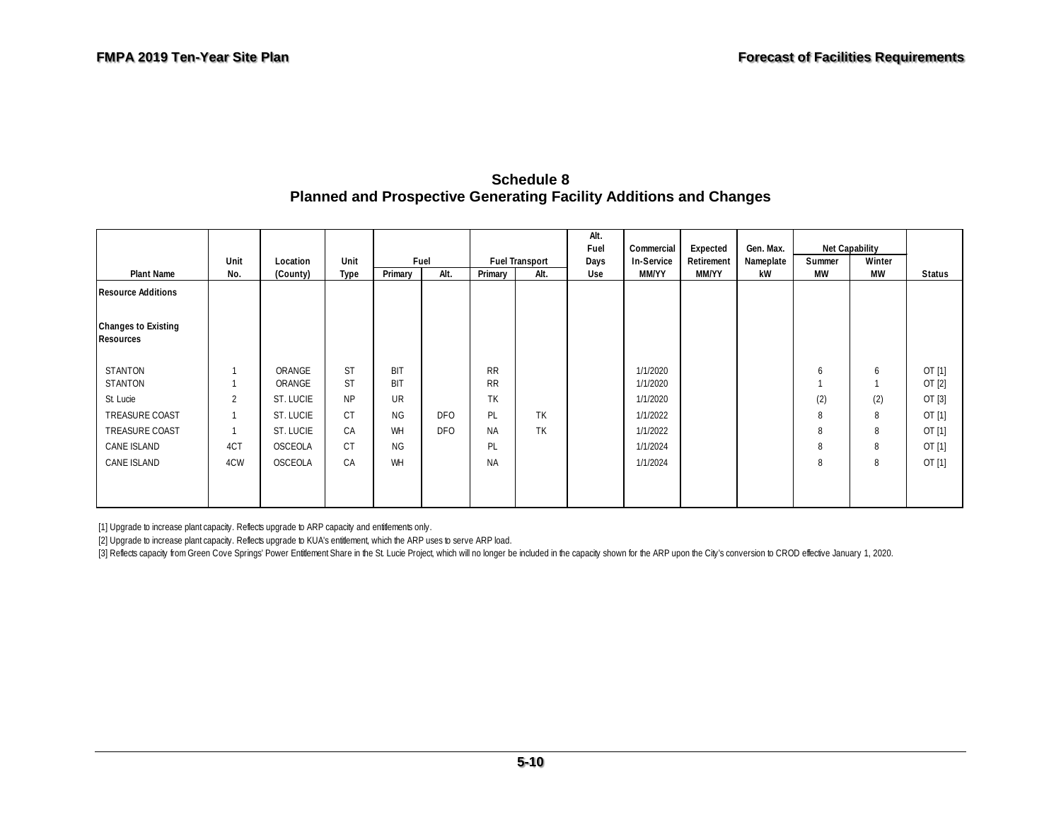## Schedule 8
## Planned and Prospective Generating Facility Additions and Changes

| Plant Name | Unit No. | Location (County) | Unit Type | Fuel | | Fuel Transport | | Alt. Fuel Days Use | Commercial In-Service MM/YY | Expected Retirement MM/YY | Gen. Max. Nameplate kW | Net Capability | | Status |
|---|---|---|---|---|---|---|---|---|---|---|---|---|---|---|
| | | | | Primary | Alt. | Primary | Alt. | | | | | Summer MW | Winter MW | |
| **Resource Additions** | | | | | | | | | | | | | | |
| **Changes to Existing Resources** | | | | | | | | | | | | | | |
| STANTON | 1 | ORANGE | ST | BIT | | RR | | | 1/1/2020 | | | 6 | 6 | OT [1] |
| STANTON | 1 | ORANGE | ST | BIT | | RR | | | 1/1/2020 | | | 1 | 1 | OT [2] |
| St. Lucie | 2 | ST. LUCIE | NP | UR | | TK | | | 1/1/2020 | | | (2) | (2) | OT [3] |
| TREASURE COAST | 1 | ST. LUCIE | CT | NG | DFO | PL | TK | | 1/1/2022 | | | 8 | 8 | OT [1] |
| TREASURE COAST | 1 | ST. LUCIE | CA | WH | DFO | NA | TK | | 1/1/2022 | | | 8 | 8 | OT [1] |
| CANE ISLAND | 4CT | OSCEOLA | CT | NG | | PL | | | 1/1/2024 | | | 8 | 8 | OT [1] |
| CANE ISLAND | 4CW | OSCEOLA | CA | WH | | NA | | | 1/1/2024 | | | 8 | 8 | OT [1] |

[1] Upgrade to increase plant capacity. Reflects upgrade to ARP capacity and entitlements only.

[2] Upgrade to increase plant capacity. Reflects upgrade to KUA's entitlement, which the ARP uses to serve ARP load.

[3] Reflects capacity from Green Cove Springs' Power Entitlement Share in the St. Lucie Project, which will no longer be included in the capacity shown for the ARP upon the City's conversion to CROD effective January 1, 2020.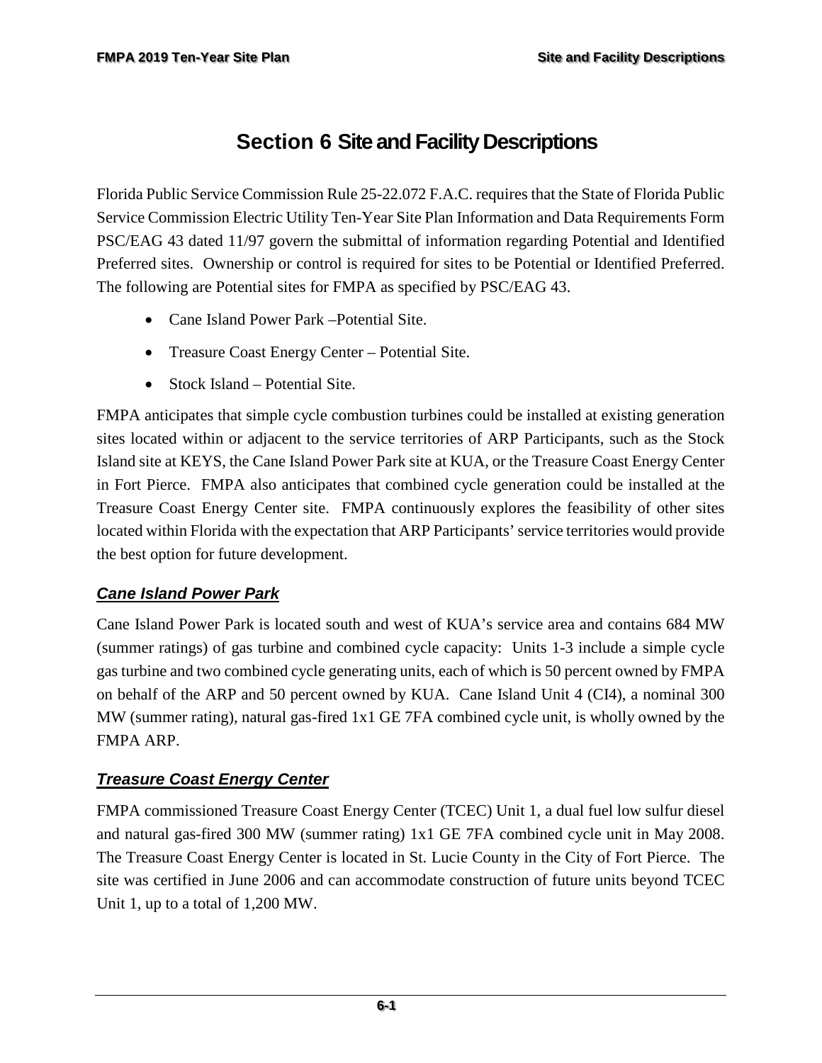# Section 6 Site and Facility Descriptions

Florida Public Service Commission Rule 25-22.072 F.A.C. requires that the State of Florida Public Service Commission Electric Utility Ten-Year Site Plan Information and Data Requirements Form PSC/EAG 43 dated 11/97 govern the submittal of information regarding Potential and Identified Preferred sites. Ownership or control is required for sites to be Potential or Identified Preferred. The following are Potential sites for FMPA as specified by PSC/EAG 43.

- Cane Island Power Park –Potential Site.
- Treasure Coast Energy Center – Potential Site.
- Stock Island – Potential Site.

FMPA anticipates that simple cycle combustion turbines could be installed at existing generation sites located within or adjacent to the service territories of ARP Participants, such as the Stock Island site at KEYS, the Cane Island Power Park site at KUA, or the Treasure Coast Energy Center in Fort Pierce. FMPA also anticipates that combined cycle generation could be installed at the Treasure Coast Energy Center site. FMPA continuously explores the feasibility of other sites located within Florida with the expectation that ARP Participants' service territories would provide the best option for future development.

### ***Cane Island Power Park***

Cane Island Power Park is located south and west of KUA's service area and contains 684 MW (summer ratings) of gas turbine and combined cycle capacity: Units 1-3 include a simple cycle gas turbine and two combined cycle generating units, each of which is 50 percent owned by FMPA on behalf of the ARP and 50 percent owned by KUA. Cane Island Unit 4 (CI4), a nominal 300 MW (summer rating), natural gas-fired 1x1 GE 7FA combined cycle unit, is wholly owned by the FMPA ARP.

### ***Treasure Coast Energy Center***

FMPA commissioned Treasure Coast Energy Center (TCEC) Unit 1, a dual fuel low sulfur diesel and natural gas-fired 300 MW (summer rating) 1x1 GE 7FA combined cycle unit in May 2008. The Treasure Coast Energy Center is located in St. Lucie County in the City of Fort Pierce. The site was certified in June 2006 and can accommodate construction of future units beyond TCEC Unit 1, up to a total of 1,200 MW.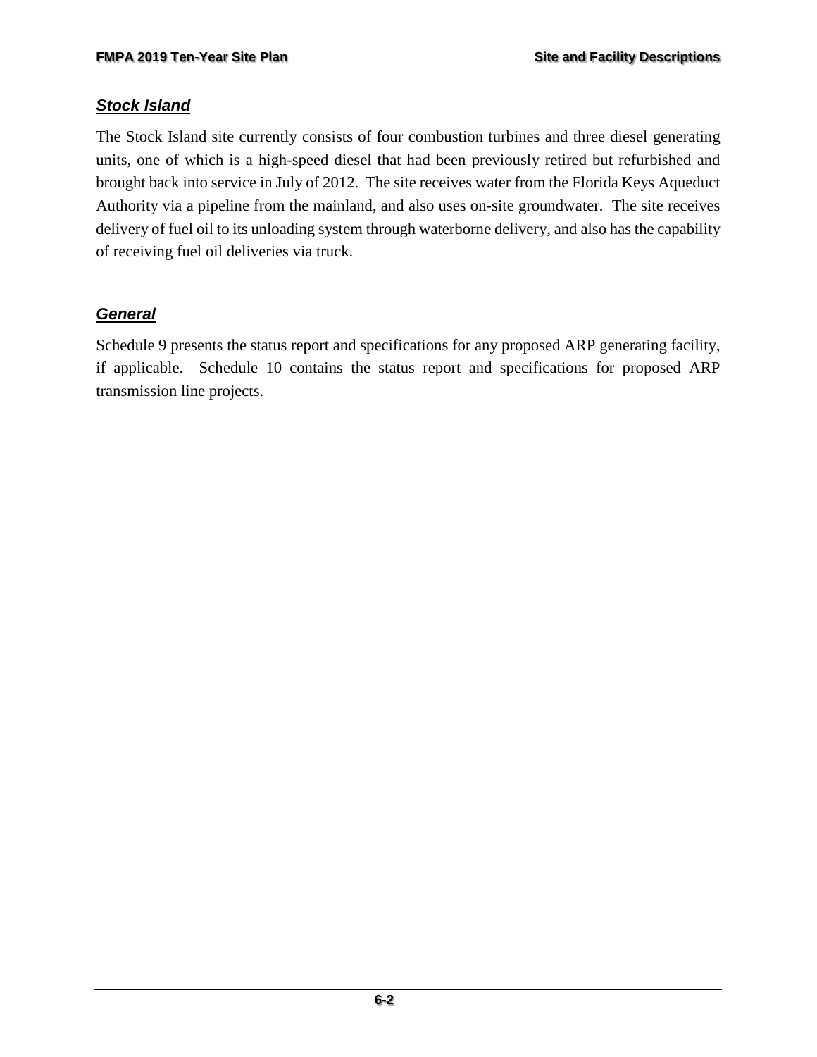### ***Stock Island***

The Stock Island site currently consists of four combustion turbines and three diesel generating units, one of which is a high-speed diesel that had been previously retired but refurbished and brought back into service in July of 2012. The site receives water from the Florida Keys Aqueduct Authority via a pipeline from the mainland, and also uses on-site groundwater. The site receives delivery of fuel oil to its unloading system through waterborne delivery, and also has the capability of receiving fuel oil deliveries via truck.

### ***General***

Schedule 9 presents the status report and specifications for any proposed ARP generating facility, if applicable. Schedule 10 contains the status report and specifications for proposed ARP transmission line projects.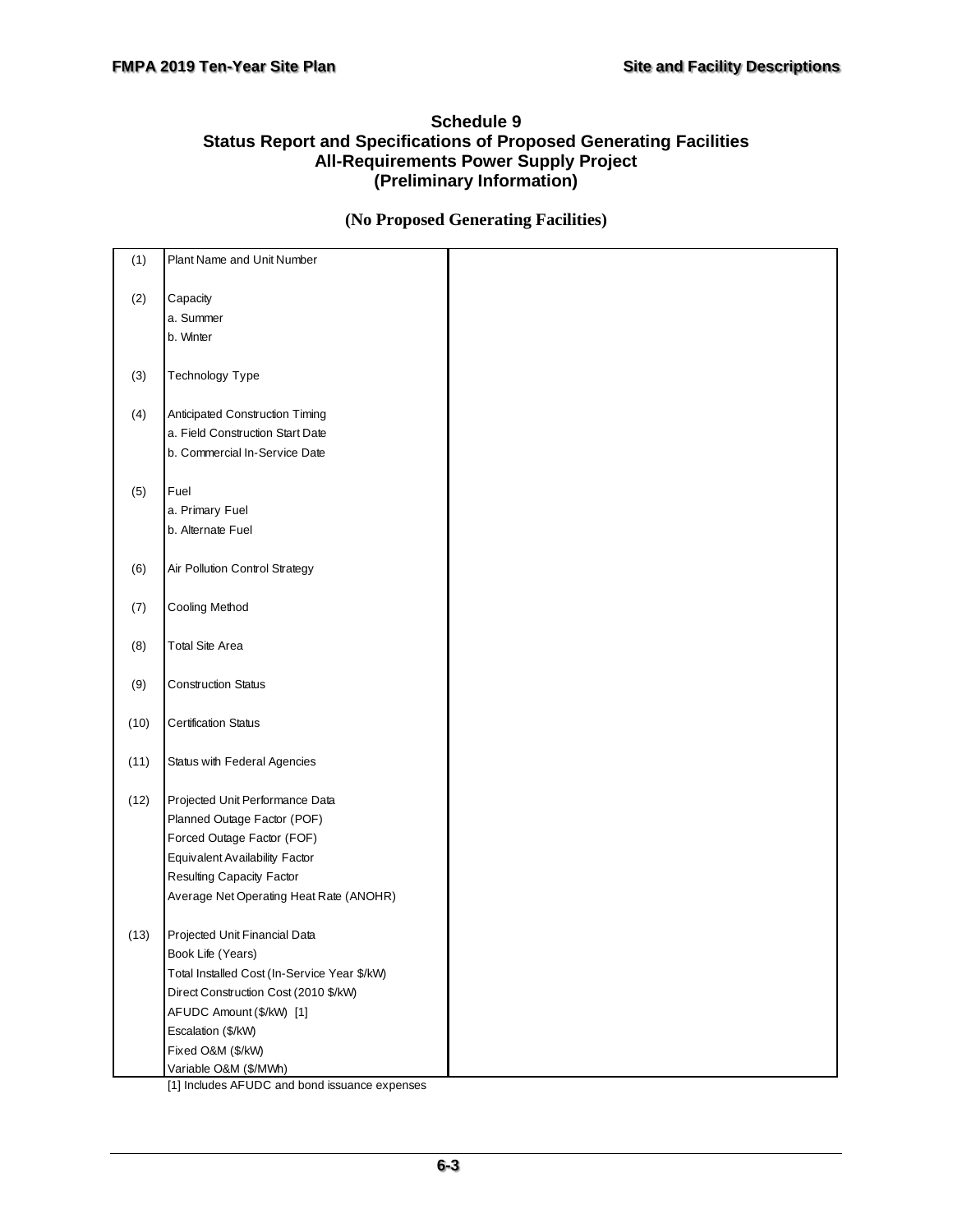## Schedule 9
## Status Report and Specifications of Proposed Generating Facilities
## All-Requirements Power Supply Project
## (Preliminary Information)

**(No Proposed Generating Facilities)**

| | | |
|---|---|---|
| (1) | Plant Name and Unit Number | |
| (2) | Capacity | |
| | a. Summer | |
| | b. Winter | |
| (3) | Technology Type | |
| (4) | Anticipated Construction Timing | |
| | a. Field Construction Start Date | |
| | b. Commercial In-Service Date | |
| (5) | Fuel | |
| | a. Primary Fuel | |
| | b. Alternate Fuel | |
| (6) | Air Pollution Control Strategy | |
| (7) | Cooling Method | |
| (8) | Total Site Area | |
| (9) | Construction Status | |
| (10) | Certification Status | |
| (11) | Status with Federal Agencies | |
| (12) | Projected Unit Performance Data | |
| | Planned Outage Factor (POF) | |
| | Forced Outage Factor (FOF) | |
| | Equivalent Availability Factor | |
| | Resulting Capacity Factor | |
| | Average Net Operating Heat Rate (ANOHR) | |
| (13) | Projected Unit Financial Data | |
| | Book Life (Years) | |
| | Total Installed Cost (In-Service Year $/kW) | |
| | Direct Construction Cost (2010 $/kW) | |
| | AFUDC Amount ($/kW) [1] | |
| | Escalation ($/kW) | |
| | Fixed O&M ($/kW) | |
| | Variable O&M ($/MWh) | |

[1] Includes AFUDC and bond issuance expenses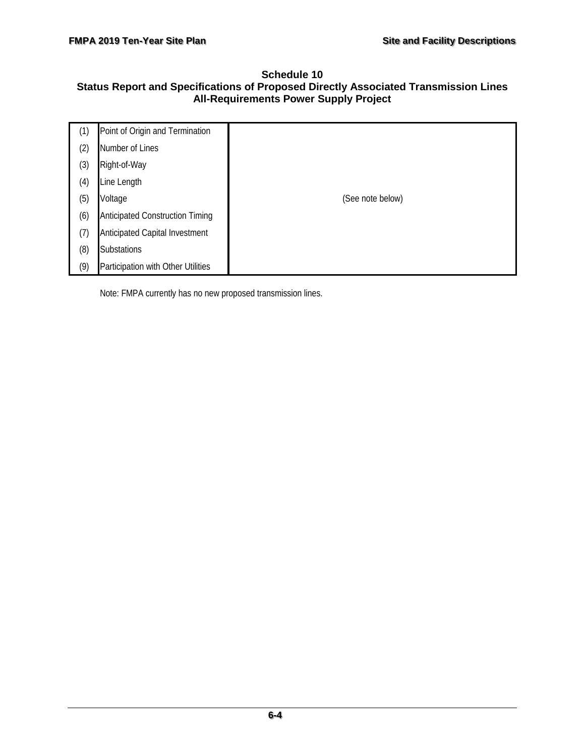## Schedule 10
## Status Report and Specifications of Proposed Directly Associated Transmission Lines
## All-Requirements Power Supply Project

| | | |
|---|---|---|
| (1) | Point of Origin and Termination | |
| (2) | Number of Lines | |
| (3) | Right-of-Way | |
| (4) | Line Length | |
| (5) | Voltage | (See note below) |
| (6) | Anticipated Construction Timing | |
| (7) | Anticipated Capital Investment | |
| (8) | Substations | |
| (9) | Participation with Other Utilities | |

Note: FMPA currently has no new proposed transmission lines.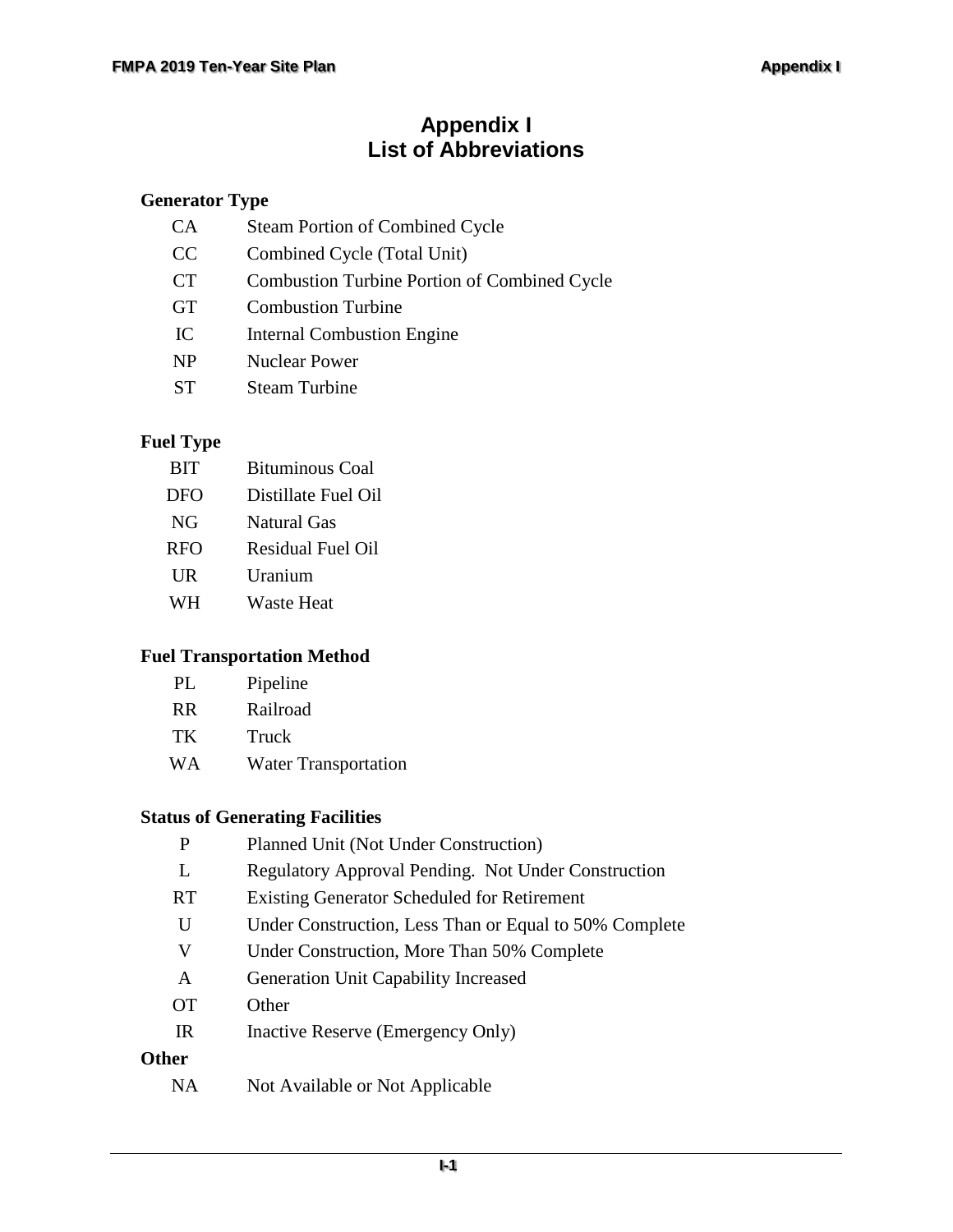# Appendix I
# List of Abbreviations

**Generator Type**

| | |
|---|---|
| CA | Steam Portion of Combined Cycle |
| CC | Combined Cycle (Total Unit) |
| CT | Combustion Turbine Portion of Combined Cycle |
| GT | Combustion Turbine |
| IC | Internal Combustion Engine |
| NP | Nuclear Power |
| ST | Steam Turbine |

**Fuel Type**

| | |
|---|---|
| BIT | Bituminous Coal |
| DFO | Distillate Fuel Oil |
| NG | Natural Gas |
| RFO | Residual Fuel Oil |
| UR | Uranium |
| WH | Waste Heat |

**Fuel Transportation Method**

| | |
|---|---|
| PL | Pipeline |
| RR | Railroad |
| TK | Truck |
| WA | Water Transportation |

**Status of Generating Facilities**

| | |
|---|---|
| P | Planned Unit (Not Under Construction) |
| L | Regulatory Approval Pending. Not Under Construction |
| RT | Existing Generator Scheduled for Retirement |
| U | Under Construction, Less Than or Equal to 50% Complete |
| V | Under Construction, More Than 50% Complete |
| A | Generation Unit Capability Increased |
| OT | Other |
| IR | Inactive Reserve (Emergency Only) |

**Other**

| | |
|---|---|
| NA | Not Available or Not Applicable |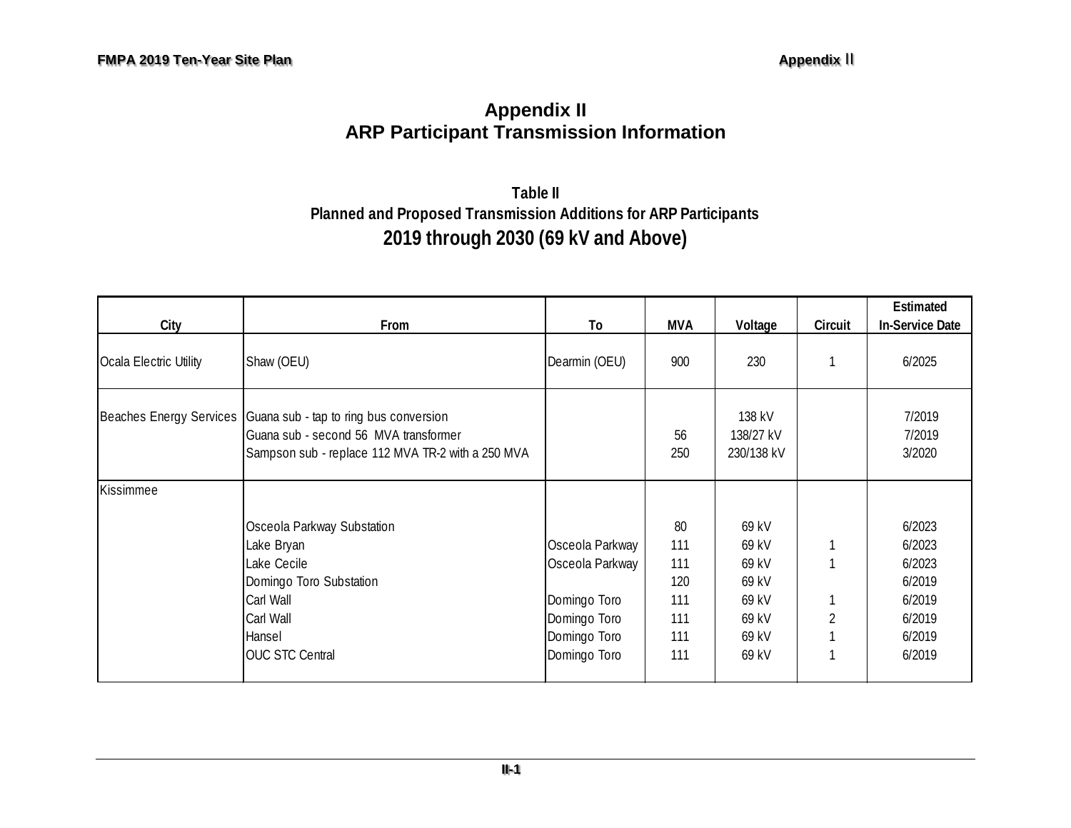# Appendix II
## ARP Participant Transmission Information

### Table II
### Planned and Proposed Transmission Additions for ARP Participants
### 2019 through 2030 (69 kV and Above)

| City | From | To | MVA | Voltage | Circuit | Estimated In-Service Date |
|---|---|---|---|---|---|---|
| Ocala Electric Utility | Shaw (OEU) | Dearmin (OEU) | 900 | 230 | 1 | 6/2025 |
| Beaches Energy Services | Guana sub - tap to ring bus conversion | | | 138 kV | | 7/2019 |
| | Guana sub - second 56 MVA transformer | | 56 | 138/27 kV | | 7/2019 |
| | Sampson sub - replace 112 MVA TR-2 with a 250 MVA | | 250 | 230/138 kV | | 3/2020 |
| Kissimmee | | | | | | |
| | Osceola Parkway Substation | | 80 | 69 kV | | 6/2023 |
| | Lake Bryan | Osceola Parkway | 111 | 69 kV | 1 | 6/2023 |
| | Lake Cecile | Osceola Parkway | 111 | 69 kV | 1 | 6/2023 |
| | Domingo Toro Substation | | 120 | 69 kV | | 6/2019 |
| | Carl Wall | Domingo Toro | 111 | 69 kV | 1 | 6/2019 |
| | Carl Wall | Domingo Toro | 111 | 69 kV | 2 | 6/2019 |
| | Hansel | Domingo Toro | 111 | 69 kV | 1 | 6/2019 |
| | OUC STC Central | Domingo Toro | 111 | 69 kV | 1 | 6/2019 |